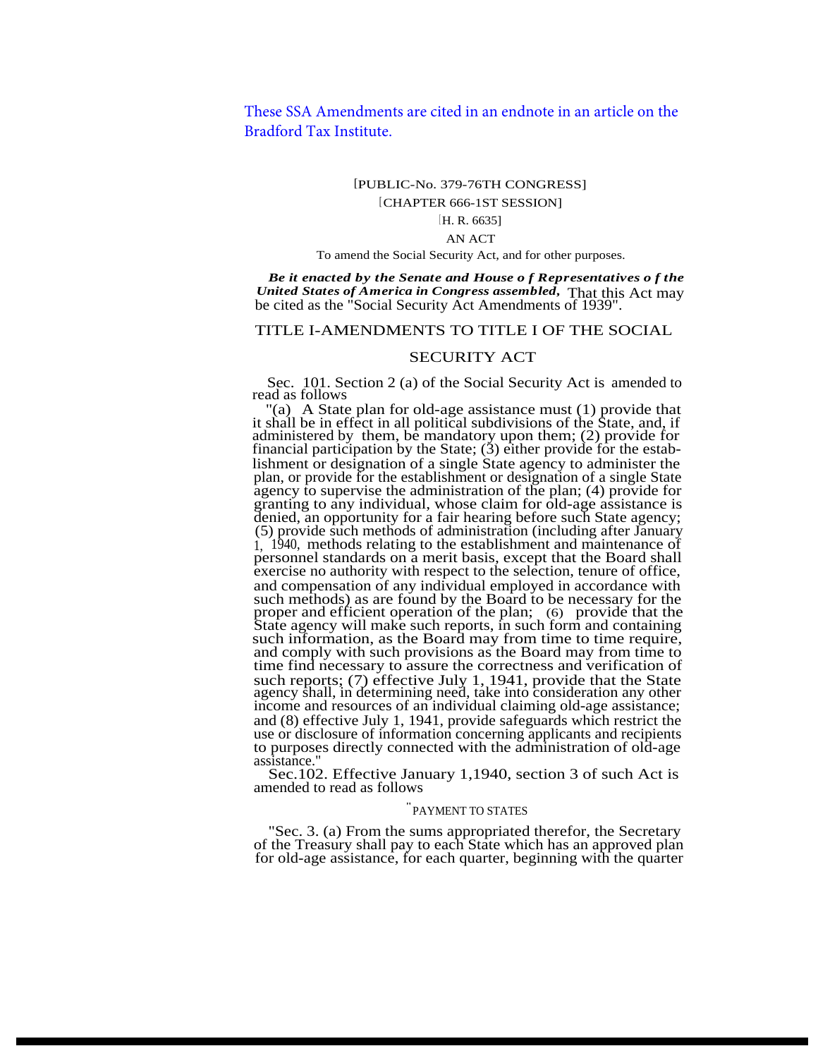These SSA Amendments are cited in an endnote in an article on the Bradford Tax Institute.

[PUBLIC-No. 379-76TH CONGRESS]

[CHAPTER 666-1ST SESSION]

[H. R. 6635]

AN ACT

To amend the Social Security Act, and for other purposes.

***Be it enacted by the Senate and House of Representatives of the United States of America in Congress assembled,*** That this Act may be cited as the "Social Security Act Amendments of 1939".

## TITLE I-AMENDMENTS TO TITLE I OF THE SOCIAL SECURITY ACT

Sec. 101. Section 2 (a) of the Social Security Act is amended to read as follows

"(a) A State plan for old-age assistance must (1) provide that it shall be in effect in all political subdivisions of the State, and, if administered by them, be mandatory upon them; (2) provide for financial participation by the State; (3) either provide for the establishment or designation of a single State agency to administer the plan, or provide for the establishment or designation of a single State agency to supervise the administration of the plan; (4) provide for granting to any individual, whose claim for old-age assistance is denied, an opportunity for a fair hearing before such State agency; (5) provide such methods of administration (including after January 1, 1940, methods relating to the establishment and maintenance of personnel standards on a merit basis, except that the Board shall exercise no authority with respect to the selection, tenure of office, and compensation of any individual employed in accordance with such methods) as are found by the Board to be necessary for the proper and efficient operation of the plan; (6) provide that the State agency will make such reports, in such form and containing such information, as the Board may from time to time require, and comply with such provisions as the Board may from time to time find necessary to assure the correctness and verification of such reports; (7) effective July 1, 1941, provide that the State agency shall, in determining need, take into consideration any other income and resources of an individual claiming old-age assistance; and (8) effective July 1, 1941, provide safeguards which restrict the use or disclosure of information concerning applicants and recipients to purposes directly connected with the administration of old-age assistance."

Sec.102. Effective January 1,1940, section 3 of such Act is amended to read as follows

"PAYMENT TO STATES

"Sec. 3. (a) From the sums appropriated therefor, the Secretary of the Treasury shall pay to each State which has an approved plan for old-age assistance, for each quarter, beginning with the quarter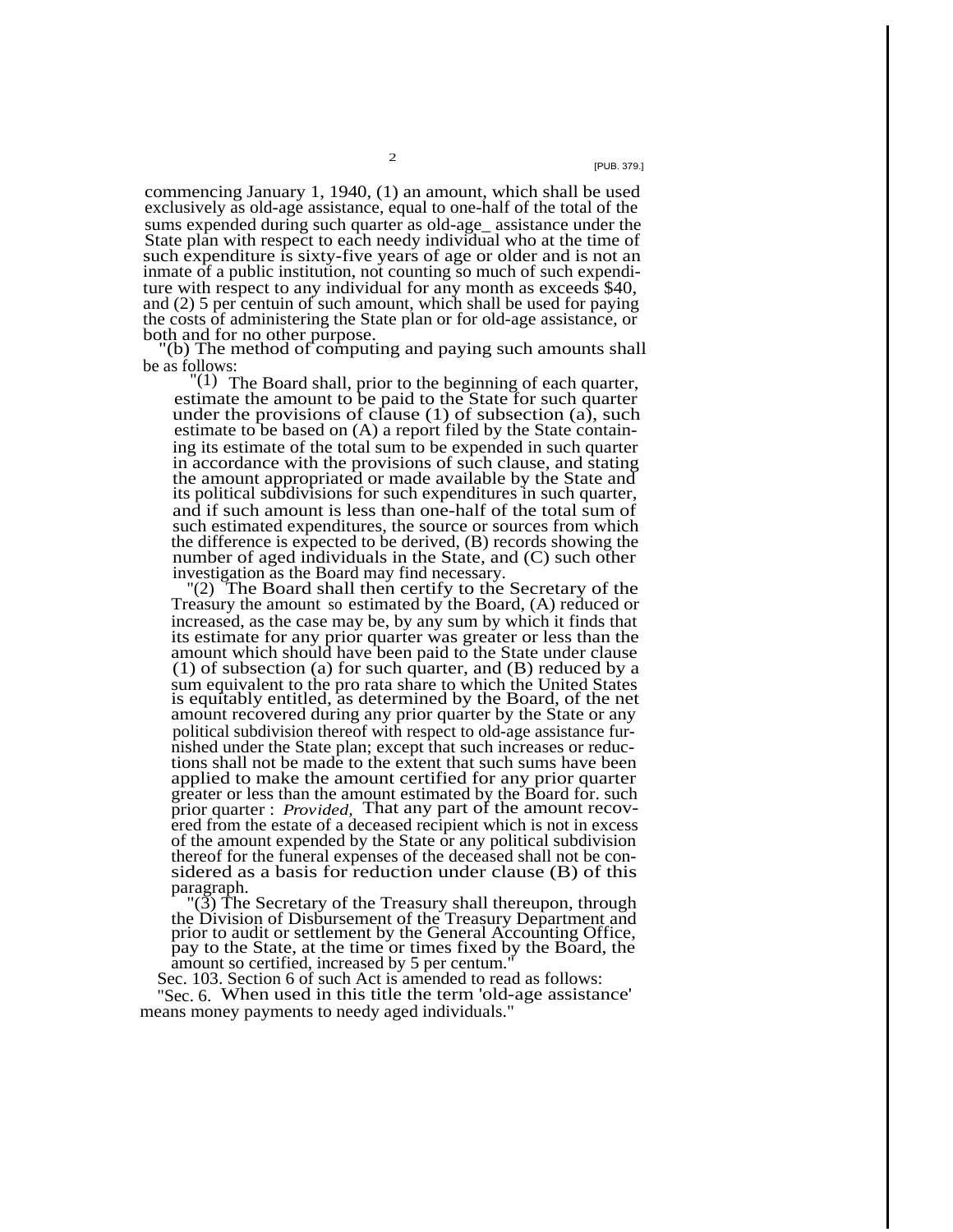commencing January 1, 1940, (1) an amount, which shall be used exclusively as old-age assistance, equal to one-half of the total of the sums expended during such quarter as old-age assistance under the State plan with respect to each needy individual who at the time of such expenditure is sixty-five years of age or older and is not an inmate of a public institution, not counting so much of such expenditure with respect to any individual for any month as exceeds $40, and (2) 5 per centum of such amount, which shall be used for paying the costs of administering the State plan or for old-age assistance, or both and for no other purpose.

"(b) The method of computing and paying such amounts shall be as follows:

"(1) The Board shall, prior to the beginning of each quarter, estimate the amount to be paid to the State for such quarter under the provisions of clause (1) of subsection (a), such estimate to be based on (A) a report filed by the State containing its estimate of the total sum to be expended in such quarter in accordance with the provisions of such clause, and stating the amount appropriated or made available by the State and its political subdivisions for such expenditures in such quarter, and if such amount is less than one-half of the total sum of such estimated expenditures, the source or sources from which the difference is expected to be derived, (B) records showing the number of aged individuals in the State, and (C) such other investigation as the Board may find necessary.

"(2) The Board shall then certify to the Secretary of the Treasury the amount so estimated by the Board, (A) reduced or increased, as the case may be, by any sum by which it finds that its estimate for any prior quarter was greater or less than the amount which should have been paid to the State under clause (1) of subsection (a) for such quarter, and (B) reduced by a sum equivalent to the pro rata share to which the United States is equitably entitled, as determined by the Board, of the net amount recovered during any prior quarter by the State or any political subdivision thereof with respect to old-age assistance furnished under the State plan; except that such increases or reductions shall not be made to the extent that such sums have been applied to make the amount certified for any prior quarter greater or less than the amount estimated by the Board for such prior quarter: *Provided,* That any part of the amount recovered from the estate of a deceased recipient which is not in excess of the amount expended by the State or any political subdivision thereof for the funeral expenses of the deceased shall not be considered as a basis for reduction under clause (B) of this paragraph.

"(3) The Secretary of the Treasury shall thereupon, through the Division of Disbursement of the Treasury Department and prior to audit or settlement by the General Accounting Office, pay to the State, at the time or times fixed by the Board, the amount so certified, increased by 5 per centum."

Sec. 103. Section 6 of such Act is amended to read as follows:

"Sec. 6. When used in this title the term 'old-age assistance' means money payments to needy aged individuals."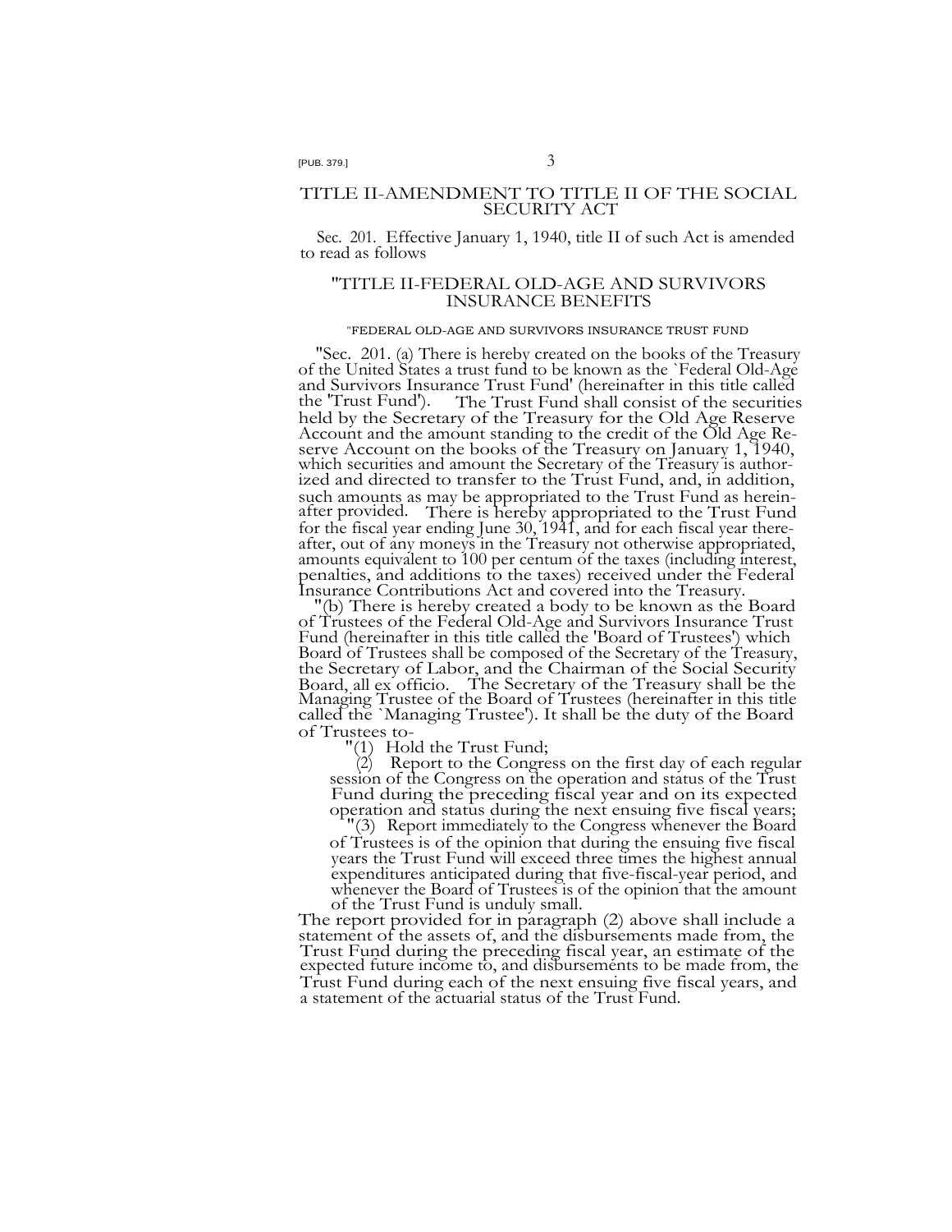## TITLE II-AMENDMENT TO TITLE II OF THE SOCIAL SECURITY ACT

Sec. 201. Effective January 1, 1940, title II of such Act is amended to read as follows

## "TITLE II-FEDERAL OLD-AGE AND SURVIVORS INSURANCE BENEFITS

### "FEDERAL OLD-AGE AND SURVIVORS INSURANCE TRUST FUND

"Sec. 201. (a) There is hereby created on the books of the Treasury of the United States a trust fund to be known as the `Federal Old-Age and Survivors Insurance Trust Fund' (hereinafter in this title called the 'Trust Fund'). The Trust Fund shall consist of the securities held by the Secretary of the Treasury for the Old Age Reserve Account and the amount standing to the credit of the Old Age Reserve Account on the books of the Treasury on January 1, 1940, which securities and amount the Secretary of the Treasury is authorized and directed to transfer to the Trust Fund, and, in addition, such amounts as may be appropriated to the Trust Fund as hereinafter provided. There is hereby appropriated to the Trust Fund for the fiscal year ending June 30, 1941, and for each fiscal year thereafter, out of any moneys in the Treasury not otherwise appropriated, amounts equivalent to 100 per centum of the taxes (including interest, penalties, and additions to the taxes) received under the Federal Insurance Contributions Act and covered into the Treasury.

"(b) There is hereby created a body to be known as the Board of Trustees of the Federal Old-Age and Survivors Insurance Trust Fund (hereinafter in this title called the 'Board of Trustees') which Board of Trustees shall be composed of the Secretary of the Treasury, the Secretary of Labor, and the Chairman of the Social Security Board, all ex officio. The Secretary of the Treasury shall be the Managing Trustee of the Board of Trustees (hereinafter in this title called the `Managing Trustee'). It shall be the duty of the Board of Trustees to-

"(1) Hold the Trust Fund;

(2) Report to the Congress on the first day of each regular session of the Congress on the operation and status of the Trust Fund during the preceding fiscal year and on its expected operation and status during the next ensuing five fiscal years;

"(3) Report immediately to the Congress whenever the Board of Trustees is of the opinion that during the ensuing five fiscal years the Trust Fund will exceed three times the highest annual expenditures anticipated during that five-fiscal-year period, and whenever the Board of Trustees is of the opinion that the amount of the Trust Fund is unduly small.

The report provided for in paragraph (2) above shall include a statement of the assets of, and the disbursements made from, the Trust Fund during the preceding fiscal year, an estimate of the expected future income to, and disbursements to be made from, the Trust Fund during each of the next ensuing five fiscal years, and a statement of the actuarial status of the Trust Fund.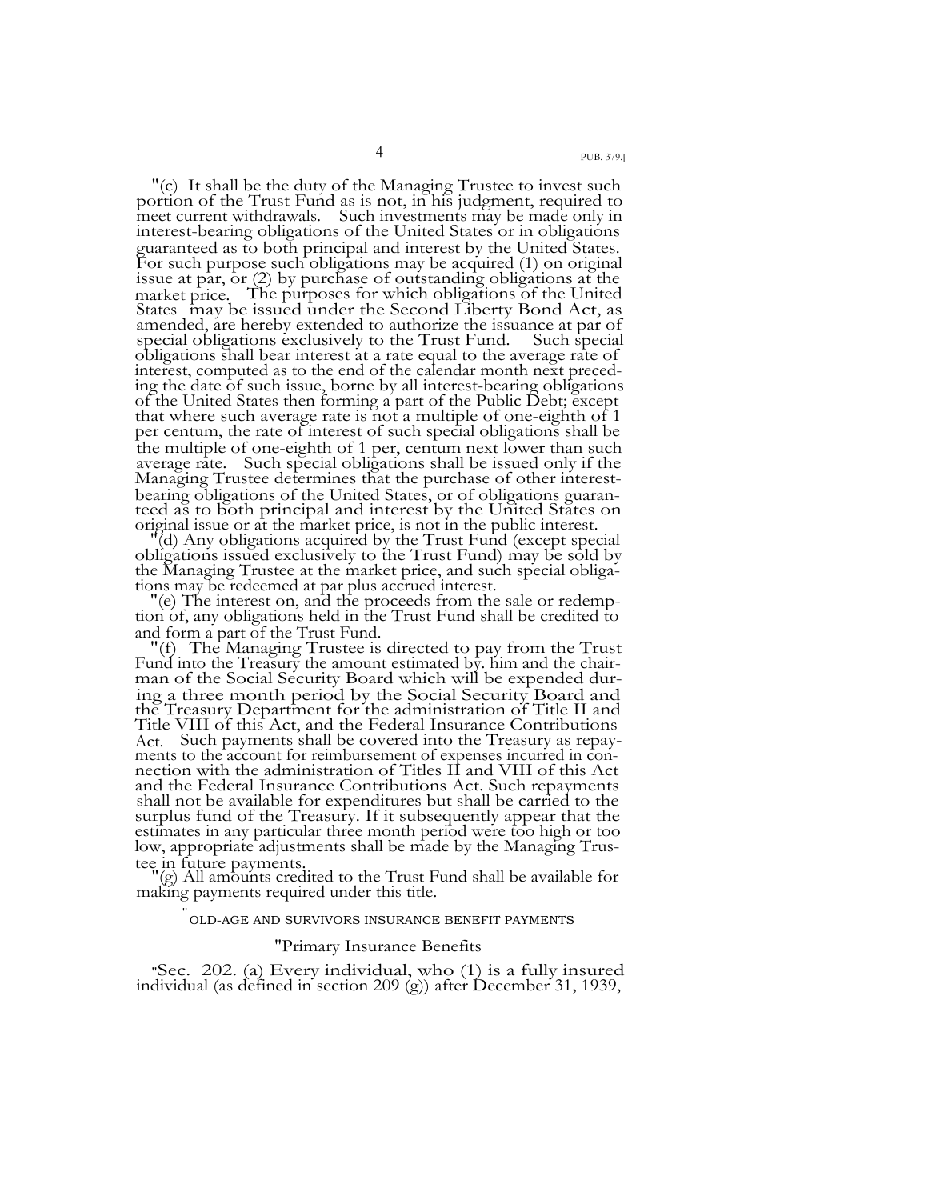"(c) It shall be the duty of the Managing Trustee to invest such portion of the Trust Fund as is not, in his judgment, required to meet current withdrawals. Such investments may be made only in interest-bearing obligations of the United States or in obligations guaranteed as to both principal and interest by the United States. For such purpose such obligations may be acquired (1) on original issue at par, or (2) by purchase of outstanding obligations at the market price. The purposes for which obligations of the United States may be issued under the Second Liberty Bond Act, as amended, are hereby extended to authorize the issuance at par of special obligations exclusively to the Trust Fund. Such special obligations shall bear interest at a rate equal to the average rate of interest, computed as to the end of the calendar month next preceding the date of such issue, borne by all interest-bearing obligations of the United States then forming a part of the Public Debt; except that where such average rate is not a multiple of one-eighth of 1 per centum, the rate of interest of such special obligations shall be the multiple of one-eighth of 1 per, centum next lower than such average rate. Such special obligations shall be issued only if the Managing Trustee determines that the purchase of other interest-bearing obligations of the United States, or of obligations guaranteed as to both principal and interest by the United States on original issue or at the market price, is not in the public interest.

"(d) Any obligations acquired by the Trust Fund (except special obligations issued exclusively to the Trust Fund) may be sold by the Managing Trustee at the market price, and such special obligations may be redeemed at par plus accrued interest.

"(e) The interest on, and the proceeds from the sale or redemption of, any obligations held in the Trust Fund shall be credited to and form a part of the Trust Fund.

"(f) The Managing Trustee is directed to pay from the Trust Fund into the Treasury the amount estimated by. him and the chairman of the Social Security Board which will be expended during a three month period by the Social Security Board and the Treasury Department for the administration of Title II and Title VIII of this Act, and the Federal Insurance Contributions Act. Such payments shall be covered into the Treasury as repayments to the account for reimbursement of expenses incurred in connection with the administration of Titles II and VIII of this Act and the Federal Insurance Contributions Act. Such repayments shall not be available for expenditures but shall be carried to the surplus fund of the Treasury. If it subsequently appear that the estimates in any particular three month period were too high or too low, appropriate adjustments shall be made by the Managing Trustee in future payments.

"(g) All amounts credited to the Trust Fund shall be available for making payments required under this title.

"OLD-AGE AND SURVIVORS INSURANCE BENEFIT PAYMENTS

"Primary Insurance Benefits

"Sec. 202. (a) Every individual, who (1) is a fully insured individual (as defined in section 209 (g)) after December 31, 1939,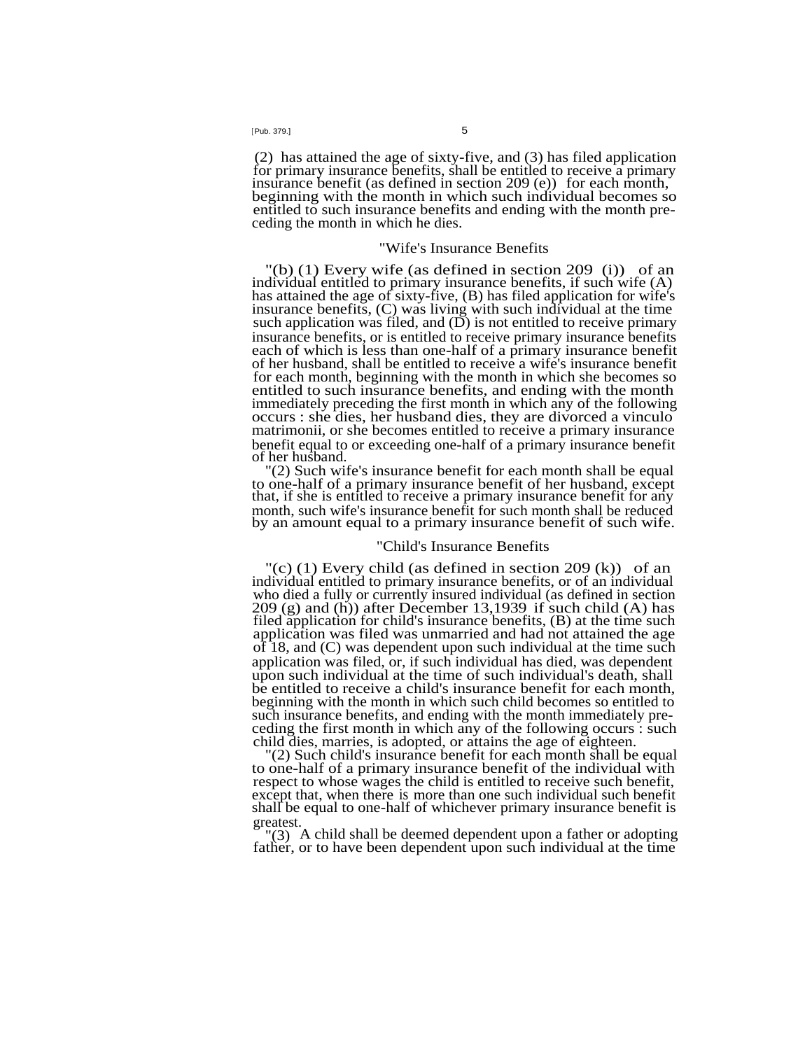(2) has attained the age of sixty-five, and (3) has filed application for primary insurance benefits, shall be entitled to receive a primary insurance benefit (as defined in section 209 (e)) for each month, beginning with the month in which such individual becomes so entitled to such insurance benefits and ending with the month preceding the month in which he dies.

"Wife's Insurance Benefits

"(b) (1) Every wife (as defined in section 209 (i)) of an individual entitled to primary insurance benefits, if such wife (A) has attained the age of sixty-five, (B) has filed application for wife's insurance benefits, (C) was living with such individual at the time such application was filed, and (D) is not entitled to receive primary insurance benefits, or is entitled to receive primary insurance benefits each of which is less than one-half of a primary insurance benefit of her husband, shall be entitled to receive a wife's insurance benefit for each month, beginning with the month in which she becomes so entitled to such insurance benefits, and ending with the month immediately preceding the first month in which any of the following occurs : she dies, her husband dies, they are divorced a vinculo matrimonii, or she becomes entitled to receive a primary insurance benefit equal to or exceeding one-half of a primary insurance benefit of her husband.

"(2) Such wife's insurance benefit for each month shall be equal to one-half of a primary insurance benefit of her husband, except that, if she is entitled to receive a primary insurance benefit for any month, such wife's insurance benefit for such month shall be reduced by an amount equal to a primary insurance benefit of such wife.

"Child's Insurance Benefits

"(c) (1) Every child (as defined in section 209 (k)) of an individual entitled to primary insurance benefits, or of an individual who died a fully or currently insured individual (as defined in section 209 (g) and (h)) after December 13,1939 if such child (A) has filed application for child's insurance benefits, (B) at the time such application was filed was unmarried and had not attained the age of 18, and (C) was dependent upon such individual at the time such application was filed, or, if such individual has died, was dependent upon such individual at the time of such individual's death, shall be entitled to receive a child's insurance benefit for each month, beginning with the month in which such child becomes so entitled to such insurance benefits, and ending with the month immediately preceding the first month in which any of the following occurs : such child dies, marries, is adopted, or attains the age of eighteen.

"(2) Such child's insurance benefit for each month shall be equal to one-half of a primary insurance benefit of the individual with respect to whose wages the child is entitled to receive such benefit, except that, when there is more than one such individual such benefit shall be equal to one-half of whichever primary insurance benefit is greatest.

"(3) A child shall be deemed dependent upon a father or adopting father, or to have been dependent upon such individual at the time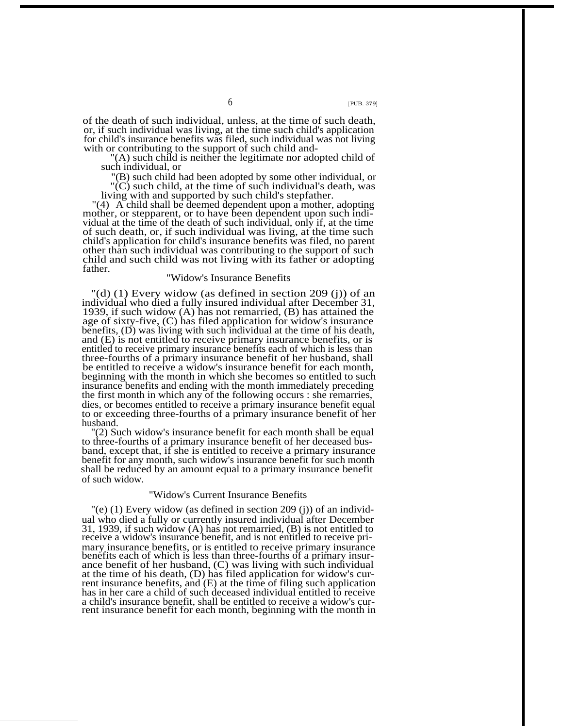of the death of such individual, unless, at the time of such death, or, if such individual was living, at the time such child's application for child's insurance benefits was filed, such individual was not living with or contributing to the support of such child and-

"(A) such child is neither the legitimate nor adopted child of such individual, or

"(B) such child had been adopted by some other individual, or

"(C) such child, at the time of such individual's death, was living with and supported by such child's stepfather.

"(4) A child shall be deemed dependent upon a mother, adopting mother, or stepparent, or to have been dependent upon such individual at the time of the death of such individual, only if, at the time of such death, or, if such individual was living, at the time such child's application for child's insurance benefits was filed, no parent other than such individual was contributing to the support of such child and such child was not living with its father or adopting father.

"Widow's Insurance Benefits

"(d) (1) Every widow (as defined in section 209 (j)) of an individual who died a fully insured individual after December 31, 1939, if such widow (A) has not remarried, (B) has attained the age of sixty-five, (C) has filed application for widow's insurance benefits, (D) was living with such individual at the time of his death, and (E) is not entitled to receive primary insurance benefits, or is entitled to receive primary insurance benefits each of which is less than three-fourths of a primary insurance benefit of her husband, shall be entitled to receive a widow's insurance benefit for each month, beginning with the month in which she becomes so entitled to such insurance benefits and ending with the month immediately preceding the first month in which any of the following occurs : she remarries, dies, or becomes entitled to receive a primary insurance benefit equal to or exceeding three-fourths of a primary insurance benefit of her husband.

"(2) Such widow's insurance benefit for each month shall be equal to three-fourths of a primary insurance benefit of her deceased husband, except that, if she is entitled to receive a primary insurance benefit for any month, such widow's insurance benefit for such month shall be reduced by an amount equal to a primary insurance benefit of such widow.

"Widow's Current Insurance Benefits

"(e) (1) Every widow (as defined in section 209 (j)) of an individual who died a fully or currently insured individual after December 31, 1939, if such widow (A) has not remarried, (B) is not entitled to receive a widow's insurance benefit, and is not entitled to receive primary insurance benefits, or is entitled to receive primary insurance benefits each of which is less than three-fourths of a primary insurance benefit of her husband, (C) was living with such individual at the time of his death, (D) has filed application for widow's current insurance benefits, and (E) at the time of filing such application has in her care a child of such deceased individual entitled to receive a child's insurance benefit, shall be entitled to receive a widow's current insurance benefit for each month, beginning with the month in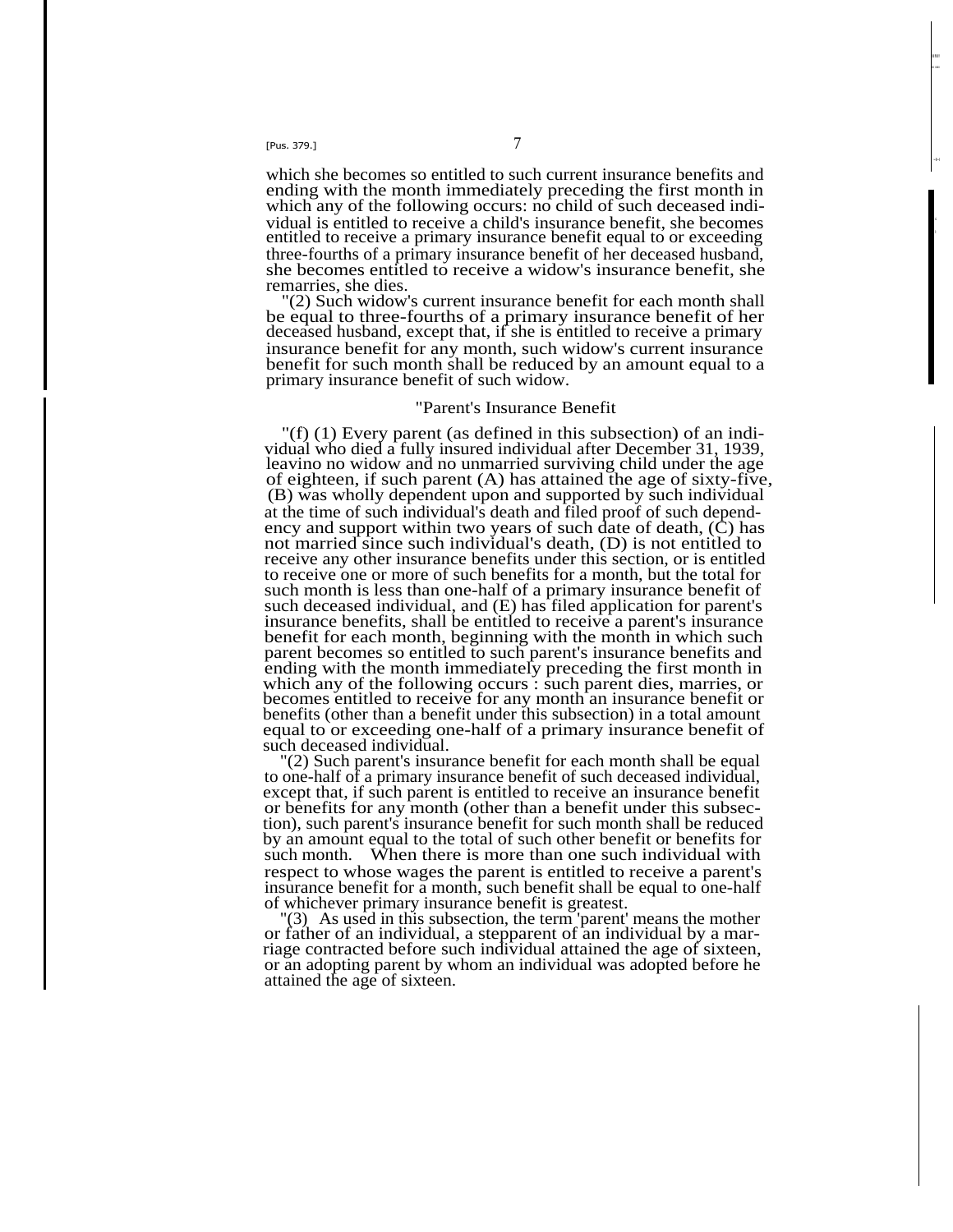which she becomes so entitled to such current insurance benefits and ending with the month immediately preceding the first month in which any of the following occurs: no child of such deceased individual is entitled to receive a child's insurance benefit, she becomes entitled to receive a primary insurance benefit equal to or exceeding three-fourths of a primary insurance benefit of her deceased husband, she becomes entitled to receive a widow's insurance benefit, she remarries, she dies.

"(2) Such widow's current insurance benefit for each month shall be equal to three-fourths of a primary insurance benefit of her deceased husband, except that, if she is entitled to receive a primary insurance benefit for any month, such widow's current insurance benefit for such month shall be reduced by an amount equal to a primary insurance benefit of such widow.

"Parent's Insurance Benefit

"(f) (1) Every parent (as defined in this subsection) of an individual who died a fully insured individual after December 31, 1939, leavino no widow and no unmarried surviving child under the age of eighteen, if such parent (A) has attained the age of sixty-five, (B) was wholly dependent upon and supported by such individual at the time of such individual's death and filed proof of such dependency and support within two years of such date of death, (C) has not married since such individual's death, (D) is not entitled to receive any other insurance benefits under this section, or is entitled to receive one or more of such benefits for a month, but the total for such month is less than one-half of a primary insurance benefit of such deceased individual, and (E) has filed application for parent's insurance benefits, shall be entitled to receive a parent's insurance benefit for each month, beginning with the month in which such parent becomes so entitled to such parent's insurance benefits and ending with the month immediately preceding the first month in which any of the following occurs : such parent dies, marries, or becomes entitled to receive for any month an insurance benefit or benefits (other than a benefit under this subsection) in a total amount equal to or exceeding one-half of a primary insurance benefit of such deceased individual.

"(2) Such parent's insurance benefit for each month shall be equal to one-half of a primary insurance benefit of such deceased individual, except that, if such parent is entitled to receive an insurance benefit or benefits for any month (other than a benefit under this subsection), such parent's insurance benefit for such month shall be reduced by an amount equal to the total of such other benefit or benefits for such month. When there is more than one such individual with respect to whose wages the parent is entitled to receive a parent's insurance benefit for a month, such benefit shall be equal to one-half of whichever primary insurance benefit is greatest.

"(3) As used in this subsection, the term 'parent' means the mother or father of an individual, a stepparent of an individual by a marriage contracted before such individual attained the age of sixteen, or an adopting parent by whom an individual was adopted before he attained the age of sixteen.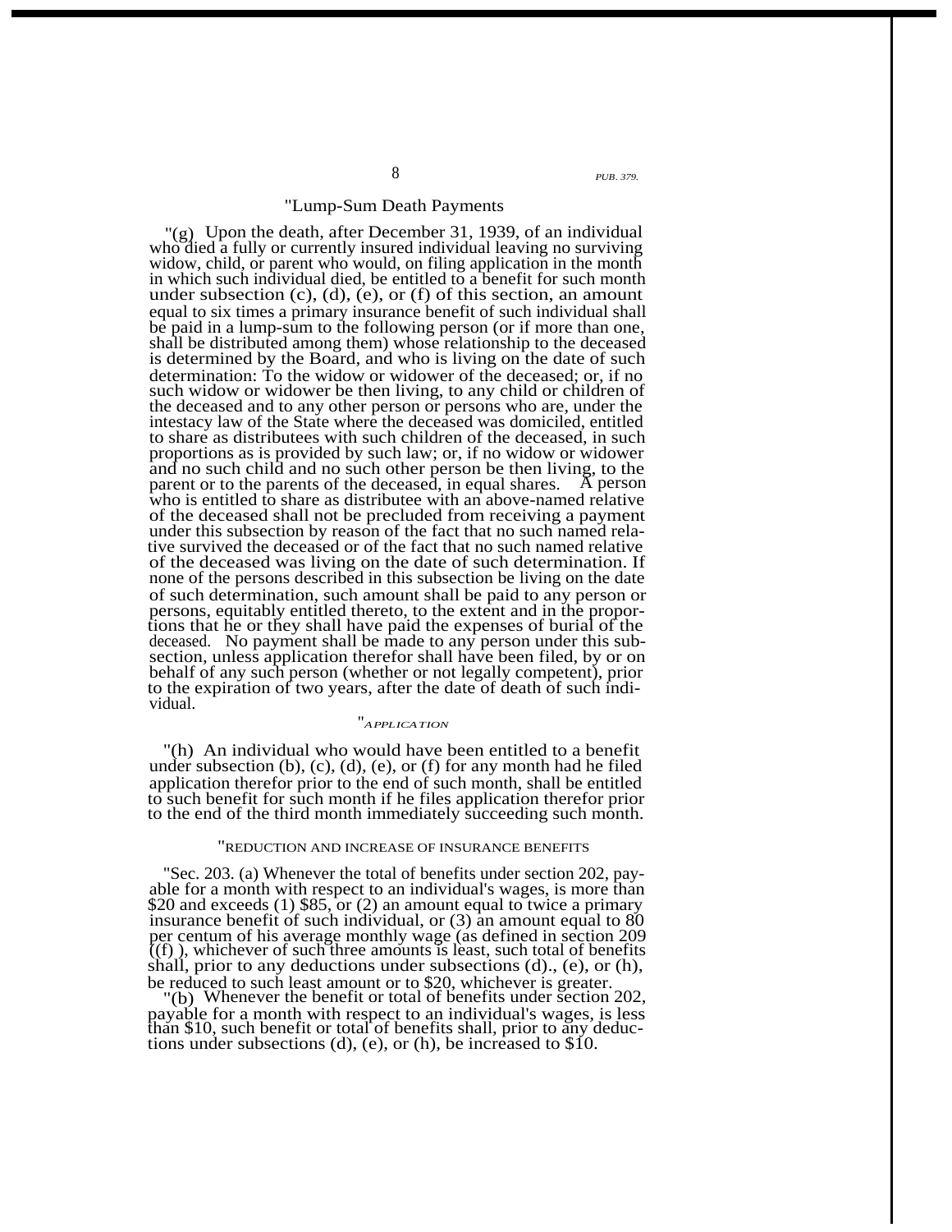"Lump-Sum Death Payments

"(g) Upon the death, after December 31, 1939, of an individual who died a fully or currently insured individual leaving no surviving widow, child, or parent who would, on filing application in the month in which such individual died, be entitled to a benefit for such month under subsection (c), (d), (e), or (f) of this section, an amount equal to six times a primary insurance benefit of such individual shall be paid in a lump-sum to the following person (or if more than one, shall be distributed among them) whose relationship to the deceased is determined by the Board, and who is living on the date of such determination: To the widow or widower of the deceased; or, if no such widow or widower be then living, to any child or children of the deceased and to any other person or persons who are, under the intestacy law of the State where the deceased was domiciled, entitled to share as distributees with such children of the deceased, in such proportions as is provided by such law; or, if no widow or widower and no such child and no such other person be then living, to the parent or to the parents of the deceased, in equal shares. A person who is entitled to share as distributee with an above-named relative of the deceased shall not be precluded from receiving a payment under this subsection by reason of the fact that no such named relative survived the deceased or of the fact that no such named relative of the deceased was living on the date of such determination. If none of the persons described in this subsection be living on the date of such determination, such amount shall be paid to any person or persons, equitably entitled thereto, to the extent and in the proportions that he or they shall have paid the expenses of burial of the deceased. No payment shall be made to any person under this subsection, unless application therefor shall have been filed, by or on behalf of any such person (whether or not legally competent), prior to the expiration of two years, after the date of death of such individual.

"APPLICATION

"(h) An individual who would have been entitled to a benefit under subsection (b), (c), (d), (e), or (f) for any month had he filed application therefor prior to the end of such month, shall be entitled to such benefit for such month if he files application therefor prior to the end of the third month immediately succeeding such month.

"REDUCTION AND INCREASE OF INSURANCE BENEFITS

"Sec. 203. (a) Whenever the total of benefits under section 202, payable for a month with respect to an individual's wages, is more than $20 and exceeds (1) $85, or (2) an amount equal to twice a primary insurance benefit of such individual, or (3) an amount equal to 80 per centum of his average monthly wage (as defined in section 209 ((f) ), whichever of such three amounts is least, such total of benefits shall, prior to any deductions under subsections (d)., (e), or (h), be reduced to such least amount or to $20, whichever is greater.

"(b) Whenever the benefit or total of benefits under section 202, payable for a month with respect to an individual's wages, is less than $10, such benefit or total of benefits shall, prior to any deductions under subsections (d), (e), or (h), be increased to $10.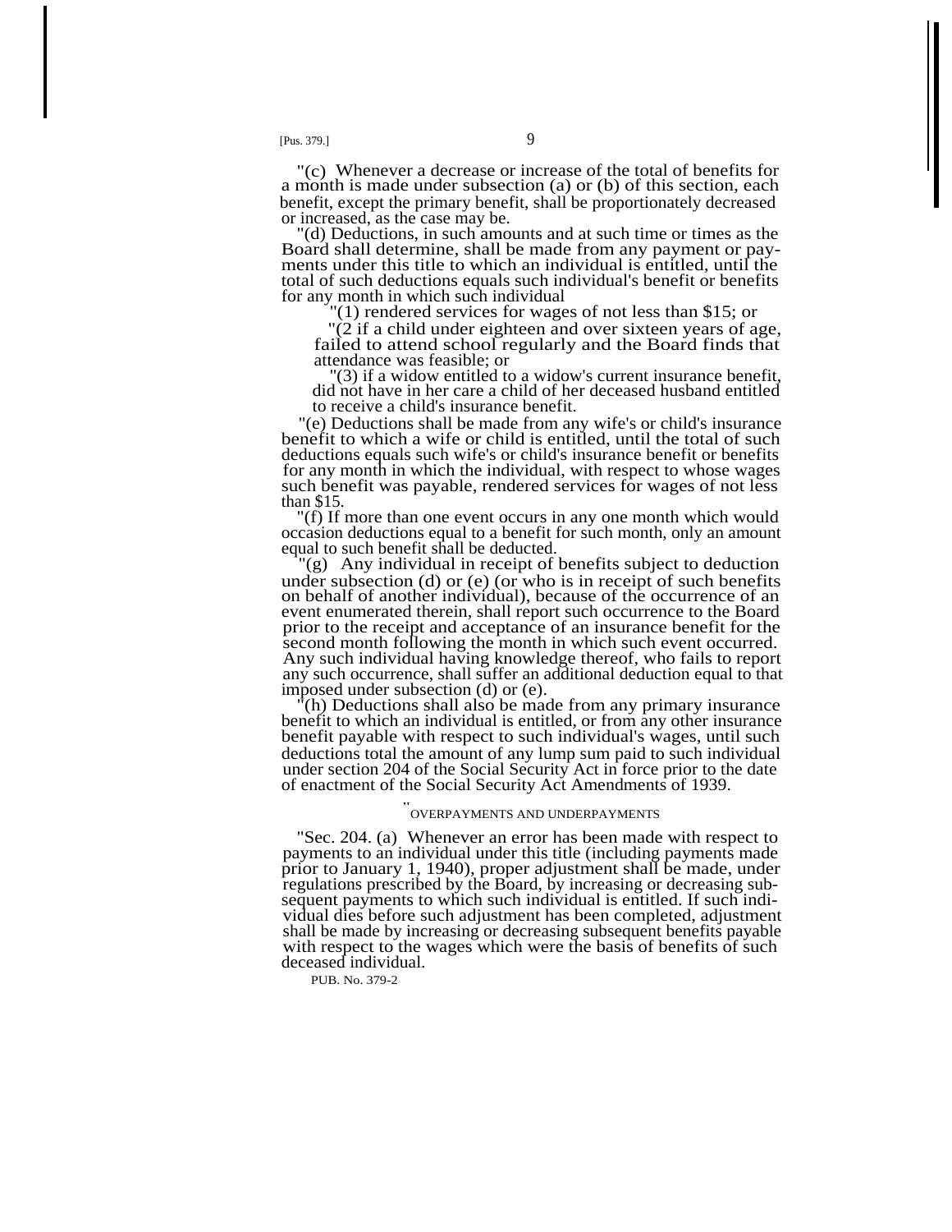"(c) Whenever a decrease or increase of the total of benefits for a month is made under subsection (a) or (b) of this section, each benefit, except the primary benefit, shall be proportionately decreased or increased, as the case may be.

"(d) Deductions, in such amounts and at such time or times as the Board shall determine, shall be made from any payment or payments under this title to which an individual is entitled, until the total of such deductions equals such individual's benefit or benefits for any month in which such individual

"(1) rendered services for wages of not less than $15; or

"(2 if a child under eighteen and over sixteen years of age, failed to attend school regularly and the Board finds that attendance was feasible; or

"(3) if a widow entitled to a widow's current insurance benefit, did not have in her care a child of her deceased husband entitled to receive a child's insurance benefit.

"(e) Deductions shall be made from any wife's or child's insurance benefit to which a wife or child is entitled, until the total of such deductions equals such wife's or child's insurance benefit or benefits for any month in which the individual, with respect to whose wages such benefit was payable, rendered services for wages of not less than $15.

"(f) If more than one event occurs in any one month which would occasion deductions equal to a benefit for such month, only an amount equal to such benefit shall be deducted.

"(g) Any individual in receipt of benefits subject to deduction under subsection (d) or (e) (or who is in receipt of such benefits on behalf of another individual), because of the occurrence of an event enumerated therein, shall report such occurrence to the Board prior to the receipt and acceptance of an insurance benefit for the second month following the month in which such event occurred. Any such individual having knowledge thereof, who fails to report any such occurrence, shall suffer an additional deduction equal to that imposed under subsection (d) or (e).

"(h) Deductions shall also be made from any primary insurance benefit to which an individual is entitled, or from any other insurance benefit payable with respect to such individual's wages, until such deductions total the amount of any lump sum paid to such individual under section 204 of the Social Security Act in force prior to the date of enactment of the Social Security Act Amendments of 1939.

"OVERPAYMENTS AND UNDERPAYMENTS

"Sec. 204. (a) Whenever an error has been made with respect to payments to an individual under this title (including payments made prior to January 1, 1940), proper adjustment shall be made, under regulations prescribed by the Board, by increasing or decreasing subsequent payments to which such individual is entitled. If such individual dies before such adjustment has been completed, adjustment shall be made by increasing or decreasing subsequent benefits payable with respect to the wages which were the basis of benefits of such deceased individual.

PUB. No. 379-2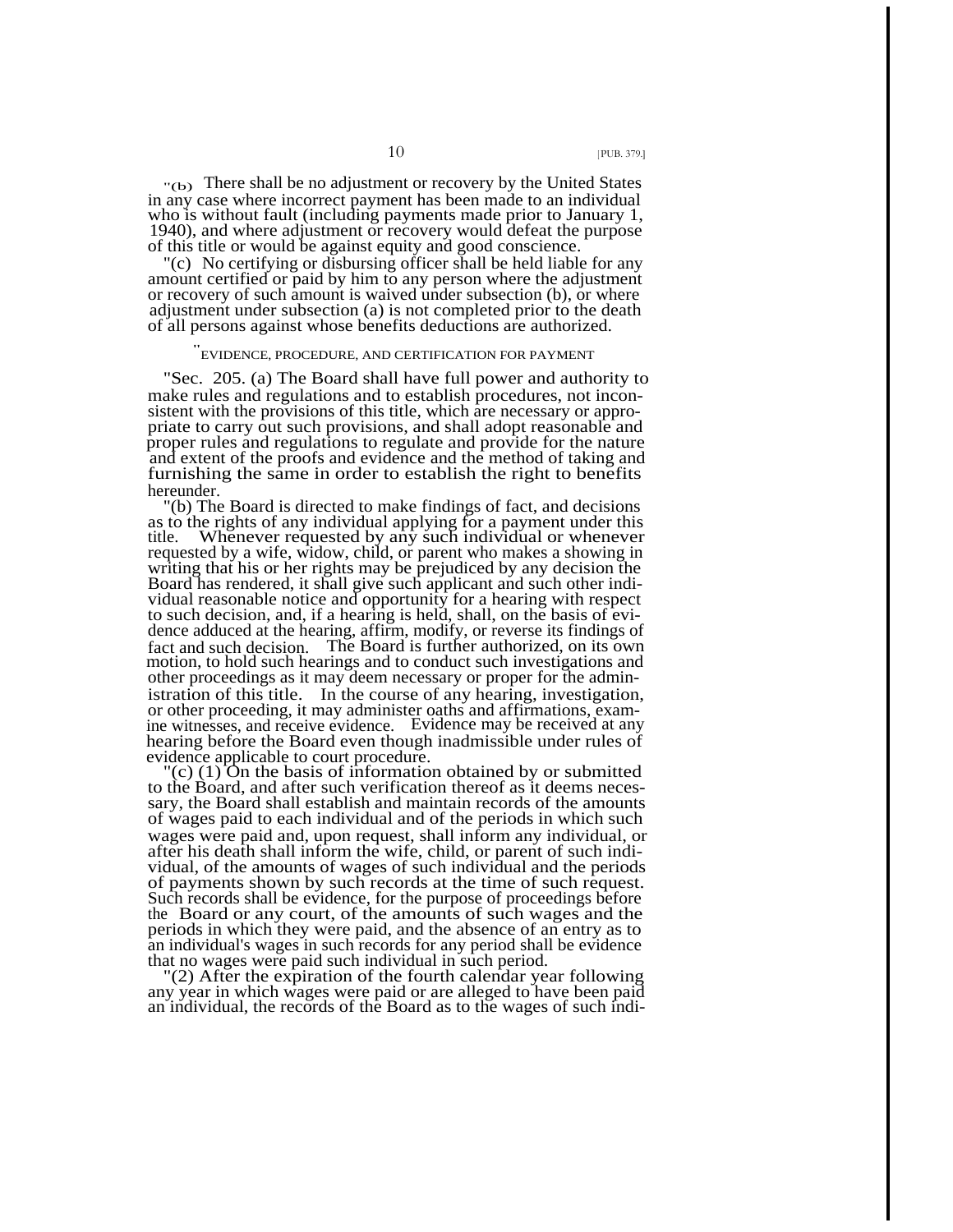"(b) There shall be no adjustment or recovery by the United States in any case where incorrect payment has been made to an individual who is without fault (including payments made prior to January 1, 1940), and where adjustment or recovery would defeat the purpose of this title or would be against equity and good conscience.

"(c) No certifying or disbursing officer shall be held liable for any amount certified or paid by him to any person where the adjustment or recovery of such amount is waived under subsection (b), or where adjustment under subsection (a) is not completed prior to the death of all persons against whose benefits deductions are authorized.

"EVIDENCE, PROCEDURE, AND CERTIFICATION FOR PAYMENT

"Sec. 205. (a) The Board shall have full power and authority to make rules and regulations and to establish procedures, not inconsistent with the provisions of this title, which are necessary or appropriate to carry out such provisions, and shall adopt reasonable and proper rules and regulations to regulate and provide for the nature and extent of the proofs and evidence and the method of taking and furnishing the same in order to establish the right to benefits hereunder.

"(b) The Board is directed to make findings of fact, and decisions as to the rights of any individual applying for a payment under this title. Whenever requested by any such individual or whenever requested by a wife, widow, child, or parent who makes a showing in writing that his or her rights may be prejudiced by any decision the Board has rendered, it shall give such applicant and such other individual reasonable notice and opportunity for a hearing with respect to such decision, and, if a hearing is held, shall, on the basis of evidence adduced at the hearing, affirm, modify, or reverse its findings of fact and such decision. The Board is further authorized, on its own motion, to hold such hearings and to conduct such investigations and other proceedings as it may deem necessary or proper for the administration of this title. In the course of any hearing, investigation, or other proceeding, it may administer oaths and affirmations, examine witnesses, and receive evidence. Evidence may be received at any hearing before the Board even though inadmissible under rules of evidence applicable to court procedure.

"(c) (1) On the basis of information obtained by or submitted to the Board, and after such verification thereof as it deems necessary, the Board shall establish and maintain records of the amounts of wages paid to each individual and of the periods in which such wages were paid and, upon request, shall inform any individual, or after his death shall inform the wife, child, or parent of such individual, of the amounts of wages of such individual and the periods of payments shown by such records at the time of such request. Such records shall be evidence, for the purpose of proceedings before the Board or any court, of the amounts of such wages and the periods in which they were paid, and the absence of an entry as to an individual's wages in such records for any period shall be evidence that no wages were paid such individual in such period.

"(2) After the expiration of the fourth calendar year following any year in which wages were paid or are alleged to have been paid an individual, the records of the Board as to the wages of such indi-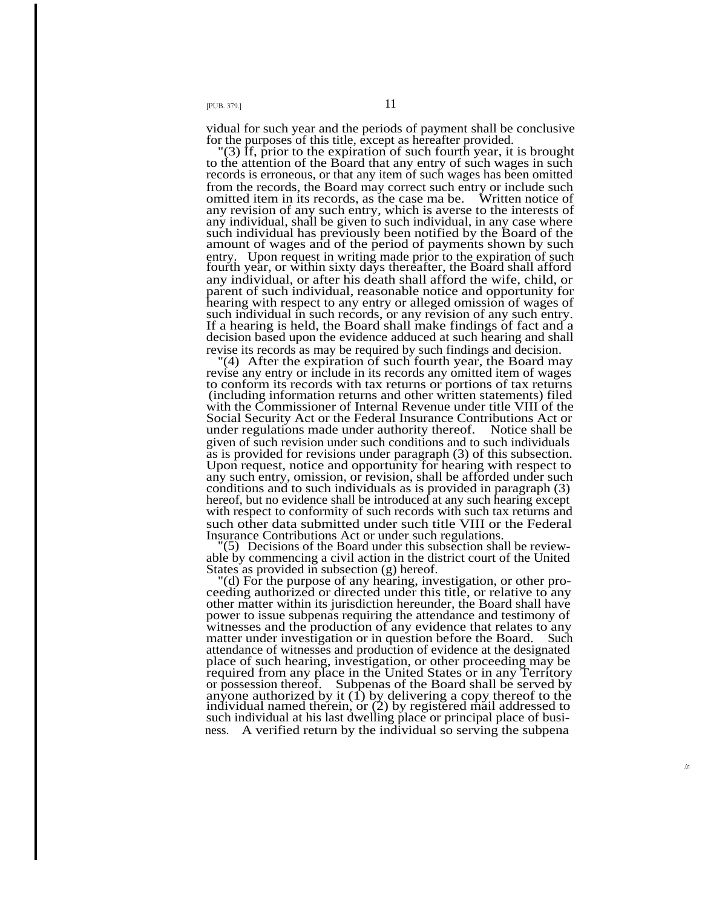vidual for such year and the periods of payment shall be conclusive for the purposes of this title, except as hereafter provided.

"(3) If, prior to the expiration of such fourth year, it is brought to the attention of the Board that any entry of such wages in such records is erroneous, or that any item of such wages has been omitted from the records, the Board may correct such entry or include such omitted item in its records, as the case ma be. Written notice of any revision of any such entry, which is averse to the interests of any individual, shall be given to such individual, in any case where such individual has previously been notified by the Board of the amount of wages and of the period of payments shown by such entry. Upon request in writing made prior to the expiration of such fourth year, or within sixty days thereafter, the Board shall afford any individual, or after his death shall afford the wife, child, or parent of such individual, reasonable notice and opportunity for hearing with respect to any entry or alleged omission of wages of such individual in such records, or any revision of any such entry. If a hearing is held, the Board shall make findings of fact and a decision based upon the evidence adduced at such hearing and shall revise its records as may be required by such findings and decision.

"(4) After the expiration of such fourth year, the Board may revise any entry or include in its records any omitted item of wages to conform its records with tax returns or portions of tax returns (including information returns and other written statements) filed with the Commissioner of Internal Revenue under title VIII of the Social Security Act or the Federal Insurance Contributions Act or under regulations made under authority thereof. Notice shall be given of such revision under such conditions and to such individuals as is provided for revisions under paragraph (3) of this subsection. Upon request, notice and opportunity for hearing with respect to any such entry, omission, or revision, shall be afforded under such conditions and to such individuals as is provided in paragraph (3) hereof, but no evidence shall be introduced at any such hearing except with respect to conformity of such records with such tax returns and such other data submitted under such title VIII or the Federal Insurance Contributions Act or under such regulations.

"(5) Decisions of the Board under this subsection shall be reviewable by commencing a civil action in the district court of the United States as provided in subsection (g) hereof.

"(d) For the purpose of any hearing, investigation, or other proceeding authorized or directed under this title, or relative to any other matter within its jurisdiction hereunder, the Board shall have power to issue subpenas requiring the attendance and testimony of witnesses and the production of any evidence that relates to any matter under investigation or in question before the Board. Such attendance of witnesses and production of evidence at the designated place of such hearing, investigation, or other proceeding may be required from any place in the United States or in any Territory or possession thereof. Subpenas of the Board shall be served by anyone authorized by it (1) by delivering a copy thereof to the individual named therein, or (2) by registered mail addressed to such individual at his last dwelling place or principal place of business. A verified return by the individual so serving the subpena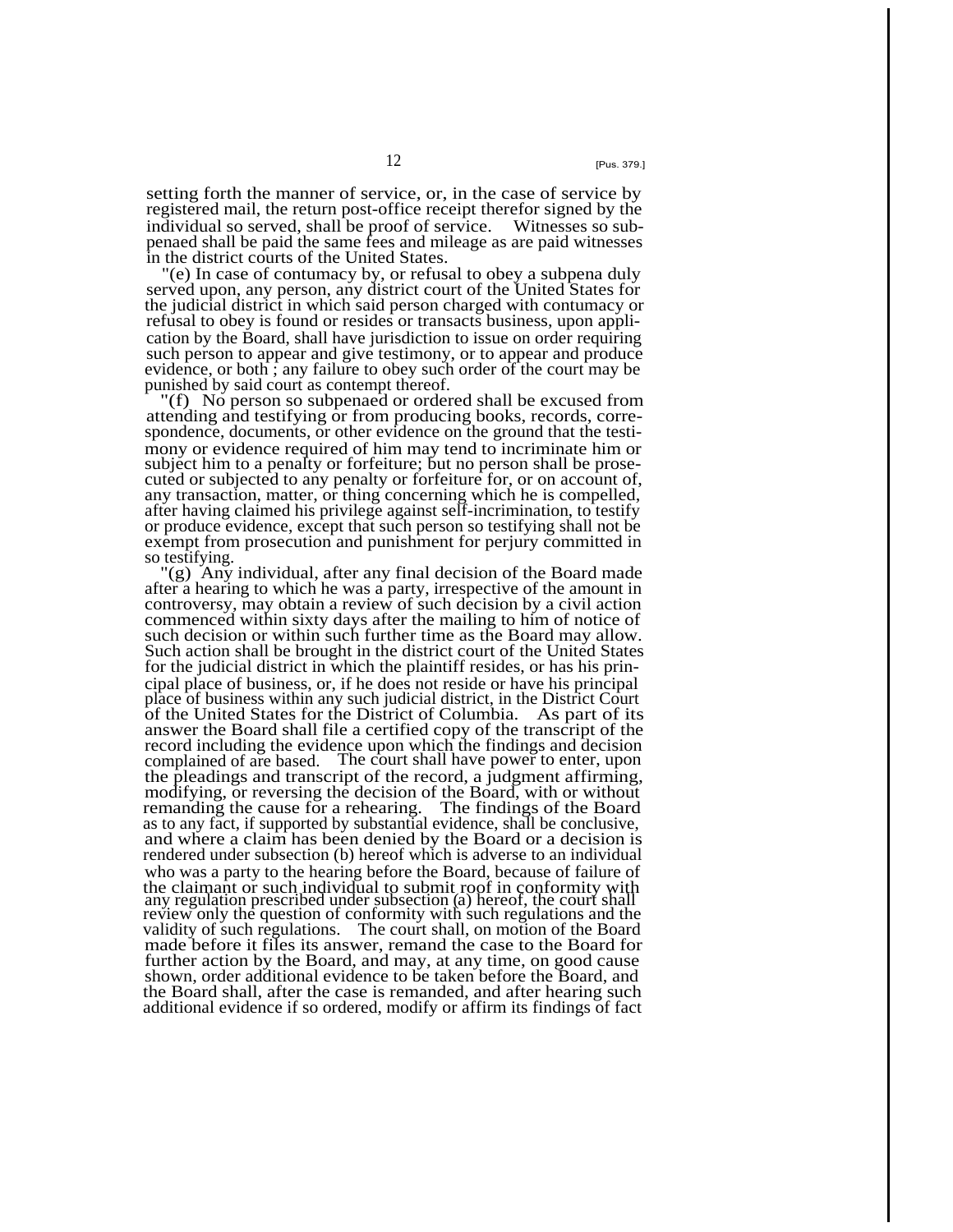setting forth the manner of service, or, in the case of service by registered mail, the return post-office receipt therefor signed by the individual so served, shall be proof of service. Witnesses so subpenaed shall be paid the same fees and mileage as are paid witnesses in the district courts of the United States.

"(e) In case of contumacy by, or refusal to obey a subpena duly served upon, any person, any district court of the United States for the judicial district in which said person charged with contumacy or refusal to obey is found or resides or transacts business, upon application by the Board, shall have jurisdiction to issue on order requiring such person to appear and give testimony, or to appear and produce evidence, or both ; any failure to obey such order of the court may be punished by said court as contempt thereof.

"(f) No person so subpenaed or ordered shall be excused from attending and testifying or from producing books, records, correspondence, documents, or other evidence on the ground that the testimony or evidence required of him may tend to incriminate him or subject him to a penalty or forfeiture; but no person shall be prosecuted or subjected to any penalty or forfeiture for, or on account of, any transaction, matter, or thing concerning which he is compelled, after having claimed his privilege against self-incrimination, to testify or produce evidence, except that such person so testifying shall not be exempt from prosecution and punishment for perjury committed in so testifying.

"(g) Any individual, after any final decision of the Board made after a hearing to which he was a party, irrespective of the amount in controversy, may obtain a review of such decision by a civil action commenced within sixty days after the mailing to him of notice of such decision or within such further time as the Board may allow. Such action shall be brought in the district court of the United States for the judicial district in which the plaintiff resides, or has his principal place of business, or, if he does not reside or have his principal place of business within any such judicial district, in the District Court of the United States for the District of Columbia. As part of its answer the Board shall file a certified copy of the transcript of the record including the evidence upon which the findings and decision complained of are based. The court shall have power to enter, upon the pleadings and transcript of the record, a judgment affirming, modifying, or reversing the decision of the Board, with or without remanding the cause for a rehearing. The findings of the Board as to any fact, if supported by substantial evidence, shall be conclusive, and where a claim has been denied by the Board or a decision is rendered under subsection (b) hereof which is adverse to an individual who was a party to the hearing before the Board, because of failure of the claimant or such individual to submit roof in conformity with any regulation prescribed under subsection (a) hereof, the court shall review only the question of conformity with such regulations and the validity of such regulations. The court shall, on motion of the Board made before it files its answer, remand the case to the Board for further action by the Board, and may, at any time, on good cause shown, order additional evidence to be taken before the Board, and the Board shall, after the case is remanded, and after hearing such additional evidence if so ordered, modify or affirm its findings of fact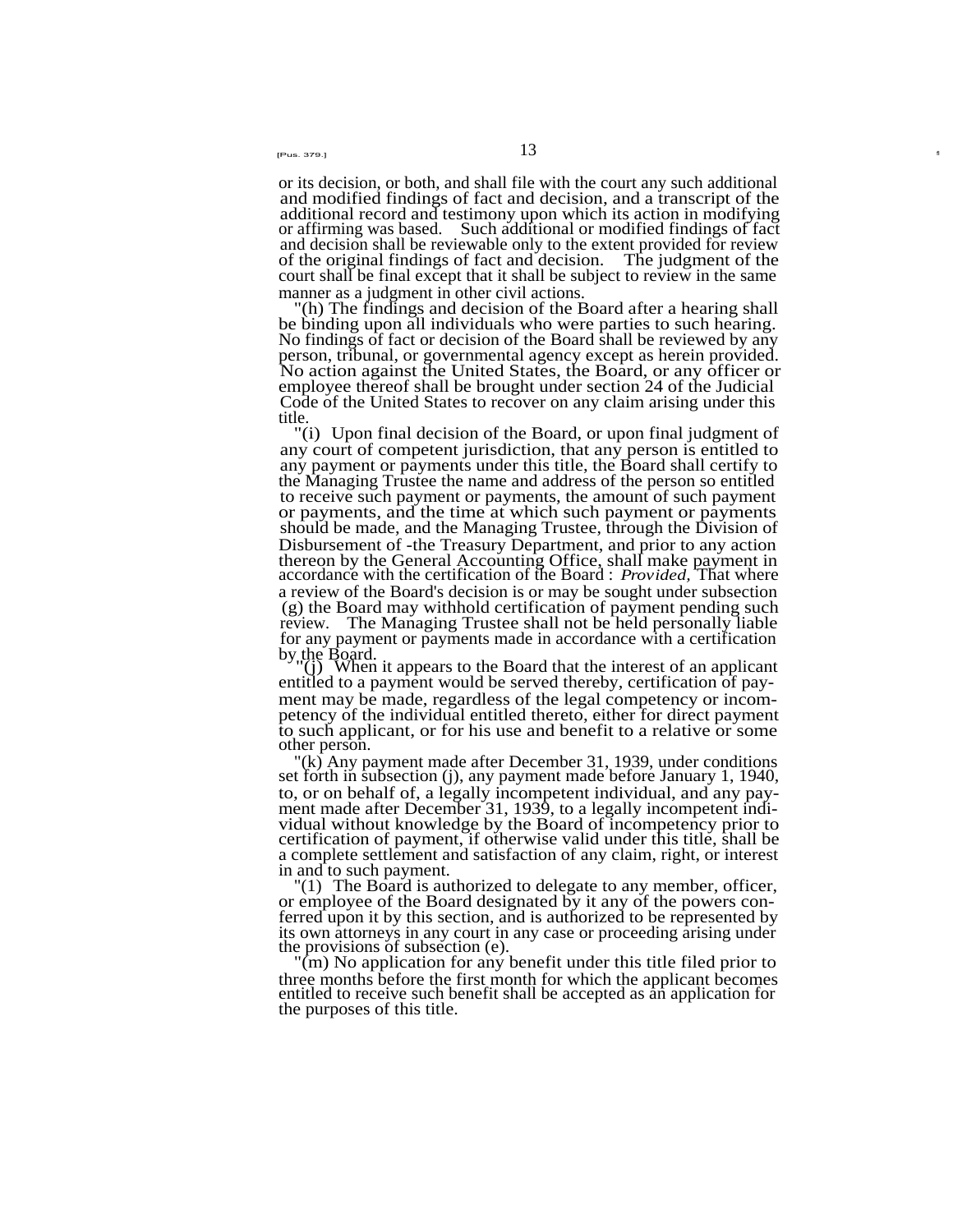or its decision, or both, and shall file with the court any such additional and modified findings of fact and decision, and a transcript of the additional record and testimony upon which its action in modifying or affirming was based. Such additional or modified findings of fact and decision shall be reviewable only to the extent provided for review of the original findings of fact and decision. The judgment of the court shall be final except that it shall be subject to review in the same manner as a judgment in other civil actions.

"(h) The findings and decision of the Board after a hearing shall be binding upon all individuals who were parties to such hearing. No findings of fact or decision of the Board shall be reviewed by any person, tribunal, or governmental agency except as herein provided. No action against the United States, the Board, or any officer or employee thereof shall be brought under section 24 of the Judicial Code of the United States to recover on any claim arising under this title.

"(i) Upon final decision of the Board, or upon final judgment of any court of competent jurisdiction, that any person is entitled to any payment or payments under this title, the Board shall certify to the Managing Trustee the name and address of the person so entitled to receive such payment or payments, the amount of such payment or payments, and the time at which such payment or payments should be made, and the Managing Trustee, through the Division of Disbursement of -the Treasury Department, and prior to any action thereon by the General Accounting Office, shall make payment in accordance with the certification of the Board : *Provided,* That where a review of the Board's decision is or may be sought under subsection (g) the Board may withhold certification of payment pending such review. The Managing Trustee shall not be held personally liable for any payment or payments made in accordance with a certification by the Board.

"(j) When it appears to the Board that the interest of an applicant entitled to a payment would be served thereby, certification of payment may be made, regardless of the legal competency or incompetency of the individual entitled thereto, either for direct payment to such applicant, or for his use and benefit to a relative or some other person.

"(k) Any payment made after December 31, 1939, under conditions set forth in subsection (j), any payment made before January 1, 1940, to, or on behalf of, a legally incompetent individual, and any payment made after December 31, 1939, to a legally incompetent individual without knowledge by the Board of incompetency prior to certification of payment, if otherwise valid under this title, shall be a complete settlement and satisfaction of any claim, right, or interest in and to such payment.

"(l) The Board is authorized to delegate to any member, officer, or employee of the Board designated by it any of the powers conferred upon it by this section, and is authorized to be represented by its own attorneys in any court in any case or proceeding arising under the provisions of subsection (e).

"(m) No application for any benefit under this title filed prior to three months before the first month for which the applicant becomes entitled to receive such benefit shall be accepted as an application for the purposes of this title.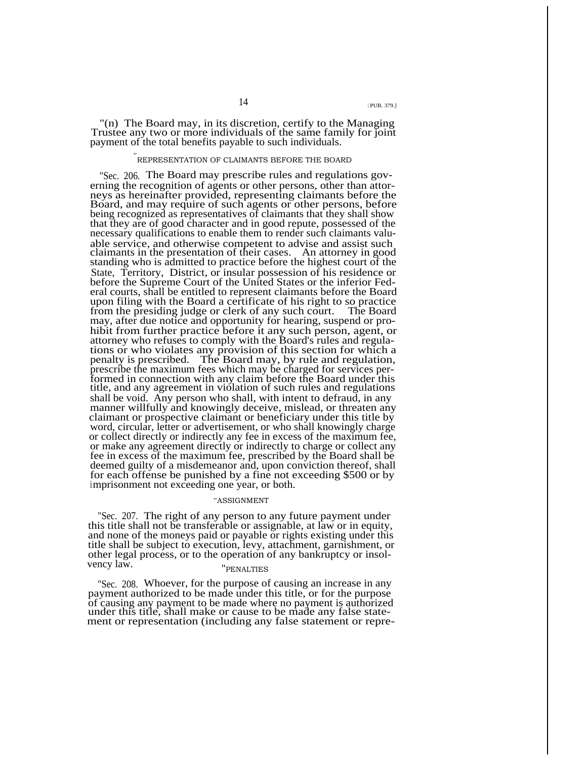"(n) The Board may, in its discretion, certify to the Managing Trustee any two or more individuals of the same family for joint payment of the total benefits payable to such individuals.

"REPRESENTATION OF CLAIMANTS BEFORE THE BOARD

"Sec. 206. The Board may prescribe rules and regulations governing the recognition of agents or other persons, other than attorneys as hereinafter provided, representing claimants before the Board, and may require of such agents or other persons, before being recognized as representatives of claimants that they shall show that they are of good character and in good repute, possessed of the necessary qualifications to enable them to render such claimants valuable service, and otherwise competent to advise and assist such claimants in the presentation of their cases. An attorney in good standing who is admitted to practice before the highest court of the State, Territory, District, or insular possession of his residence or before the Supreme Court of the United States or the inferior Federal courts, shall be entitled to represent claimants before the Board upon filing with the Board a certificate of his right to so practice from the presiding judge or clerk of any such court. The Board may, after due notice and opportunity for hearing, suspend or prohibit from further practice before it any such person, agent, or attorney who refuses to comply with the Board's rules and regulations or who violates any provision of this section for which a penalty is prescribed. The Board may, by rule and regulation, prescribe the maximum fees which may be charged for services performed in connection with any claim before the Board under this title, and any agreement in violation of such rules and regulations shall be void. Any person who shall, with intent to defraud, in any manner willfully and knowingly deceive, mislead, or threaten any claimant or prospective claimant or beneficiary under this title by word, circular, letter or advertisement, or who shall knowingly charge or collect directly or indirectly any fee in excess of the maximum fee, or make any agreement directly or indirectly to charge or collect any fee in excess of the maximum fee, prescribed by the Board shall be deemed guilty of a misdemeanor and, upon conviction thereof, shall for each offense be punished by a fine not exceeding $500 or by imprisonment not exceeding one year, or both.

"ASSIGNMENT

"Sec. 207. The right of any person to any future payment under this title shall not be transferable or assignable, at law or in equity, and none of the moneys paid or payable or rights existing under this title shall be subject to execution, levy, attachment, garnishment, or other legal process, or to the operation of any bankruptcy or insolvency law.

"PENALTIES

"Sec. 208. Whoever, for the purpose of causing an increase in any payment authorized to be made under this title, or for the purpose of causing any payment to be made where no payment is authorized under this title, shall make or cause to be made any false statement or representation (including any false statement or repre-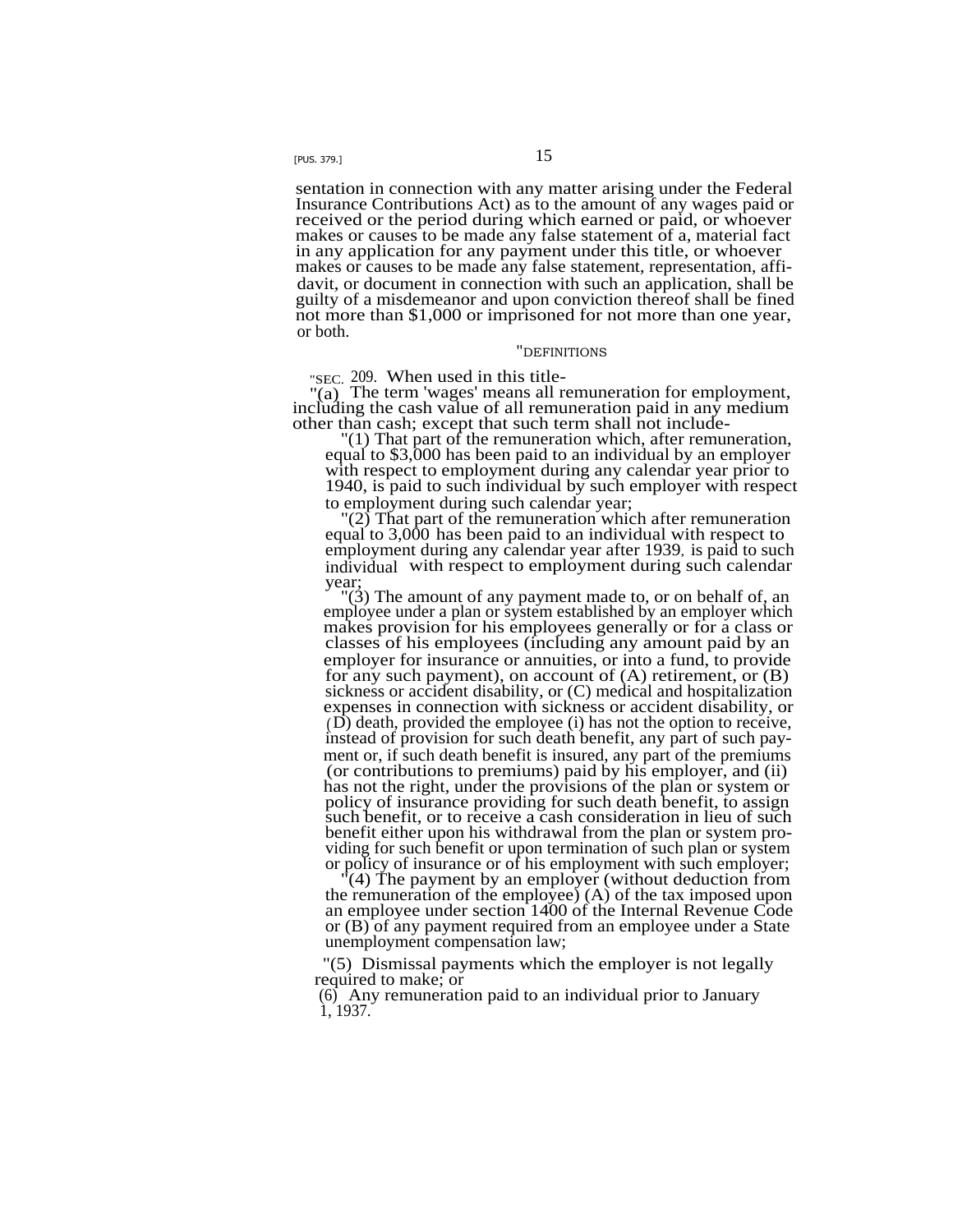sentation in connection with any matter arising under the Federal Insurance Contributions Act) as to the amount of any wages paid or received or the period during which earned or paid, or whoever makes or causes to be made any false statement of a, material fact in any application for any payment under this title, or whoever makes or causes to be made any false statement, representation, affidavit, or document in connection with such an application, shall be guilty of a misdemeanor and upon conviction thereof shall be fined not more than $1,000 or imprisoned for not more than one year, or both.

"DEFINITIONS

"SEC. 209. When used in this title-

"(a) The term 'wages' means all remuneration for employment, including the cash value of all remuneration paid in any medium other than cash; except that such term shall not include-

"(1) That part of the remuneration which, after remuneration, equal to $3,000 has been paid to an individual by an employer with respect to employment during any calendar year prior to 1940, is paid to such individual by such employer with respect to employment during such calendar year;

"(2) That part of the remuneration which after remuneration equal to 3,000 has been paid to an individual with respect to employment during any calendar year after 1939, is paid to such individual with respect to employment during such calendar year;

"(3) The amount of any payment made to, or on behalf of, an employee under a plan or system established by an employer which makes provision for his employees generally or for a class or classes of his employees (including any amount paid by an employer for insurance or annuities, or into a fund, to provide for any such payment), on account of (A) retirement, or (B) sickness or accident disability, or (C) medical and hospitalization expenses in connection with sickness or accident disability, or (D) death, provided the employee (i) has not the option to receive, instead of provision for such death benefit, any part of such payment or, if such death benefit is insured, any part of the premiums (or contributions to premiums) paid by his employer, and (ii) has not the right, under the provisions of the plan or system or policy of insurance providing for such death benefit, to assign such benefit, or to receive a cash consideration in lieu of such benefit either upon his withdrawal from the plan or system providing for such benefit or upon termination of such plan or system or policy of insurance or of his employment with such employer;

"(4) The payment by an employer (without deduction from the remuneration of the employee) (A) of the tax imposed upon an employee under section 1400 of the Internal Revenue Code or (B) of any payment required from an employee under a State unemployment compensation law;

"(5) Dismissal payments which the employer is not legally required to make; or

(6) Any remuneration paid to an individual prior to January 1, 1937.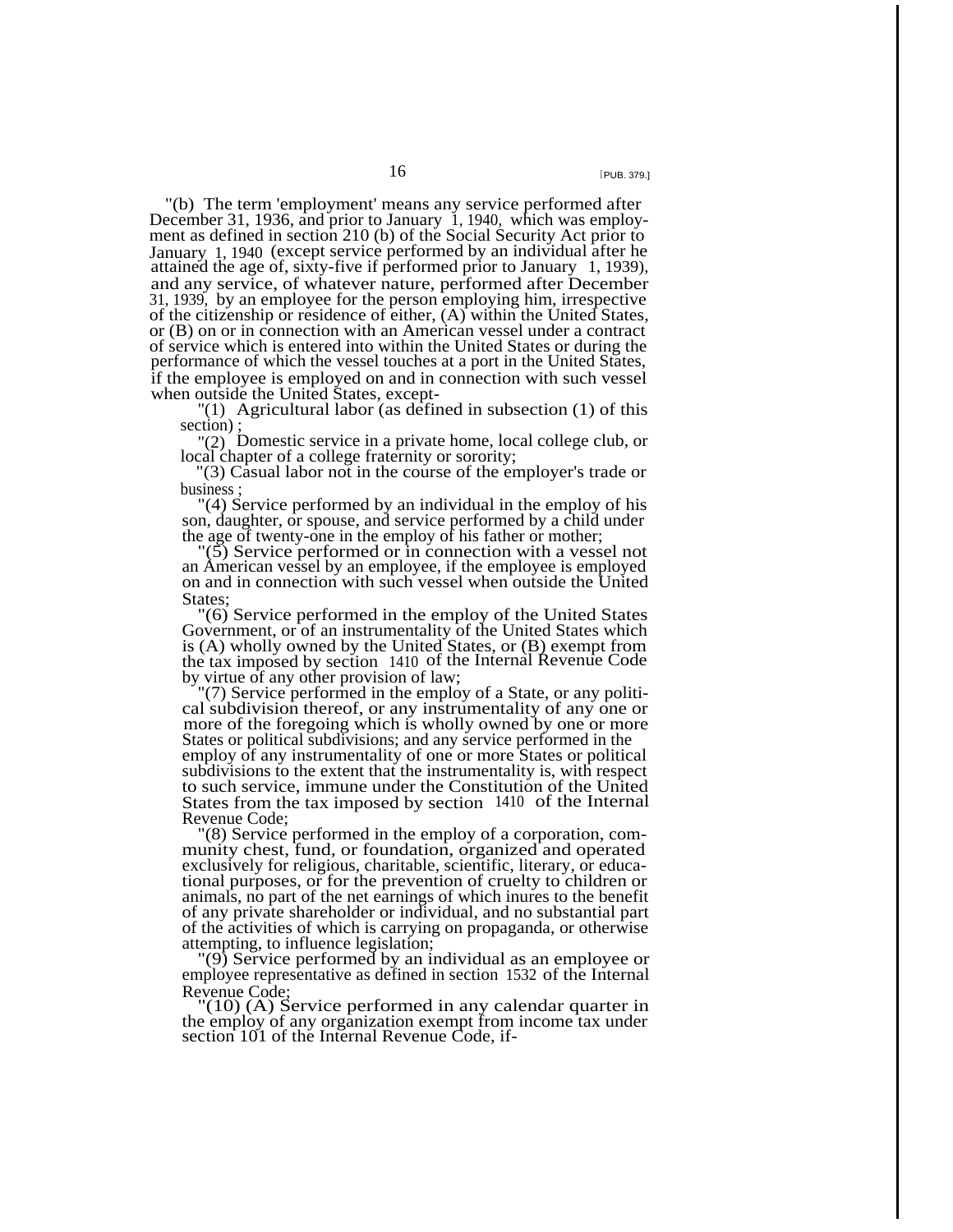"(b) The term 'employment' means any service performed after December 31, 1936, and prior to January 1, 1940, which was employment as defined in section 210 (b) of the Social Security Act prior to January 1, 1940 (except service performed by an individual after he attained the age of, sixty-five if performed prior to January 1, 1939), and any service, of whatever nature, performed after December 31, 1939, by an employee for the person employing him, irrespective of the citizenship or residence of either, (A) within the United States, or (B) on or in connection with an American vessel under a contract of service which is entered into within the United States or during the performance of which the vessel touches at a port in the United States, if the employee is employed on and in connection with such vessel when outside the United States, except-

"(1) Agricultural labor (as defined in subsection (1) of this section) ;

"(2) Domestic service in a private home, local college club, or local chapter of a college fraternity or sorority;

"(3) Casual labor not in the course of the employer's trade or business ;

"(4) Service performed by an individual in the employ of his son, daughter, or spouse, and service performed by a child under the age of twenty-one in the employ of his father or mother;

"(5) Service performed or in connection with a vessel not an American vessel by an employee, if the employee is employed on and in connection with such vessel when outside the United States;

"(6) Service performed in the employ of the United States Government, or of an instrumentality of the United States which is (A) wholly owned by the United States, or (B) exempt from the tax imposed by section 1410 of the Internal Revenue Code by virtue of any other provision of law;

"(7) Service performed in the employ of a State, or any political subdivision thereof, or any instrumentality of any one or more of the foregoing which is wholly owned by one or more States or political subdivisions; and any service performed in the employ of any instrumentality of one or more States or political subdivisions to the extent that the instrumentality is, with respect to such service, immune under the Constitution of the United States from the tax imposed by section 1410 of the Internal Revenue Code;

"(8) Service performed in the employ of a corporation, community chest, fund, or foundation, organized and operated exclusively for religious, charitable, scientific, literary, or educational purposes, or for the prevention of cruelty to children or animals, no part of the net earnings of which inures to the benefit of any private shareholder or individual, and no substantial part of the activities of which is carrying on propaganda, or otherwise attempting, to influence legislation;

"(9) Service performed by an individual as an employee or employee representative as defined in section 1532 of the Internal Revenue Code;

"(10) (A) Service performed in any calendar quarter in the employ of any organization exempt from income tax under section 101 of the Internal Revenue Code, if-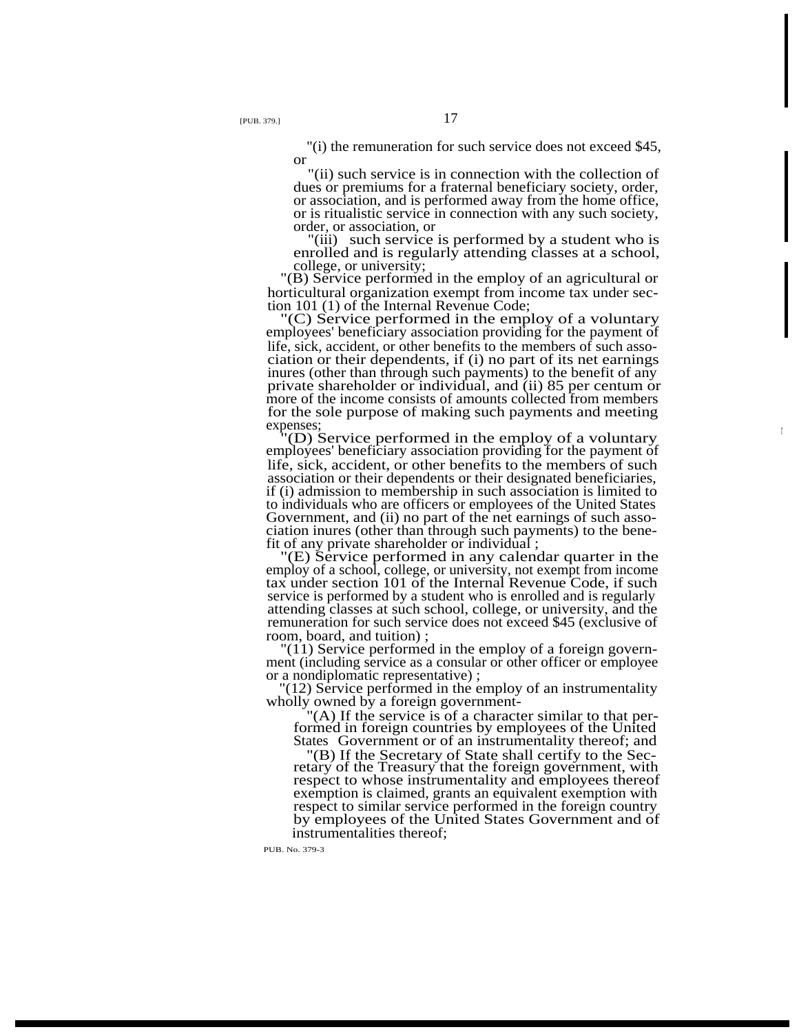"(i) the remuneration for such service does not exceed $45, or

"(ii) such service is in connection with the collection of dues or premiums for a fraternal beneficiary society, order, or association, and is performed away from the home office, or is ritualistic service in connection with any such society, order, or association, or

"(iii) such service is performed by a student who is enrolled and is regularly attending classes at a school, college, or university;

"(B) Service performed in the employ of an agricultural or horticultural organization exempt from income tax under section 101 (1) of the Internal Revenue Code;

"(C) Service performed in the employ of a voluntary employees' beneficiary association providing for the payment of life, sick, accident, or other benefits to the members of such association or their dependents, if (i) no part of its net earnings inures (other than through such payments) to the benefit of any private shareholder or individual, and (ii) 85 per centum or more of the income consists of amounts collected from members for the sole purpose of making such payments and meeting expenses;

"(D) Service performed in the employ of a voluntary employees' beneficiary association providing for the payment of life, sick, accident, or other benefits to the members of such association or their dependents or their designated beneficiaries, if (i) admission to membership in such association is limited to to individuals who are officers or employees of the United States Government, and (ii) no part of the net earnings of such association inures (other than through such payments) to the benefit of any private shareholder or individual ;

"(E) Service performed in any calendar quarter in the employ of a school, college, or university, not exempt from income tax under section 101 of the Internal Revenue Code, if such service is performed by a student who is enrolled and is regularly attending classes at such school, college, or university, and the remuneration for such service does not exceed $45 (exclusive of room, board, and tuition) ;

"(11) Service performed in the employ of a foreign government (including service as a consular or other officer or employee or a nondiplomatic representative) ;

"(12) Service performed in the employ of an instrumentality wholly owned by a foreign government-

"(A) If the service is of a character similar to that performed in foreign countries by employees of the United States Government or of an instrumentality thereof; and

"(B) If the Secretary of State shall certify to the Secretary of the Treasury that the foreign government, with respect to whose instrumentality and employees thereof exemption is claimed, grants an equivalent exemption with respect to similar service performed in the foreign country by employees of the United States Government and of instrumentalities thereof;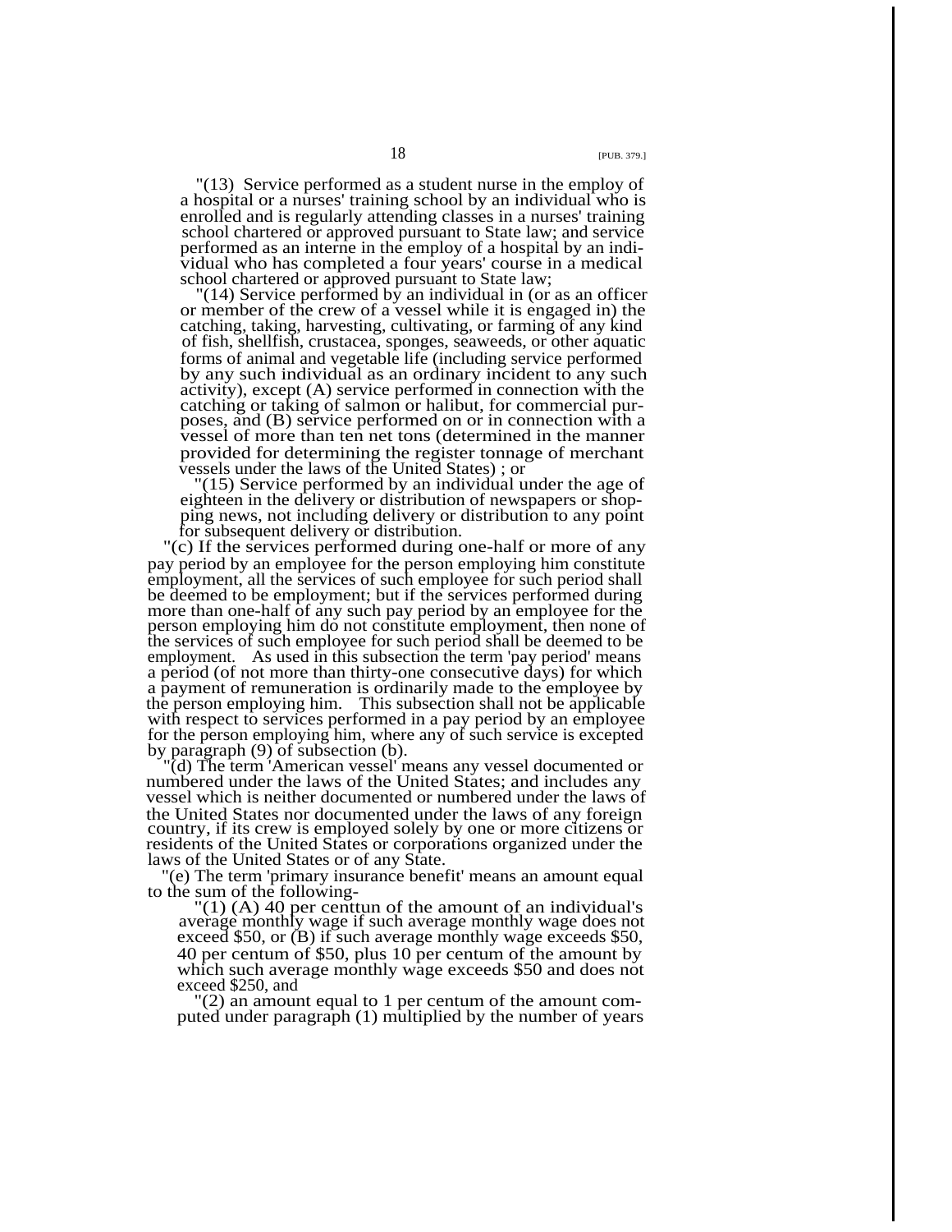"(13) Service performed as a student nurse in the employ of a hospital or a nurses' training school by an individual who is enrolled and is regularly attending classes in a nurses' training school chartered or approved pursuant to State law; and service performed as an interne in the employ of a hospital by an individual who has completed a four years' course in a medical school chartered or approved pursuant to State law;

"(14) Service performed by an individual in (or as an officer or member of the crew of a vessel while it is engaged in) the catching, taking, harvesting, cultivating, or farming of any kind of fish, shellfish, crustacea, sponges, seaweeds, or other aquatic forms of animal and vegetable life (including service performed by any such individual as an ordinary incident to any such activity), except (A) service performed in connection with the catching or taking of salmon or halibut, for commercial purposes, and (B) service performed on or in connection with a vessel of more than ten net tons (determined in the manner provided for determining the register tonnage of merchant vessels under the laws of the United States) ; or

"(15) Service performed by an individual under the age of eighteen in the delivery or distribution of newspapers or shopping news, not including delivery or distribution to any point for subsequent delivery or distribution.

"(c) If the services performed during one-half or more of any pay period by an employee for the person employing him constitute employment, all the services of such employee for such period shall be deemed to be employment; but if the services performed during more than one-half of any such pay period by an employee for the person employing him do not constitute employment, then none of the services of such employee for such period shall be deemed to be employment. As used in this subsection the term 'pay period' means a period (of not more than thirty-one consecutive days) for which a payment of remuneration is ordinarily made to the employee by the person employing him. This subsection shall not be applicable with respect to services performed in a pay period by an employee for the person employing him, where any of such service is excepted by paragraph (9) of subsection (b).

"(d) The term 'American vessel' means any vessel documented or numbered under the laws of the United States; and includes any vessel which is neither documented or numbered under the laws of the United States nor documented under the laws of any foreign country, if its crew is employed solely by one or more citizens or residents of the United States or corporations organized under the laws of the United States or of any State.

"(e) The term 'primary insurance benefit' means an amount equal to the sum of the following-

"(1) (A) 40 per centtun of the amount of an individual's average monthly wage if such average monthly wage does not exceed $50, or (B) if such average monthly wage exceeds $50, 40 per centum of $50, plus 10 per centum of the amount by which such average monthly wage exceeds $50 and does not exceed $250, and

"(2) an amount equal to 1 per centum of the amount computed under paragraph (1) multiplied by the number of years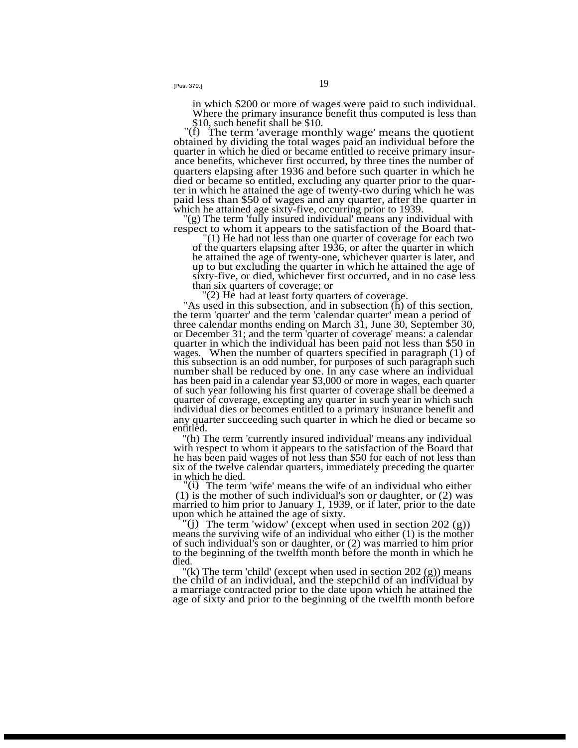in which $200 or more of wages were paid to such individual. Where the primary insurance benefit thus computed is less than $10, such benefit shall be $10.

"(f) The term 'average monthly wage' means the quotient obtained by dividing the total wages paid an individual before the quarter in which he died or became entitled to receive primary insurance benefits, whichever first occurred, by three tines the number of quarters elapsing after 1936 and before such quarter in which he died or became so entitled, excluding any quarter prior to the quarter in which he attained the age of twenty-two during which he was paid less than $50 of wages and any quarter, after the quarter in which he attained age sixty-five, occurring prior to 1939.

"(g) The term 'fully insured individual' means any individual with respect to whom it appears to the satisfaction of the Board that-

"(1) He had not less than one quarter of coverage for each two of the quarters elapsing after 1936, or after the quarter in which he attained the age of twenty-one, whichever quarter is later, and up to but excluding the quarter in which he attained the age of sixty-five, or died, whichever first occurred, and in no case less than six quarters of coverage; or

"(2) He had at least forty quarters of coverage.

"As used in this subsection, and in subsection (h) of this section, the term 'quarter' and the term 'calendar quarter' mean a period of three calendar months ending on March 31, June 30, September 30, or December 31; and the term 'quarter of coverage' means: a calendar quarter in which the individual has been paid not less than $50 in wages. When the number of quarters specified in paragraph (1) of this subsection is an odd number, for purposes of such paragraph such number shall be reduced by one. In any case where an individual has been paid in a calendar year $3,000 or more in wages, each quarter of such year following his first quarter of coverage shall be deemed a quarter of coverage, excepting any quarter in such year in which such individual dies or becomes entitled to a primary insurance benefit and any quarter succeeding such quarter in which he died or became so entitled.

"(h) The term 'currently insured individual' means any individual with respect to whom it appears to the satisfaction of the Board that he has been paid wages of not less than $50 for each of not less than six of the twelve calendar quarters, immediately preceding the quarter in which he died.

"(i) The term 'wife' means the wife of an individual who either (1) is the mother of such individual's son or daughter, or (2) was married to him prior to January 1, 1939, or if later, prior to the date upon which he attained the age of sixty.

"(j) The term 'widow' (except when used in section 202 (g)) means the surviving wife of an individual who either (1) is the mother of such individual's son or daughter, or (2) was married to him prior to the beginning of the twelfth month before the month in which he died.

"(k) The term 'child' (except when used in section 202 (g)) means the child of an individual, and the stepchild of an individual by a marriage contracted prior to the date upon which he attained the age of sixty and prior to the beginning of the twelfth month before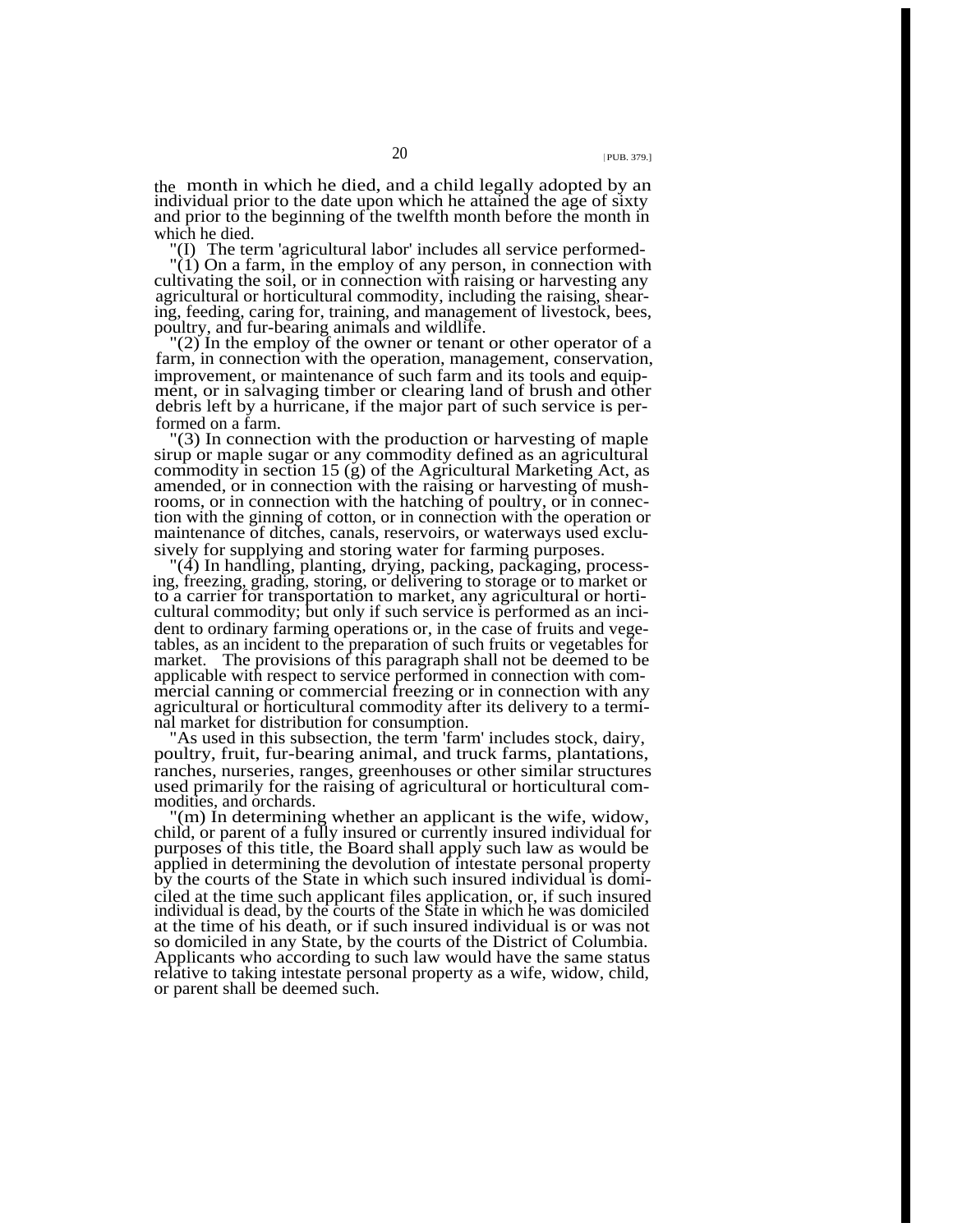the month in which he died, and a child legally adopted by an individual prior to the date upon which he attained the age of sixty and prior to the beginning of the twelfth month before the month in which he died.

"(l) The term 'agricultural labor' includes all service performed-

"(1) On a farm, in the employ of any person, in connection with cultivating the soil, or in connection with raising or harvesting any agricultural or horticultural commodity, including the raising, shearing, feeding, caring for, training, and management of livestock, bees, poultry, and fur-bearing animals and wildlife.

"(2) In the employ of the owner or tenant or other operator of a farm, in connection with the operation, management, conservation, improvement, or maintenance of such farm and its tools and equipment, or in salvaging timber or clearing land of brush and other debris left by a hurricane, if the major part of such service is performed on a farm.

"(3) In connection with the production or harvesting of maple sirup or maple sugar or any commodity defined as an agricultural commodity in section 15 (g) of the Agricultural Marketing Act, as amended, or in connection with the raising or harvesting of mushrooms, or in connection with the hatching of poultry, or in connection with the ginning of cotton, or in connection with the operation or maintenance of ditches, canals, reservoirs, or waterways used exclusively for supplying and storing water for farming purposes.

"(4) In handling, planting, drying, packing, packaging, processing, freezing, grading, storing, or delivering to storage or to market or to a carrier for transportation to market, any agricultural or horticultural commodity; but only if such service is performed as an incident to ordinary farming operations or, in the case of fruits and vegetables, as an incident to the preparation of such fruits or vegetables for market. The provisions of this paragraph shall not be deemed to be applicable with respect to service performed in connection with commercial canning or commercial freezing or in connection with any agricultural or horticultural commodity after its delivery to a terminal market for distribution for consumption.

"As used in this subsection, the term 'farm' includes stock, dairy, poultry, fruit, fur-bearing animal, and truck farms, plantations, ranches, nurseries, ranges, greenhouses or other similar structures used primarily for the raising of agricultural or horticultural commodities, and orchards.

"(m) In determining whether an applicant is the wife, widow, child, or parent of a fully insured or currently insured individual for purposes of this title, the Board shall apply such law as would be applied in determining the devolution of intestate personal property by the courts of the State in which such insured individual is domiciled at the time such applicant files application, or, if such insured individual is dead, by the courts of the State in which he was domiciled at the time of his death, or if such insured individual is or was not so domiciled in any State, by the courts of the District of Columbia. Applicants who according to such law would have the same status relative to taking intestate personal property as a wife, widow, child, or parent shall be deemed such.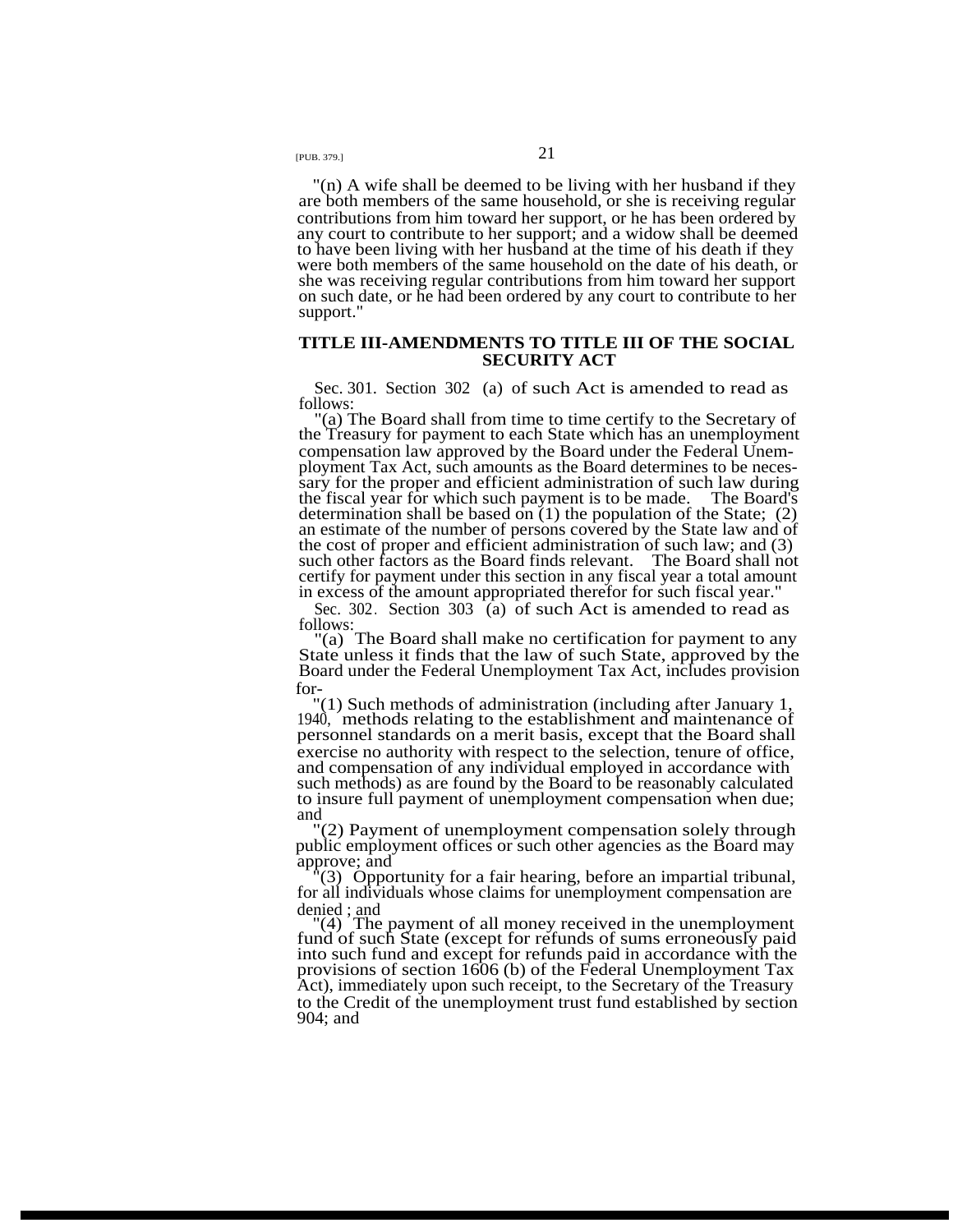"(n) A wife shall be deemed to be living with her husband if they are both members of the same household, or she is receiving regular contributions from him toward her support, or he has been ordered by any court to contribute to her support; and a widow shall be deemed to have been living with her husband at the time of his death if they were both members of the same household on the date of his death, or she was receiving regular contributions from him toward her support on such date, or he had been ordered by any court to contribute to her support."

## TITLE III-AMENDMENTS TO TITLE III OF THE SOCIAL SECURITY ACT

Sec. 301. Section 302 (a) of such Act is amended to read as follows:

"(a) The Board shall from time to time certify to the Secretary of the Treasury for payment to each State which has an unemployment compensation law approved by the Board under the Federal Unemployment Tax Act, such amounts as the Board determines to be necessary for the proper and efficient administration of such law during the fiscal year for which such payment is to be made. The Board's determination shall be based on (1) the population of the State; (2) an estimate of the number of persons covered by the State law and of the cost of proper and efficient administration of such law; and (3) such other factors as the Board finds relevant. The Board shall not certify for payment under this section in any fiscal year a total amount in excess of the amount appropriated therefor for such fiscal year."

Sec. 302. Section 303 (a) of such Act is amended to read as follows:

"(a) The Board shall make no certification for payment to any State unless it finds that the law of such State, approved by the Board under the Federal Unemployment Tax Act, includes provision for-

"(1) Such methods of administration (including after January 1, 1940, methods relating to the establishment and maintenance of personnel standards on a merit basis, except that the Board shall exercise no authority with respect to the selection, tenure of office, and compensation of any individual employed in accordance with such methods) as are found by the Board to be reasonably calculated to insure full payment of unemployment compensation when due; and

"(2) Payment of unemployment compensation solely through public employment offices or such other agencies as the Board may approve; and

"(3) Opportunity for a fair hearing, before an impartial tribunal, for all individuals whose claims for unemployment compensation are denied ; and

"(4) The payment of all money received in the unemployment fund of such State (except for refunds of sums erroneously paid into such fund and except for refunds paid in accordance with the provisions of section 1606 (b) of the Federal Unemployment Tax Act), immediately upon such receipt, to the Secretary of the Treasury to the Credit of the unemployment trust fund established by section 904; and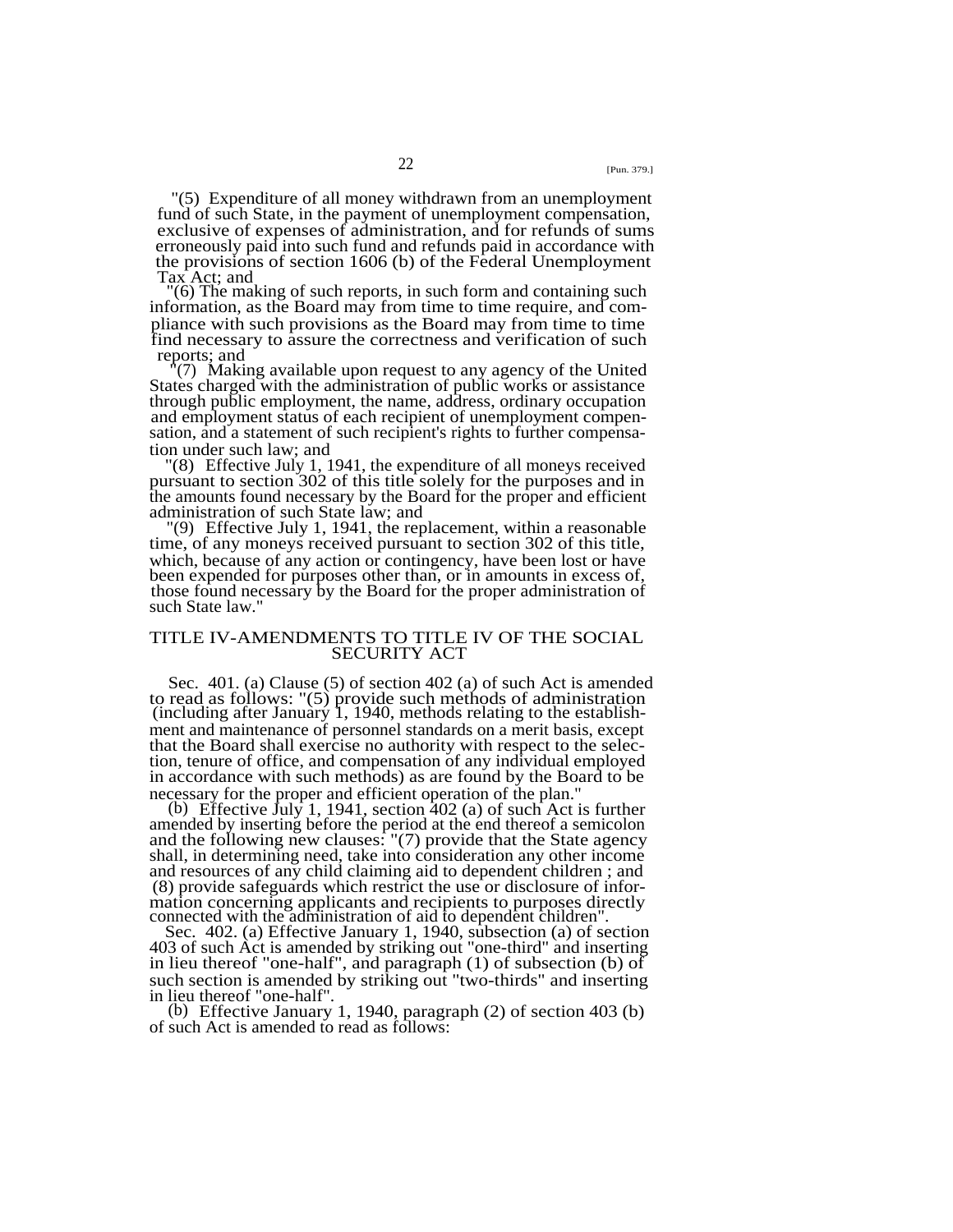"(5) Expenditure of all money withdrawn from an unemployment fund of such State, in the payment of unemployment compensation, exclusive of expenses of administration, and for refunds of sums erroneously paid into such fund and refunds paid in accordance with the provisions of section 1606 (b) of the Federal Unemployment Tax Act; and

"(6) The making of such reports, in such form and containing such information, as the Board may from time to time require, and compliance with such provisions as the Board may from time to time find necessary to assure the correctness and verification of such reports; and

"(7) Making available upon request to any agency of the United States charged with the administration of public works or assistance through public employment, the name, address, ordinary occupation and employment status of each recipient of unemployment compensation, and a statement of such recipient's rights to further compensation under such law; and

"(8) Effective July 1, 1941, the expenditure of all moneys received pursuant to section 302 of this title solely for the purposes and in the amounts found necessary by the Board for the proper and efficient administration of such State law; and

"(9) Effective July 1, 1941, the replacement, within a reasonable time, of any moneys received pursuant to section 302 of this title, which, because of any action or contingency, have been lost or have been expended for purposes other than, or in amounts in excess of, those found necessary by the Board for the proper administration of such State law."

## TITLE IV-AMENDMENTS TO TITLE IV OF THE SOCIAL SECURITY ACT

Sec. 401. (a) Clause (5) of section 402 (a) of such Act is amended to read as follows: "(5) provide such methods of administration (including after January 1, 1940, methods relating to the establishment and maintenance of personnel standards on a merit basis, except that the Board shall exercise no authority with respect to the selection, tenure of office, and compensation of any individual employed in accordance with such methods) as are found by the Board to be necessary for the proper and efficient operation of the plan."

(b) Effective July 1, 1941, section 402 (a) of such Act is further amended by inserting before the period at the end thereof a semicolon and the following new clauses: "(7) provide that the State agency shall, in determining need, take into consideration any other income and resources of any child claiming aid to dependent children ; and (8) provide safeguards which restrict the use or disclosure of information concerning applicants and recipients to purposes directly connected with the administration of aid to dependent children".

Sec. 402. (a) Effective January 1, 1940, subsection (a) of section 403 of such Act is amended by striking out "one-third" and inserting in lieu thereof "one-half", and paragraph (1) of subsection (b) of such section is amended by striking out "two-thirds" and inserting in lieu thereof "one-half".

(b) Effective January 1, 1940, paragraph (2) of section 403 (b) of such Act is amended to read as follows: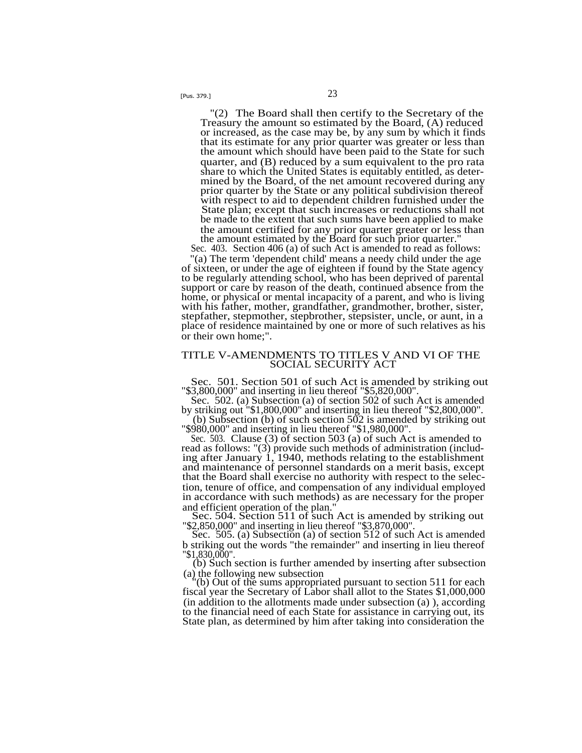"(2) The Board shall then certify to the Secretary of the Treasury the amount so estimated by the Board, (A) reduced or increased, as the case may be, by any sum by which it finds that its estimate for any prior quarter was greater or less than the amount which should have been paid to the State for such quarter, and (B) reduced by a sum equivalent to the pro rata share to which the United States is equitably entitled, as determined by the Board, of the net amount recovered during any prior quarter by the State or any political subdivision thereof with respect to aid to dependent children furnished under the State plan; except that such increases or reductions shall not be made to the extent that such sums have been applied to make the amount certified for any prior quarter greater or less than the amount estimated by the Board for such prior quarter."

Sec. 403. Section 406 (a) of such Act is amended to read as follows:

"(a) The term 'dependent child' means a needy child under the age of sixteen, or under the age of eighteen if found by the State agency to be regularly attending school, who has been deprived of parental support or care by reason of the death, continued absence from the home, or physical or mental incapacity of a parent, and who is living with his father, mother, grandfather, grandmother, brother, sister, stepfather, stepmother, stepbrother, stepsister, uncle, or aunt, in a place of residence maintained by one or more of such relatives as his or their own home;".

## TITLE V-AMENDMENTS TO TITLES V AND VI OF THE SOCIAL SECURITY ACT

Sec. 501. Section 501 of such Act is amended by striking out "$3,800,000" and inserting in lieu thereof "$5,820,000".

Sec. 502. (a) Subsection (a) of section 502 of such Act is amended by striking out "$1,800,000" and inserting in lieu thereof "$2,800,000".

(b) Subsection (b) of such section 502 is amended by striking out "$980,000" and inserting in lieu thereof "$1,980,000".

Sec. 503. Clause (3) of section 503 (a) of such Act is amended to read as follows: "(3) provide such methods of administration (including after January 1, 1940, methods relating to the establishment and maintenance of personnel standards on a merit basis, except that the Board shall exercise no authority with respect to the selection, tenure of office, and compensation of any individual employed in accordance with such methods) as are necessary for the proper and efficient operation of the plan."

Sec. 504. Section 511 of such Act is amended by striking out "$2,850,000" and inserting in lieu thereof "$3,870,000".

Sec. 505. (a) Subsection (a) of section 512 of such Act is amended b striking out the words "the remainder" and inserting in lieu thereof "$1,830,000".

(b) Such section is further amended by inserting after subsection (a) the following new subsection

"(b) Out of the sums appropriated pursuant to section 511 for each fiscal year the Secretary of Labor shall allot to the States $1,000,000 (in addition to the allotments made under subsection (a) ), according to the financial need of each State for assistance in carrying out, its State plan, as determined by him after taking into consideration the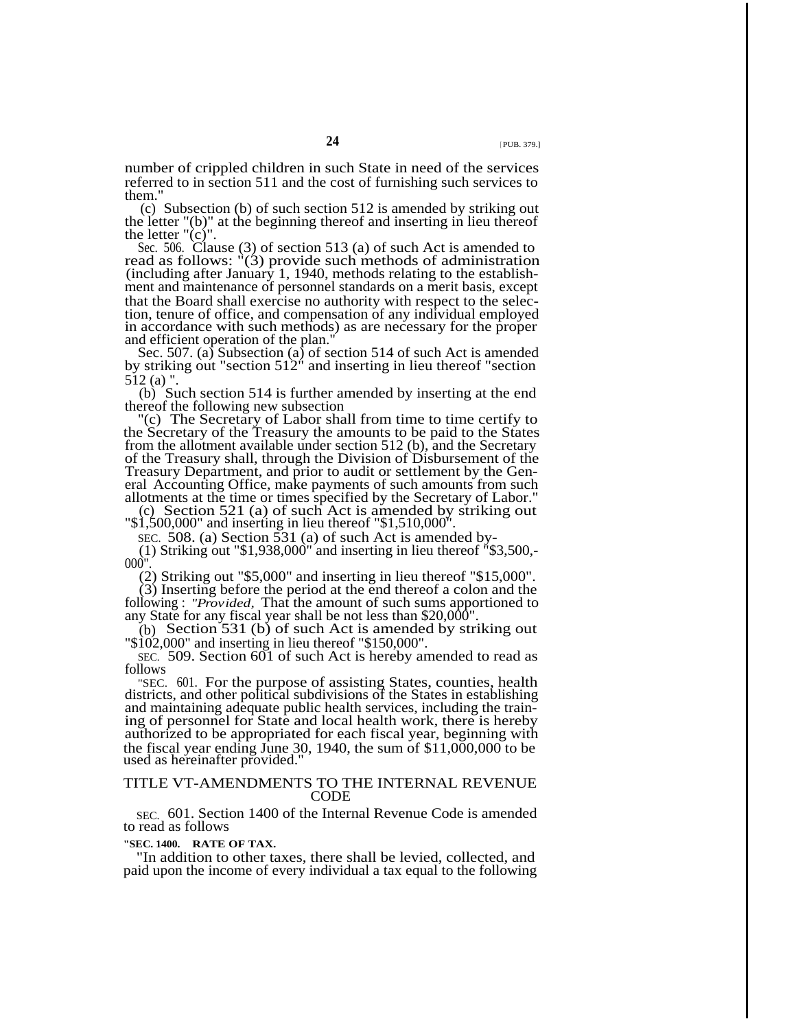number of crippled children in such State in need of the services referred to in section 511 and the cost of furnishing such services to them."

(c) Subsection (b) of such section 512 is amended by striking out the letter "(b)" at the beginning thereof and inserting in lieu thereof the letter "(c)".

SEC. 506. Clause (3) of section 513 (a) of such Act is amended to read as follows: "(3) provide such methods of administration (including after January 1, 1940, methods relating to the establishment and maintenance of personnel standards on a merit basis, except that the Board shall exercise no authority with respect to the selection, tenure of office, and compensation of any individual employed in accordance with such methods) as are necessary for the proper and efficient operation of the plan."

SEC. 507. (a) Subsection (a) of section 514 of such Act is amended by striking out "section 512" and inserting in lieu thereof "section 512 (a) ".

(b) Such section 514 is further amended by inserting at the end thereof the following new subsection

"(c) The Secretary of Labor shall from time to time certify to the Secretary of the Treasury the amounts to be paid to the States from the allotment available under section 512 (b), and the Secretary of the Treasury shall, through the Division of Disbursement of the Treasury Department, and prior to audit or settlement by the General Accounting Office, make payments of such amounts from such allotments at the time or times specified by the Secretary of Labor."

(c) Section 521 (a) of such Act is amended by striking out "$1,500,000" and inserting in lieu thereof "$1,510,000".

SEC. 508. (a) Section 531 (a) of such Act is amended by-

(1) Striking out "$1,938,000" and inserting in lieu thereof "$3,500,-000".

(2) Striking out "$5,000" and inserting in lieu thereof "$15,000".

(3) Inserting before the period at the end thereof a colon and the following : *"Provided,* That the amount of such sums apportioned to any State for any fiscal year shall be not less than $20,000".

(b) Section 531 (b) of such Act is amended by striking out "$102,000" and inserting in lieu thereof "$150,000".

SEC. 509. Section 601 of such Act is hereby amended to read as follows

"SEC. 601. For the purpose of assisting States, counties, health districts, and other political subdivisions of the States in establishing and maintaining adequate public health services, including the training of personnel for State and local health work, there is hereby authorized to be appropriated for each fiscal year, beginning with the fiscal year ending June 30, 1940, the sum of $11,000,000 to be used as hereinafter provided."

## TITLE VI-AMENDMENTS TO THE INTERNAL REVENUE CODE

SEC. 601. Section 1400 of the Internal Revenue Code is amended to read as follows

**"SEC. 1400. RATE OF TAX.**

"In addition to other taxes, there shall be levied, collected, and paid upon the income of every individual a tax equal to the following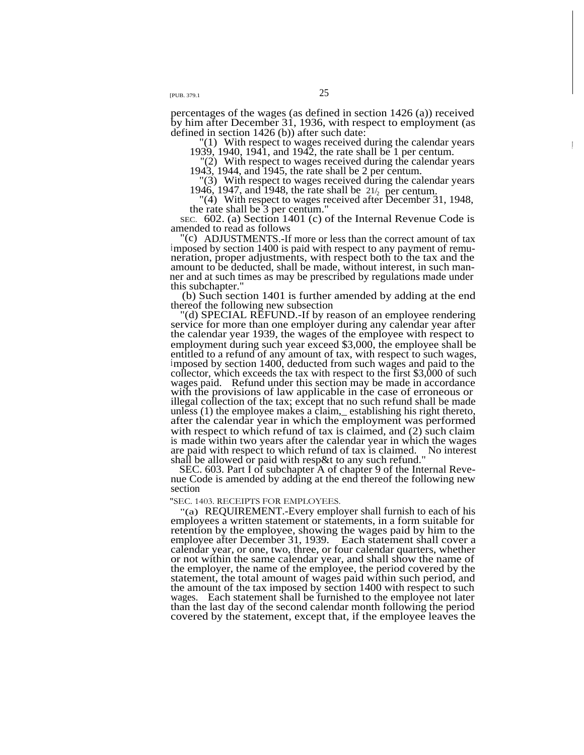percentages of the wages (as defined in section 1426 (a)) received by him after December 31, 1936, with respect to employment (as defined in section 1426 (b)) after such date:

"(1) With respect to wages received during the calendar years 1939, 1940, 1941, and 1942, the rate shall be 1 per centum.

"(2) With respect to wages received during the calendar years 1943, 1944, and 1945, the rate shall be 2 per centum.

"(3) With respect to wages received during the calendar years 1946, 1947, and 1948, the rate shall be 2½ per centum.

"(4) With respect to wages received after December 31, 1948, the rate shall be 3 per centum."

SEC. 602. (a) Section 1401 (c) of the Internal Revenue Code is amended to read as follows

"(c) ADJUSTMENTS.-If more or less than the correct amount of tax imposed by section 1400 is paid with respect to any payment of remuneration, proper adjustments, with respect both to the tax and the amount to be deducted, shall be made, without interest, in such manner and at such times as may be prescribed by regulations made under this subchapter."

(b) Such section 1401 is further amended by adding at the end thereof the following new subsection

"(d) SPECIAL REFUND.-If by reason of an employee rendering service for more than one employer during any calendar year after the calendar year 1939, the wages of the employee with respect to employment during such year exceed $3,000, the employee shall be entitled to a refund of any amount of tax, with respect to such wages, imposed by section 1400, deducted from such wages and paid to the collector, which exceeds the tax with respect to the first $3,000 of such wages paid. Refund under this section may be made in accordance with the provisions of law applicable in the case of erroneous or illegal collection of the tax; except that no such refund shall be made unless (1) the employee makes a claim, establishing his right thereto, after the calendar year in which the employment was performed with respect to which refund of tax is claimed, and (2) such claim is made within two years after the calendar year in which the wages are paid with respect to which refund of tax is claimed. No interest shall be allowed or paid with respect to any such refund."

SEC. 603. Part I of subchapter A of chapter 9 of the Internal Revenue Code is amended by adding at the end thereof the following new section

"SEC. 1403. RECEIPTS FOR EMPLOYEES.

"(a) REQUIREMENT.-Every employer shall furnish to each of his employees a written statement or statements, in a form suitable for retention by the employee, showing the wages paid by him to the employee after December 31, 1939. Each statement shall cover a calendar year, or one, two, three, or four calendar quarters, whether or not within the same calendar year, and shall show the name of the employer, the name of the employee, the period covered by the statement, the total amount of wages paid within such period, and the amount of the tax imposed by section 1400 with respect to such wages. Each statement shall be furnished to the employee not later than the last day of the second calendar month following the period covered by the statement, except that, if the employee leaves the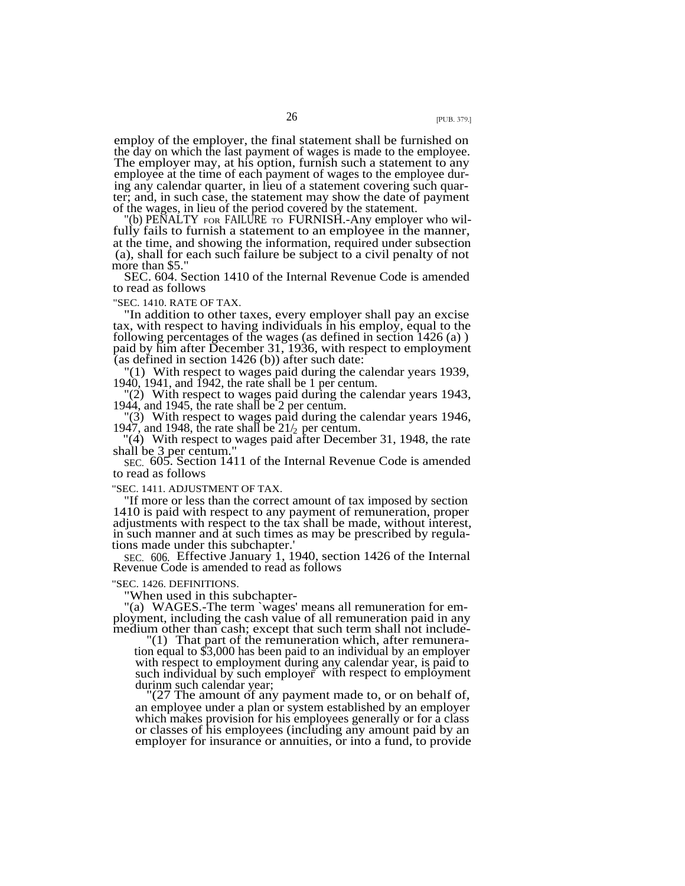employ of the employer, the final statement shall be furnished on the day on which the last payment of wages is made to the employee. The employer may, at his option, furnish such a statement to any employee at the time of each payment of wages to the employee during any calendar quarter, in lieu of a statement covering such quarter; and, in such case, the statement may show the date of payment of the wages, in lieu of the period covered by the statement.

"(b) PENALTY FOR FAILURE TO FURNISH.-Any employer who wilfully fails to furnish a statement to an employee in the manner, at the time, and showing the information, required under subsection (a), shall for each such failure be subject to a civil penalty of not more than $5."

SEC. 604. Section 1410 of the Internal Revenue Code is amended to read as follows

"SEC. 1410. RATE OF TAX.

"In addition to other taxes, every employer shall pay an excise tax, with respect to having individuals in his employ, equal to the following percentages of the wages (as defined in section 1426 (a) ) paid by him after December 31, 1936, with respect to employment (as defined in section 1426 (b)) after such date:

"(1) With respect to wages paid during the calendar years 1939, 1940, 1941, and 1942, the rate shall be 1 per centum.

"(2) With respect to wages paid during the calendar years 1943, 1944, and 1945, the rate shall be 2 per centum.

"(3) With respect to wages paid during the calendar years 1946, 1947, and 1948, the rate shall be $2\frac{1}{2}$ per centum.

"(4) With respect to wages paid after December 31, 1948, the rate shall be 3 per centum."

SEC. 605. Section 1411 of the Internal Revenue Code is amended to read as follows

"SEC. 1411. ADJUSTMENT OF TAX.

"If more or less than the correct amount of tax imposed by section 1410 is paid with respect to any payment of remuneration, proper adjustments with respect to the tax shall be made, without interest, in such manner and at such times as may be prescribed by regulations made under this subchapter.'

SEC. 606. Effective January 1, 1940, section 1426 of the Internal Revenue Code is amended to read as follows

"SEC. 1426. DEFINITIONS.

"When used in this subchapter-

"(a) WAGES.-The term `wages' means all remuneration for employment, including the cash value of all remuneration paid in any medium other than cash; except that such term shall not include-

"(1) That part of the remuneration which, after remuneration equal to $3,000 has been paid to an individual by an employer with respect to employment during any calendar year, is paid to such individual by such employer with respect to employment durinm such calendar year;

"(27 The amount of any payment made to, or on behalf of, an employee under a plan or system established by an employer which makes provision for his employees generally or for a class or classes of his employees (including any amount paid by an employer for insurance or annuities, or into a fund, to provide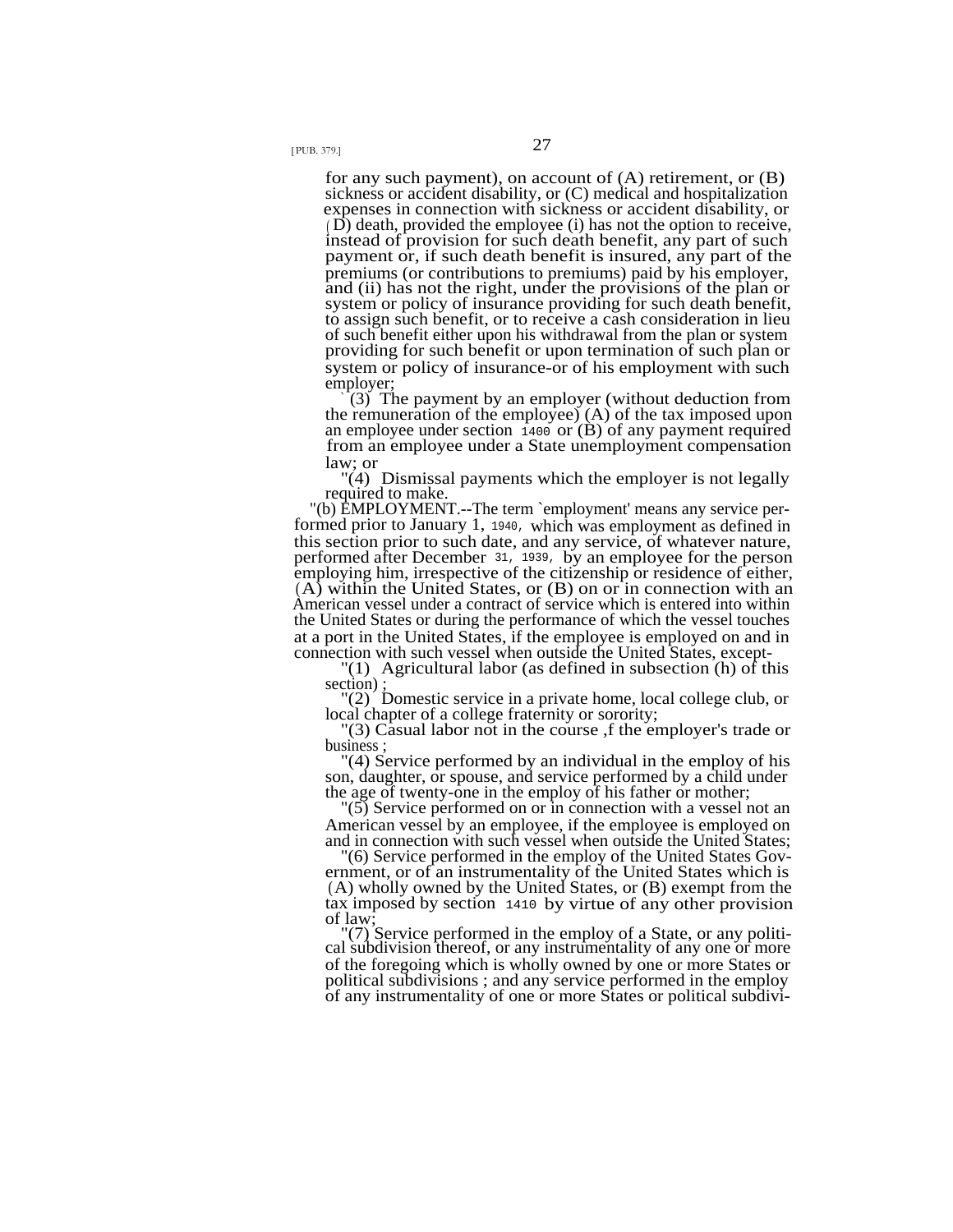for any such payment), on account of (A) retirement, or (B) sickness or accident disability, or (C) medical and hospitalization expenses in connection with sickness or accident disability, or (D) death, provided the employee (i) has not the option to receive, instead of provision for such death benefit, any part of such payment or, if such death benefit is insured, any part of the premiums (or contributions to premiums) paid by his employer, and (ii) has not the right, under the provisions of the plan or system or policy of insurance providing for such death benefit, to assign such benefit, or to receive a cash consideration in lieu of such benefit either upon his withdrawal from the plan or system providing for such benefit or upon termination of such plan or system or policy of insurance-or of his employment with such employer;

"(3) The payment by an employer (without deduction from the remuneration of the employee) (A) of the tax imposed upon an employee under section 1400 or (B) of any payment required from an employee under a State unemployment compensation law; or

"(4) Dismissal payments which the employer is not legally required to make.

"(b) EMPLOYMENT.--The term `employment' means any service performed prior to January 1, 1940, which was employment as defined in this section prior to such date, and any service, of whatever nature, performed after December 31, 1939, by an employee for the person employing him, irrespective of the citizenship or residence of either, (A) within the United States, or (B) on or in connection with an American vessel under a contract of service which is entered into within the United States or during the performance of which the vessel touches at a port in the United States, if the employee is employed on and in connection with such vessel when outside the United States, except-

"(1) Agricultural labor (as defined in subsection (h) of this section);

"(2) Domestic service in a private home, local college club, or local chapter of a college fraternity or sorority;

"(3) Casual labor not in the course ,f the employer's trade or business;

"(4) Service performed by an individual in the employ of his son, daughter, or spouse, and service performed by a child under the age of twenty-one in the employ of his father or mother;

"(5) Service performed on or in connection with a vessel not an American vessel by an employee, if the employee is employed on and in connection with such vessel when outside the United States;

"(6) Service performed in the employ of the United States Government, or of an instrumentality of the United States which is (A) wholly owned by the United States, or (B) exempt from the tax imposed by section 1410 by virtue of any other provision of law;

"(7) Service performed in the employ of a State, or any political subdivision thereof, or any instrumentality of any one or more of the foregoing which is wholly owned by one or more States or political subdivisions; and any service performed in the employ of any instrumentality of one or more States or political subdivi-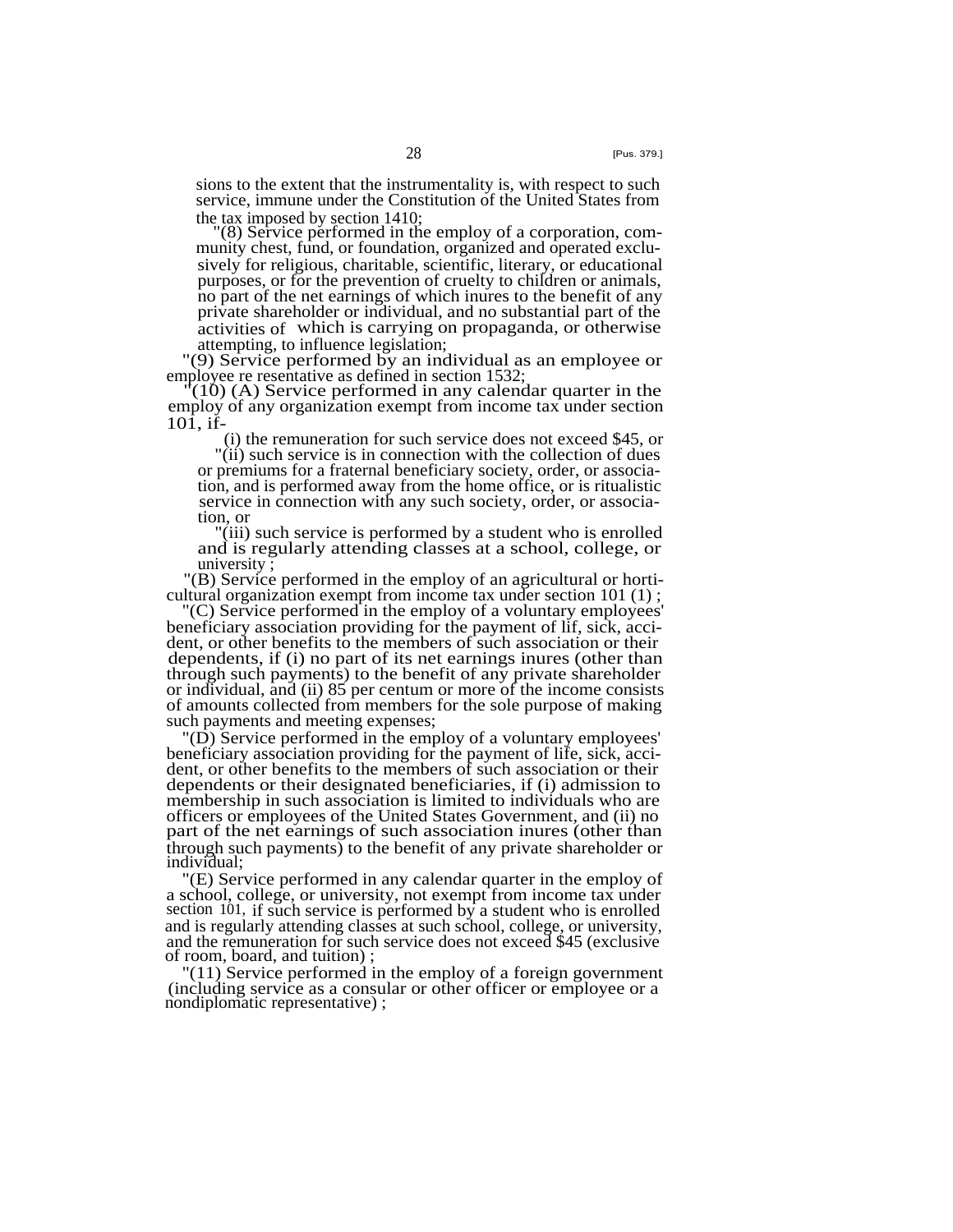sions to the extent that the instrumentality is, with respect to such service, immune under the Constitution of the United States from the tax imposed by section 1410;

"(8) Service performed in the employ of a corporation, community chest, fund, or foundation, organized and operated exclusively for religious, charitable, scientific, literary, or educational purposes, or for the prevention of cruelty to children or animals, no part of the net earnings of which inures to the benefit of any private shareholder or individual, and no substantial part of the activities of which is carrying on propaganda, or otherwise attempting, to influence legislation;

"(9) Service performed by an individual as an employee or employee re resentative as defined in section 1532;

"(10) (A) Service performed in any calendar quarter in the employ of any organization exempt from income tax under section 101, if-

(i) the remuneration for such service does not exceed $45, or

"(ii) such service is in connection with the collection of dues or premiums for a fraternal beneficiary society, order, or association, and is performed away from the home office, or is ritualistic service in connection with any such society, order, or association, or

"(iii) such service is performed by a student who is enrolled and is regularly attending classes at a school, college, or university ;

"(B) Service performed in the employ of an agricultural or horticultural organization exempt from income tax under section 101 (1) ;

"(C) Service performed in the employ of a voluntary employees' beneficiary association providing for the payment of lif, sick, accident, or other benefits to the members of such association or their dependents, if (i) no part of its net earnings inures (other than through such payments) to the benefit of any private shareholder or individual, and (ii) 85 per centum or more of the income consists of amounts collected from members for the sole purpose of making such payments and meeting expenses;

"(D) Service performed in the employ of a voluntary employees' beneficiary association providing for the payment of life, sick, accident, or other benefits to the members of such association or their dependents or their designated beneficiaries, if (i) admission to membership in such association is limited to individuals who are officers or employees of the United States Government, and (ii) no part of the net earnings of such association inures (other than through such payments) to the benefit of any private shareholder or individual;

"(E) Service performed in any calendar quarter in the employ of a school, college, or university, not exempt from income tax under section 101, if such service is performed by a student who is enrolled and is regularly attending classes at such school, college, or university, and the remuneration for such service does not exceed $45 (exclusive of room, board, and tuition) ;

"(11) Service performed in the employ of a foreign government (including service as a consular or other officer or employee or a nondiplomatic representative) ;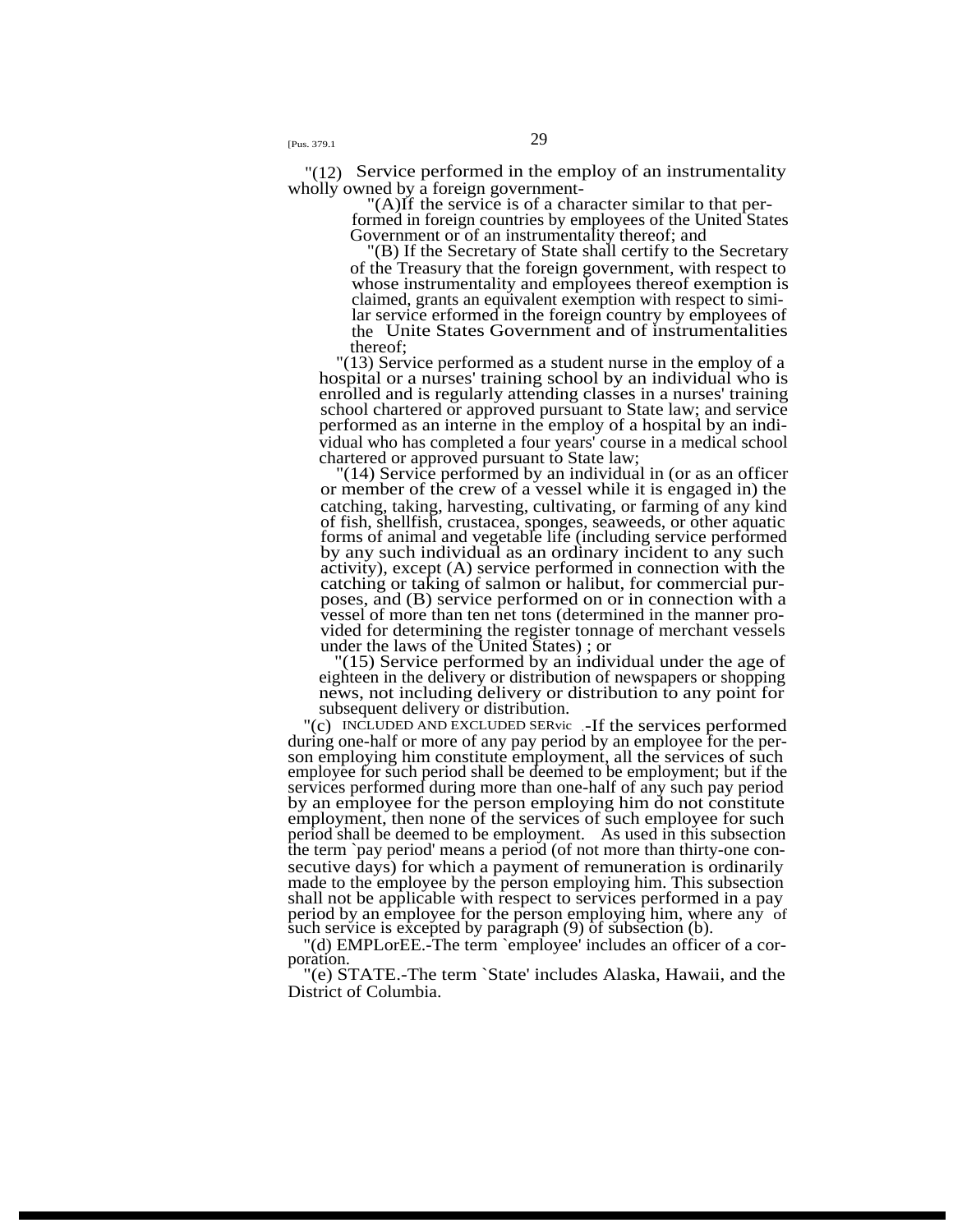"(12) Service performed in the employ of an instrumentality wholly owned by a foreign government-

"(A) If the service is of a character similar to that performed in foreign countries by employees of the United States Government or of an instrumentality thereof; and

"(B) If the Secretary of State shall certify to the Secretary of the Treasury that the foreign government, with respect to whose instrumentality and employees thereof exemption is claimed, grants an equivalent exemption with respect to similar service erformed in the foreign country by employees of the Unite States Government and of instrumentalities thereof;

"(13) Service performed as a student nurse in the employ of a hospital or a nurses' training school by an individual who is enrolled and is regularly attending classes in a nurses' training school chartered or approved pursuant to State law; and service performed as an interne in the employ of a hospital by an individual who has completed a four years' course in a medical school chartered or approved pursuant to State law;

"(14) Service performed by an individual in (or as an officer or member of the crew of a vessel while it is engaged in) the catching, taking, harvesting, cultivating, or farming of any kind of fish, shellfish, crustacea, sponges, seaweeds, or other aquatic forms of animal and vegetable life (including service performed by any such individual as an ordinary incident to any such activity), except (A) service performed in connection with the catching or taking of salmon or halibut, for commercial purposes, and (B) service performed on or in connection with a vessel of more than ten net tons (determined in the manner provided for determining the register tonnage of merchant vessels under the laws of the United States) ; or

"(15) Service performed by an individual under the age of eighteen in the delivery or distribution of newspapers or shopping news, not including delivery or distribution to any point for subsequent delivery or distribution.

"(c) INCLUDED AND EXCLUDED SERVICE.-If the services performed during one-half or more of any pay period by an employee for the person employing him constitute employment, all the services of such employee for such period shall be deemed to be employment; but if the services performed during more than one-half of any such pay period by an employee for the person employing him do not constitute employment, then none of the services of such employee for such period shall be deemed to be employment. As used in this subsection the term 'pay period' means a period (of not more than thirty-one consecutive days) for which a payment of remuneration is ordinarily made to the employee by the person employing him. This subsection shall not be applicable with respect to services performed in a pay period by an employee for the person employing him, where any of such service is excepted by paragraph (9) of subsection (b).

"(d) EMPLOYEE.-The term 'employee' includes an officer of a corporation.

"(e) STATE.-The term 'State' includes Alaska, Hawaii, and the District of Columbia.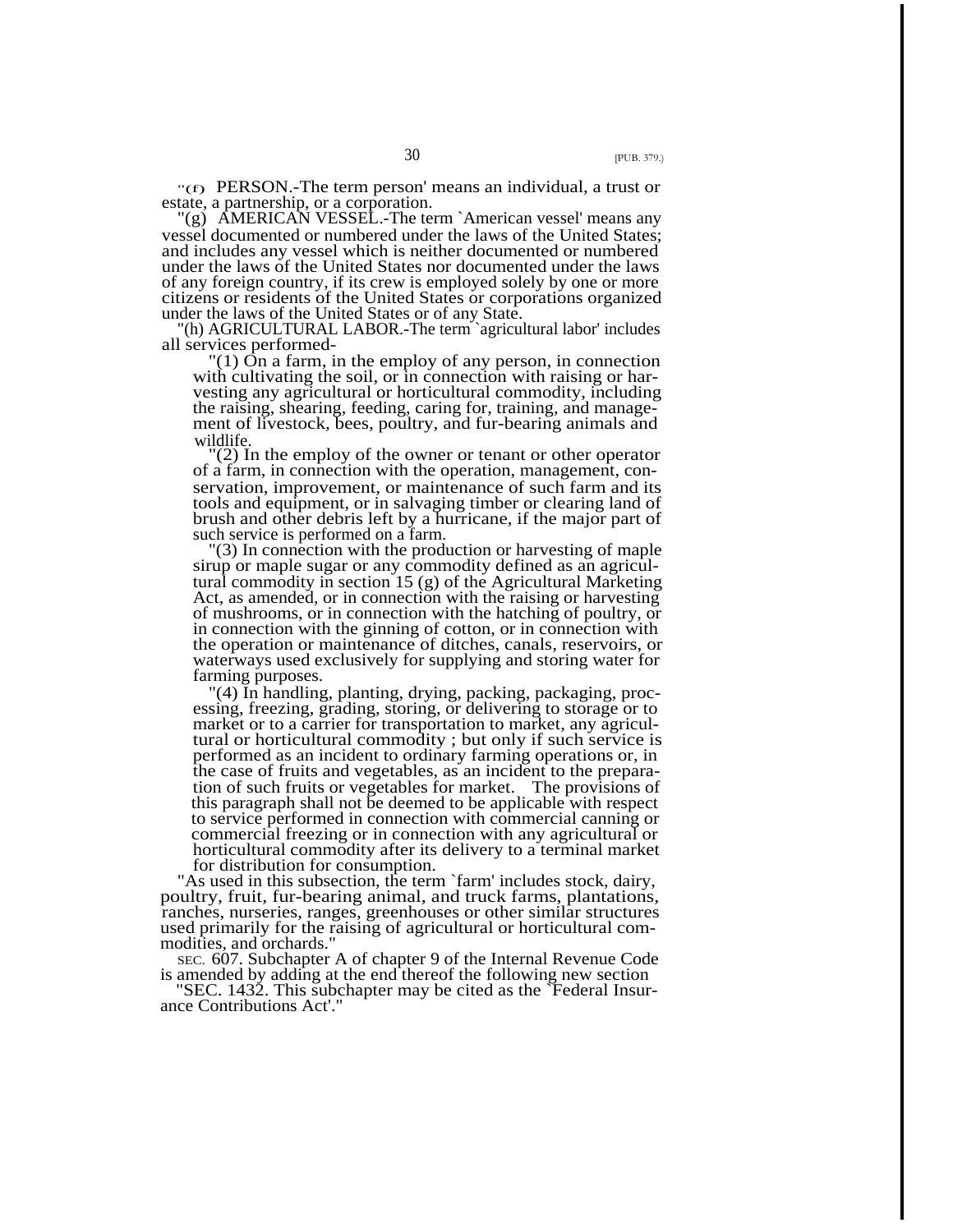"(f) PERSON.-The term person' means an individual, a trust or estate, a partnership, or a corporation.

"(g) AMERICAN VESSEL.-The term `American vessel' means any vessel documented or numbered under the laws of the United States; and includes any vessel which is neither documented or numbered under the laws of the United States nor documented under the laws of any foreign country, if its crew is employed solely by one or more citizens or residents of the United States or corporations organized under the laws of the United States or of any State.

"(h) AGRICULTURAL LABOR.-The term `agricultural labor' includes all services performed-

"(1) On a farm, in the employ of any person, in connection with cultivating the soil, or in connection with raising or harvesting any agricultural or horticultural commodity, including the raising, shearing, feeding, caring for, training, and management of livestock, bees, poultry, and fur-bearing animals and wildlife.

"(2) In the employ of the owner or tenant or other operator of a farm, in connection with the operation, management, conservation, improvement, or maintenance of such farm and its tools and equipment, or in salvaging timber or clearing land of brush and other debris left by a hurricane, if the major part of such service is performed on a farm.

"(3) In connection with the production or harvesting of maple sirup or maple sugar or any commodity defined as an agricultural commodity in section 15 (g) of the Agricultural Marketing Act, as amended, or in connection with the raising or harvesting of mushrooms, or in connection with the hatching of poultry, or in connection with the ginning of cotton, or in connection with the operation or maintenance of ditches, canals, reservoirs, or waterways used exclusively for supplying and storing water for farming purposes.

"(4) In handling, planting, drying, packing, packaging, processing, freezing, grading, storing, or delivering to storage or to market or to a carrier for transportation to market, any agricultural or horticultural commodity ; but only if such service is performed as an incident to ordinary farming operations or, in the case of fruits and vegetables, as an incident to the preparation of such fruits or vegetables for market. The provisions of this paragraph shall not be deemed to be applicable with respect to service performed in connection with commercial canning or commercial freezing or in connection with any agricultural or horticultural commodity after its delivery to a terminal market for distribution for consumption.

"As used in this subsection, the term `farm' includes stock, dairy, poultry, fruit, fur-bearing animal, and truck farms, plantations, ranches, nurseries, ranges, greenhouses or other similar structures used primarily for the raising of agricultural or horticultural commodities, and orchards."

SEC. 607. Subchapter A of chapter 9 of the Internal Revenue Code is amended by adding at the end thereof the following new section

"SEC. 1432. This subchapter may be cited as the `Federal Insurance Contributions Act'."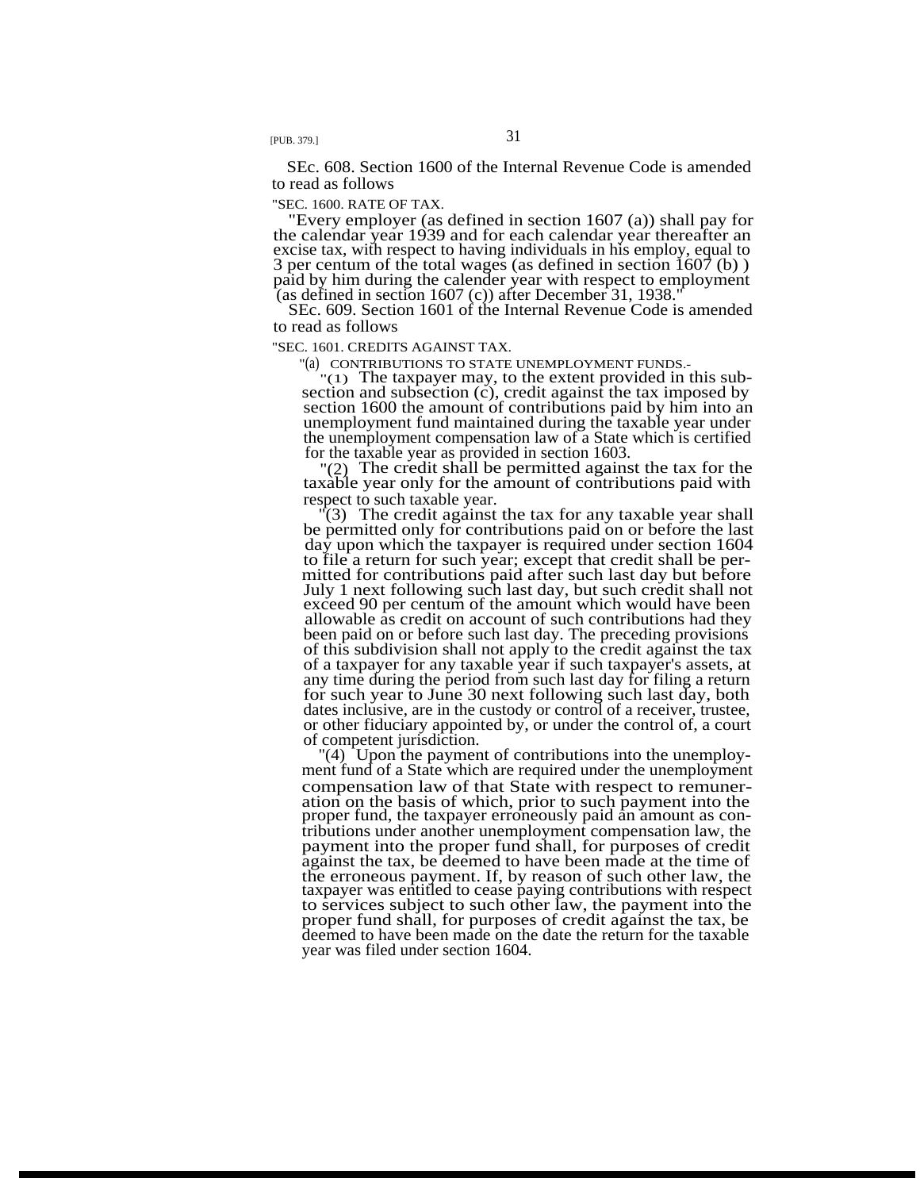SEc. 608. Section 1600 of the Internal Revenue Code is amended to read as follows

"SEC. 1600. RATE OF TAX.

"Every employer (as defined in section 1607 (a)) shall pay for the calendar year 1939 and for each calendar year thereafter an excise tax, with respect to having individuals in his employ, equal to 3 per centum of the total wages (as defined in section 1607 (b) ) paid by him during the calender year with respect to employment (as defined in section 1607 (c)) after December 31, 1938."

SEc. 609. Section 1601 of the Internal Revenue Code is amended to read as follows

"SEC. 1601. CREDITS AGAINST TAX.

"(a) CONTRIBUTIONS TO STATE UNEMPLOYMENT FUNDS.-

"(1) The taxpayer may, to the extent provided in this subsection and subsection (c), credit against the tax imposed by section 1600 the amount of contributions paid by him into an unemployment fund maintained during the taxable year under the unemployment compensation law of a State which is certified for the taxable year as provided in section 1603.

"(2) The credit shall be permitted against the tax for the taxable year only for the amount of contributions paid with respect to such taxable year.

"(3) The credit against the tax for any taxable year shall be permitted only for contributions paid on or before the last day upon which the taxpayer is required under section 1604 to file a return for such year; except that credit shall be permitted for contributions paid after such last day but before July 1 next following such last day, but such credit shall not exceed 90 per centum of the amount which would have been allowable as credit on account of such contributions had they been paid on or before such last day. The preceding provisions of this subdivision shall not apply to the credit against the tax of a taxpayer for any taxable year if such taxpayer's assets, at any time during the period from such last day for filing a return for such year to June 30 next following such last day, both dates inclusive, are in the custody or control of a receiver, trustee, or other fiduciary appointed by, or under the control of, a court of competent jurisdiction.

"(4) Upon the payment of contributions into the unemployment fund of a State which are required under the unemployment compensation law of that State with respect to remuneration on the basis of which, prior to such payment into the proper fund, the taxpayer erroneously paid an amount as contributions under another unemployment compensation law, the payment into the proper fund shall, for purposes of credit against the tax, be deemed to have been made at the time of the erroneous payment. If, by reason of such other law, the taxpayer was entitled to cease paying contributions with respect to services subject to such other law, the payment into the proper fund shall, for purposes of credit against the tax, be deemed to have been made on the date the return for the taxable year was filed under section 1604.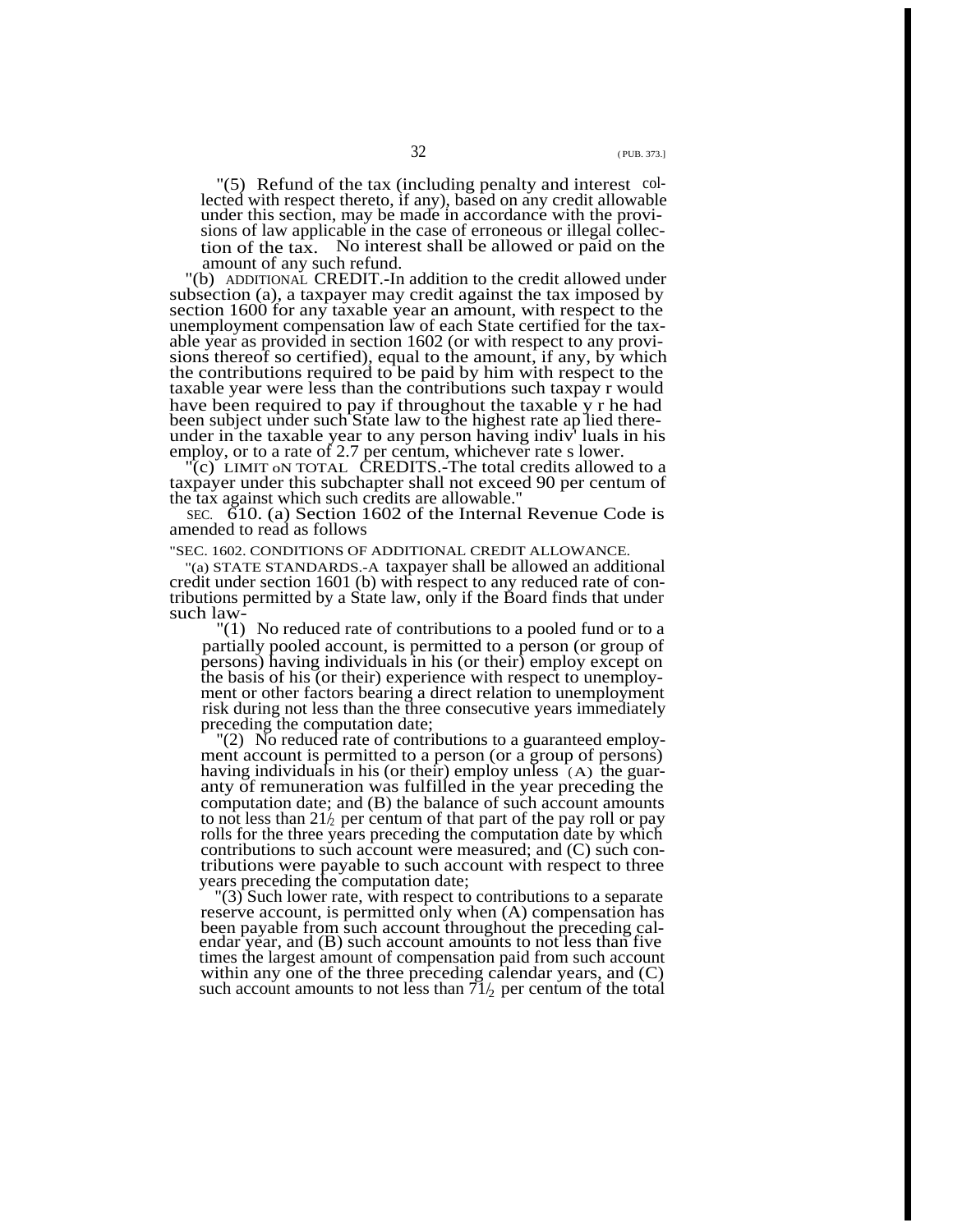"(5) Refund of the tax (including penalty and interest collected with respect thereto, if any), based on any credit allowable under this section, may be made in accordance with the provisions of law applicable in the case of erroneous or illegal collection of the tax. No interest shall be allowed or paid on the amount of any such refund.

"(b) ADDITIONAL CREDIT.-In addition to the credit allowed under subsection (a), a taxpayer may credit against the tax imposed by section 1600 for any taxable year an amount, with respect to the unemployment compensation law of each State certified for the taxable year as provided in section 1602 (or with respect to any provisions thereof so certified), equal to the amount, if any, by which the contributions required to be paid by him with respect to the taxable year were less than the contributions such taxpay r would have been required to pay if throughout the taxable y r he had been subject under such State law to the highest rate ap lied thereunder in the taxable year to any person having indiv' luals in his employ, or to a rate of 2.7 per centum, whichever rate s lower.

"(c) LIMIT ON TOTAL CREDITS.-The total credits allowed to a taxpayer under this subchapter shall not exceed 90 per centum of the tax against which such credits are allowable."

SEC. 610. (a) Section 1602 of the Internal Revenue Code is amended to read as follows

"SEC. 1602. CONDITIONS OF ADDITIONAL CREDIT ALLOWANCE.

"(a) STATE STANDARDS.-A taxpayer shall be allowed an additional credit under section 1601 (b) with respect to any reduced rate of contributions permitted by a State law, only if the Board finds that under such law-

"(1) No reduced rate of contributions to a pooled fund or to a partially pooled account, is permitted to a person (or group of persons) having individuals in his (or their) employ except on the basis of his (or their) experience with respect to unemployment or other factors bearing a direct relation to unemployment risk during not less than the three consecutive years immediately preceding the computation date;

"(2) No reduced rate of contributions to a guaranteed employment account is permitted to a person (or a group of persons) having individuals in his (or their) employ unless (A) the guaranty of remuneration was fulfilled in the year preceding the computation date; and (B) the balance of such account amounts to not less than 2½ per centum of that part of the pay roll or pay rolls for the three years preceding the computation date by which contributions to such account were measured; and (C) such contributions were payable to such account with respect to three years preceding the computation date;

"(3) Such lower rate, with respect to contributions to a separate reserve account, is permitted only when (A) compensation has been payable from such account throughout the preceding calendar year, and (B) such account amounts to not less than five times the largest amount of compensation paid from such account within any one of the three preceding calendar years, and (C) such account amounts to not less than 7½ per centum of the total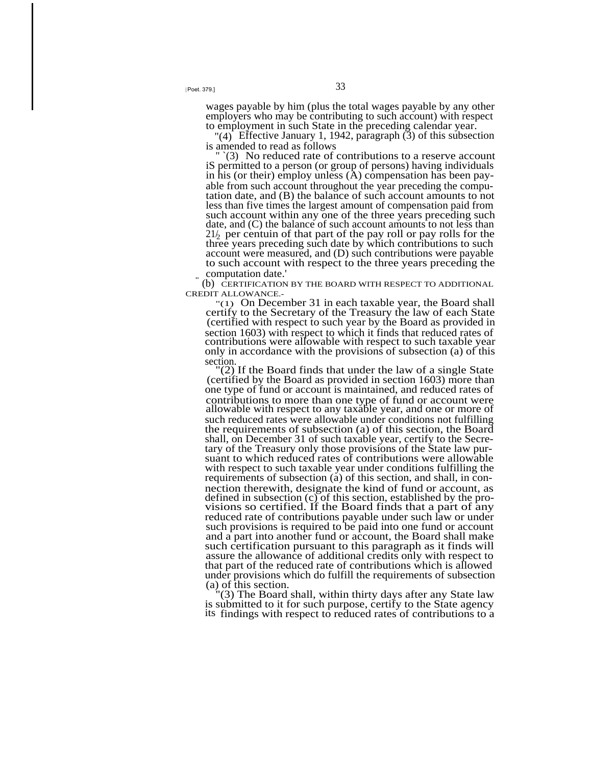wages payable by him (plus the total wages payable by any other employers who may be contributing to such account) with respect to employment in such State in the preceding calendar year.

"(4) Effective January 1, 1942, paragraph (3) of this subsection is amended to read as follows

" `(3) No reduced rate of contributions to a reserve account iS permitted to a person (or group of persons) having individuals in his (or their) employ unless (A) compensation has been payable from such account throughout the year preceding the computation date, and (B) the balance of such account amounts to not less than five times the largest amount of compensation paid from such account within any one of the three years preceding such date, and (C) the balance of such account amounts to not less than 2½ per centuin of that part of the pay roll or pay rolls for the three years preceding such date by which contributions to such account were measured, and (D) such contributions were payable to such account with respect to the three years preceding the computation date.'

" (b) CERTIFICATION BY THE BOARD WITH RESPECT TO ADDITIONAL CREDIT ALLOWANCE.-

"(1) On December 31 in each taxable year, the Board shall certify to the Secretary of the Treasury the law of each State (certified with respect to such year by the Board as provided in section 1603) with respect to which it finds that reduced rates of contributions were allowable with respect to such taxable year only in accordance with the provisions of subsection (a) of this section.

"(2) If the Board finds that under the law of a single State (certified by the Board as provided in section 1603) more than one type of fund or account is maintained, and reduced rates of contributions to more than one type of fund or account were allowable with respect to any taxable year, and one or more of such reduced rates were allowable under conditions not fulfilling the requirements of subsection (a) of this section, the Board shall, on December 31 of such taxable year, certify to the Secretary of the Treasury only those provisions of the State law pursuant to which reduced rates of contributions were allowable with respect to such taxable year under conditions fulfilling the requirements of subsection (a) of this section, and shall, in connection therewith, designate the kind of fund or account, as defined in subsection (c) of this section, established by the provisions so certified. If the Board finds that a part of any reduced rate of contributions payable under such law or under such provisions is required to be paid into one fund or account and a part into another fund or account, the Board shall make such certification pursuant to this paragraph as it finds will assure the allowance of additional credits only with respect to that part of the reduced rate of contributions which is allowed under provisions which do fulfill the requirements of subsection (a) of this section.

"(3) The Board shall, within thirty days after any State law is submitted to it for such purpose, certify to the State agency its findings with respect to reduced rates of contributions to a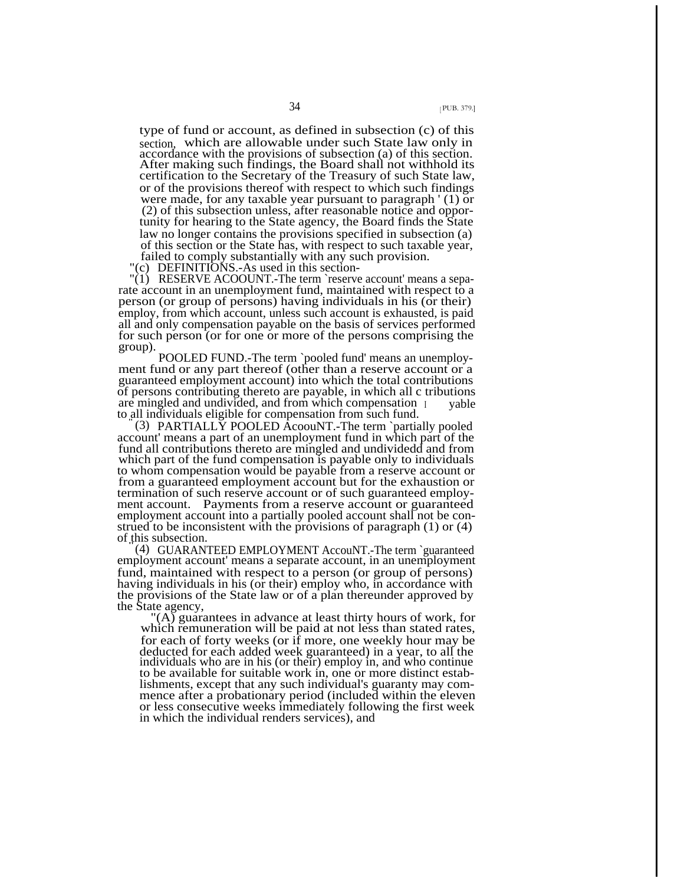type of fund or account, as defined in subsection (c) of this section, which are allowable under such State law only in accordance with the provisions of subsection (a) of this section. After making such findings, the Board shall not withhold its certification to the Secretary of the Treasury of such State law, or of the provisions thereof with respect to which such findings were made, for any taxable year pursuant to paragraph (1) or (2) of this subsection unless, after reasonable notice and opportunity for hearing to the State agency, the Board finds the State law no longer contains the provisions specified in subsection (a) of this section or the State has, with respect to such taxable year, failed to comply substantially with any such provision.

"(c) DEFINITIONS.-As used in this section-

"(1) RESERVE ACCOUNT.-The term `reserve account' means a separate account in an unemployment fund, maintained with respect to a person (or group of persons) having individuals in his (or their) employ, from which account, unless such account is exhausted, is paid all and only compensation payable on the basis of services performed for such person (or for one or more of the persons comprising the group).

"(2) POOLED FUND.-The term `pooled fund' means an unemployment fund or any part thereof (other than a reserve account or a guaranteed employment account) into which the total contributions of persons contributing thereto are payable, in which all contributions are mingled and undivided, and from which compensation is payable to all individuals eligible for compensation from such fund.

"(3) PARTIALLY POOLED ACCOUNT.-The term `partially pooled account' means a part of an unemployment fund in which part of the fund all contributions thereto are mingled and undividedd and from which part of the fund compensation is payable only to individuals to whom compensation would be payable from a reserve account or from a guaranteed employment account but for the exhaustion or termination of such reserve account or of such guaranteed employment account. Payments from a reserve account or guaranteed employment account into a partially pooled account shall not be construed to be inconsistent with the provisions of paragraph (1) or (4) of this subsection.

"(4) GUARANTEED EMPLOYMENT ACCOUNT.-The term `guaranteed employment account' means a separate account, in an unemployment fund, maintained with respect to a person (or group of persons) having individuals in his (or their) employ who, in accordance with the provisions of the State law or of a plan thereunder approved by the State agency,

"(A) guarantees in advance at least thirty hours of work, for which remuneration will be paid at not less than stated rates, for each of forty weeks (or if more, one weekly hour may be deducted for each added week guaranteed) in a year, to all the individuals who are in his (or their) employ in, and who continue to be available for suitable work in, one or more distinct establishments, except that any such individual's guaranty may commence after a probationary period (included within the eleven or less consecutive weeks immediately following the first week in which the individual renders services), and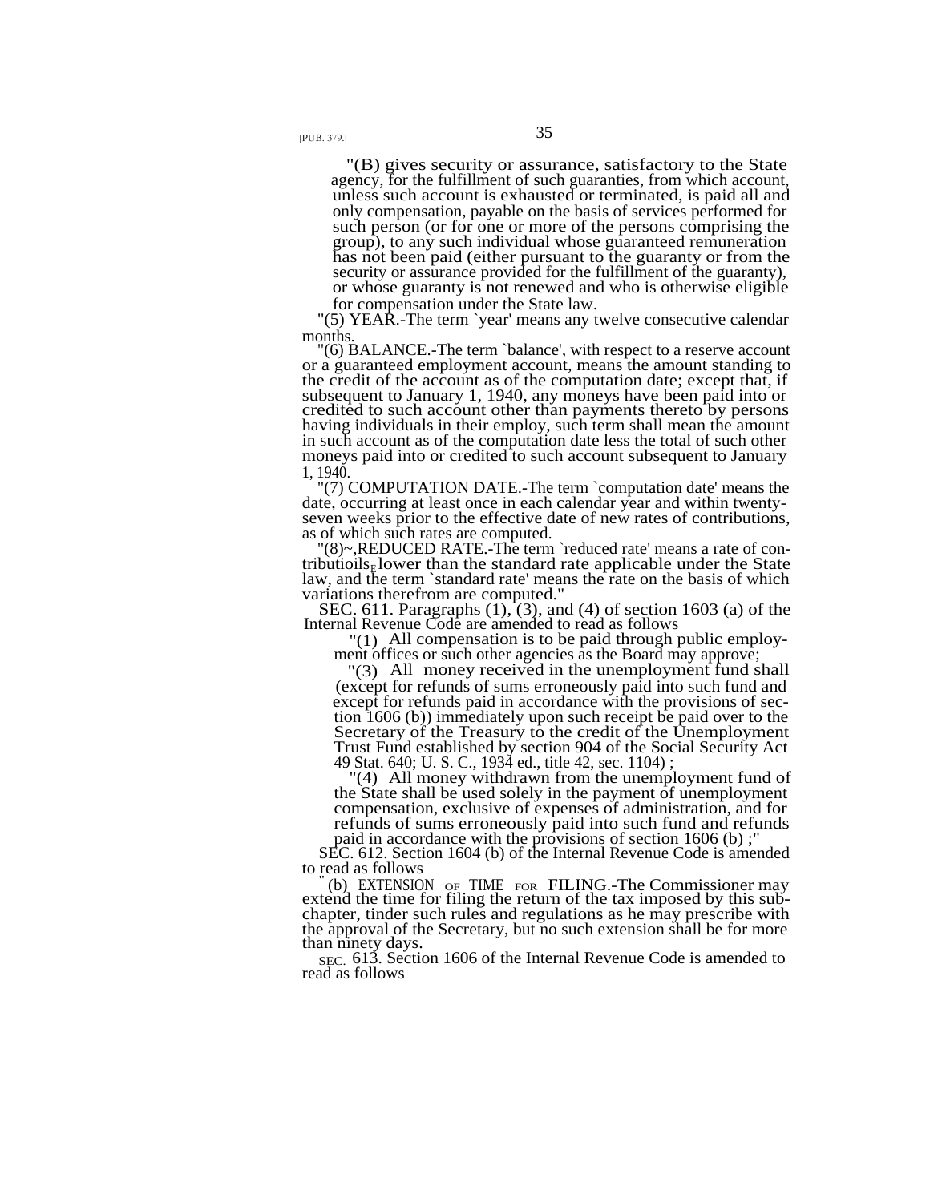"(B) gives security or assurance, satisfactory to the State agency, for the fulfillment of such guaranties, from which account, unless such account is exhausted or terminated, is paid all and only compensation, payable on the basis of services performed for such person (or for one or more of the persons comprising the group), to any such individual whose guaranteed remuneration has not been paid (either pursuant to the guaranty or from the security or assurance provided for the fulfillment of the guaranty), or whose guaranty is not renewed and who is otherwise eligible for compensation under the State law.

"(5) YEAR.-The term `year' means any twelve consecutive calendar months.

"(6) BALANCE.-The term `balance', with respect to a reserve account or a guaranteed employment account, means the amount standing to the credit of the account as of the computation date; except that, if subsequent to January 1, 1940, any moneys have been paid into or credited to such account other than payments thereto by persons having individuals in their employ, such term shall mean the amount in such account as of the computation date less the total of such other moneys paid into or credited to such account subsequent to January 1, 1940.

"(7) COMPUTATION DATE.-The term `computation date' means the date, occurring at least once in each calendar year and within twenty-seven weeks prior to the effective date of new rates of contributions, as of which such rates are computed.

"(8)~,REDUCED RATE.-The term `reduced rate' means a rate of contributioils lower than the standard rate applicable under the State law, and the term `standard rate' means the rate on the basis of which variations therefrom are computed."

SEC. 611. Paragraphs (1), (3), and (4) of section 1603 (a) of the Internal Revenue Code are amended to read as follows

"(1) All compensation is to be paid through public employment offices or such other agencies as the Board may approve;

"(3) All money received in the unemployment fund shall (except for refunds of sums erroneously paid into such fund and except for refunds paid in accordance with the provisions of section 1606 (b)) immediately upon such receipt be paid over to the Secretary of the Treasury to the credit of the Unemployment Trust Fund established by section 904 of the Social Security Act 49 Stat. 640; U. S. C., 1934 ed., title 42, sec. 1104) ;

"(4) All money withdrawn from the unemployment fund of the State shall be used solely in the payment of unemployment compensation, exclusive of expenses of administration, and for refunds of sums erroneously paid into such fund and refunds paid in accordance with the provisions of section 1606 (b) ;"

SEC. 612. Section 1604 (b) of the Internal Revenue Code is amended to read as follows

"(b) EXTENSION OF TIME FOR FILING.-The Commissioner may extend the time for filing the return of the tax imposed by this subchapter, tinder such rules and regulations as he may prescribe with the approval of the Secretary, but no such extension shall be for more than ninety days.

SEC. 613. Section 1606 of the Internal Revenue Code is amended to read as follows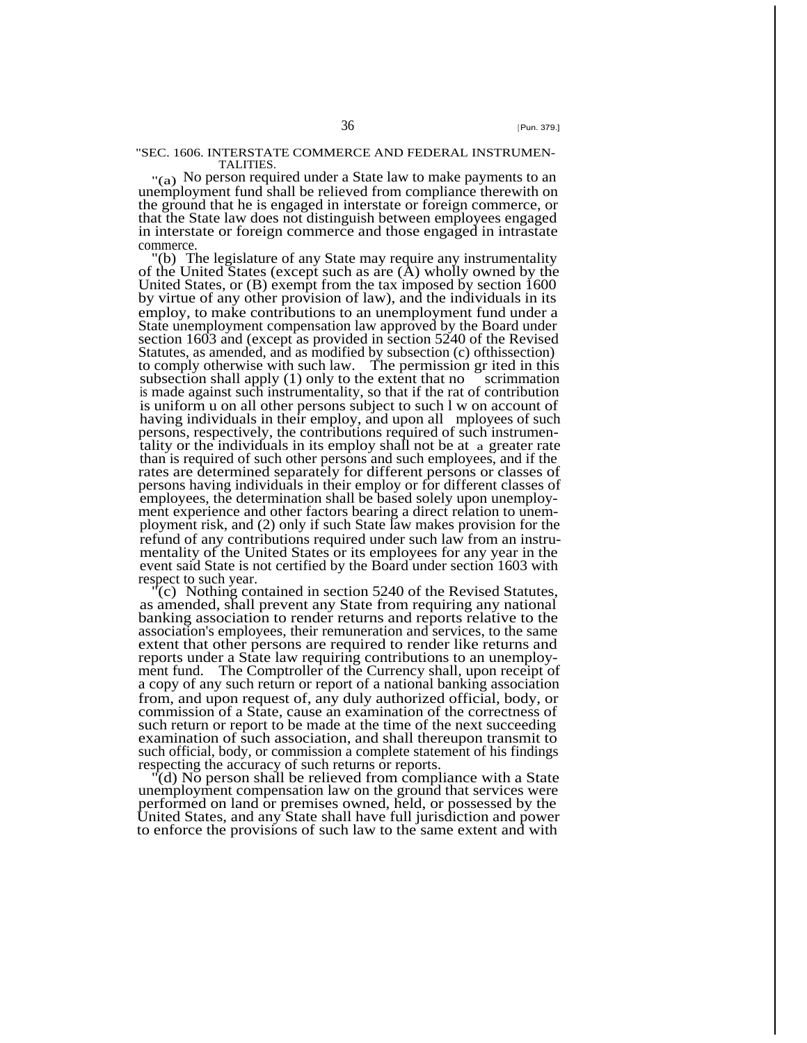"SEC. 1606. INTERSTATE COMMERCE AND FEDERAL INSTRUMENTALITIES.

"(a) No person required under a State law to make payments to an unemployment fund shall be relieved from compliance therewith on the ground that he is engaged in interstate or foreign commerce, or that the State law does not distinguish between employees engaged in interstate or foreign commerce and those engaged in intrastate commerce.

"(b) The legislature of any State may require any instrumentality of the United States (except such as are (A) wholly owned by the United States, or (B) exempt from the tax imposed by section 1600 by virtue of any other provision of law), and the individuals in its employ, to make contributions to an unemployment fund under a State unemployment compensation law approved by the Board under section 1603 and (except as provided in section 5240 of the Revised Statutes, as amended, and as modified by subsection (c) ofthissection) to comply otherwise with such law. The permission gr ited in this subsection shall apply (1) only to the extent that no scrimmation is made against such instrumentality, so that if the rat of contribution is uniform u on all other persons subject to such l w on account of having individuals in their employ, and upon all mployees of such persons, respectively, the contributions required of such instrumentality or the individuals in its employ shall not be at a greater rate than is required of such other persons and such employees, and if the rates are determined separately for different persons or classes of persons having individuals in their employ or for different classes of employees, the determination shall be based solely upon unemployment experience and other factors bearing a direct relation to unemployment risk, and (2) only if such State law makes provision for the refund of any contributions required under such law from an instrumentality of the United States or its employees for any year in the event said State is not certified by the Board under section 1603 with respect to such year.

"(c) Nothing contained in section 5240 of the Revised Statutes, as amended, shall prevent any State from requiring any national banking association to render returns and reports relative to the association's employees, their remuneration and services, to the same extent that other persons are required to render like returns and reports under a State law requiring contributions to an unemployment fund. The Comptroller of the Currency shall, upon receipt of a copy of any such return or report of a national banking association from, and upon request of, any duly authorized official, body, or commission of a State, cause an examination of the correctness of such return or report to be made at the time of the next succeeding examination of such association, and shall thereupon transmit to such official, body, or commission a complete statement of his findings respecting the accuracy of such returns or reports.

"(d) No person shall be relieved from compliance with a State unemployment compensation law on the ground that services were performed on land or premises owned, held, or possessed by the United States, and any State shall have full jurisdiction and power to enforce the provisions of such law to the same extent and with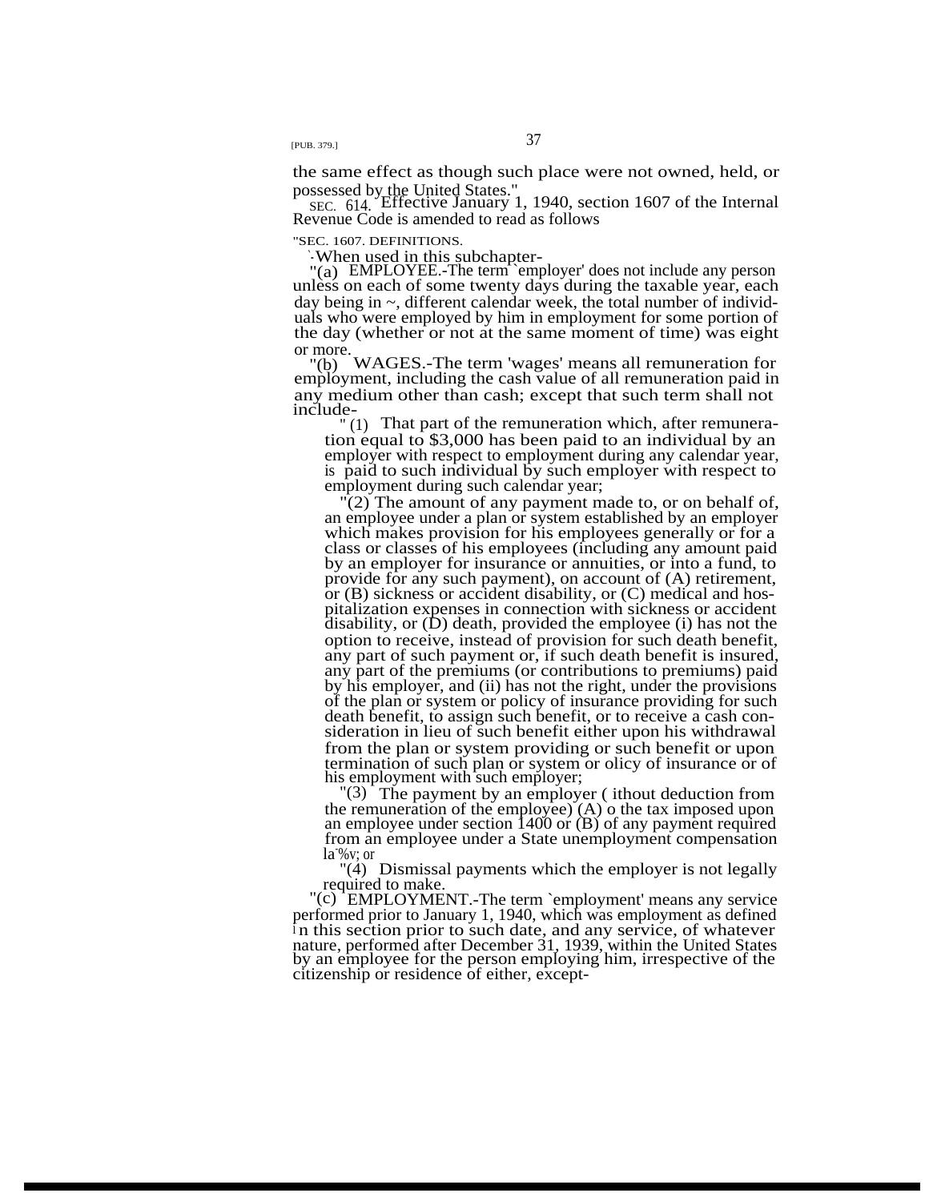the same effect as though such place were not owned, held, or possessed by the United States."

SEC. 614. Effective January 1, 1940, section 1607 of the Internal Revenue Code is amended to read as follows

"SEC. 1607. DEFINITIONS.

"When used in this subchapter-

"(a) EMPLOYEE.-The term `employer' does not include any person unless on each of some twenty days during the taxable year, each day being in a different calendar week, the total number of individuals who were employed by him in employment for some portion of the day (whether or not at the same moment of time) was eight or more.

"(b) WAGES.-The term 'wages' means all remuneration for employment, including the cash value of all remuneration paid in any medium other than cash; except that such term shall not include-

"(1) That part of the remuneration which, after remuneration equal to $3,000 has been paid to an individual by an employer with respect to employment during any calendar year, is paid to such individual by such employer with respect to employment during such calendar year;

"(2) The amount of any payment made to, or on behalf of, an employee under a plan or system established by an employer which makes provision for his employees generally or for a class or classes of his employees (including any amount paid by an employer for insurance or annuities, or into a fund, to provide for any such payment), on account of (A) retirement, or (B) sickness or accident disability, or (C) medical and hospitalization expenses in connection with sickness or accident disability, or (D) death, provided the employee (i) has not the option to receive, instead of provision for such death benefit, any part of such payment or, if such death benefit is insured, any part of the premiums (or contributions to premiums) paid by his employer, and (ii) has not the right, under the provisions of the plan or system or policy of insurance providing for such death benefit, to assign such benefit, or to receive a cash consideration in lieu of such benefit either upon his withdrawal from the plan or system providing or such benefit or upon termination of such plan or system or olicy of insurance or of his employment with such employer;

"(3) The payment by an employer ( ithout deduction from the remuneration of the employee) (A) o the tax imposed upon an employee under section 1400 or (B) of any payment required from an employee under a State unemployment compensation law; or

"(4) Dismissal payments which the employer is not legally required to make.

"(c) EMPLOYMENT.-The term `employment' means any service performed prior to January 1, 1940, which was employment as defined in this section prior to such date, and any service, of whatever nature, performed after December 31, 1939, within the United States by an employee for the person employing him, irrespective of the citizenship or residence of either, except-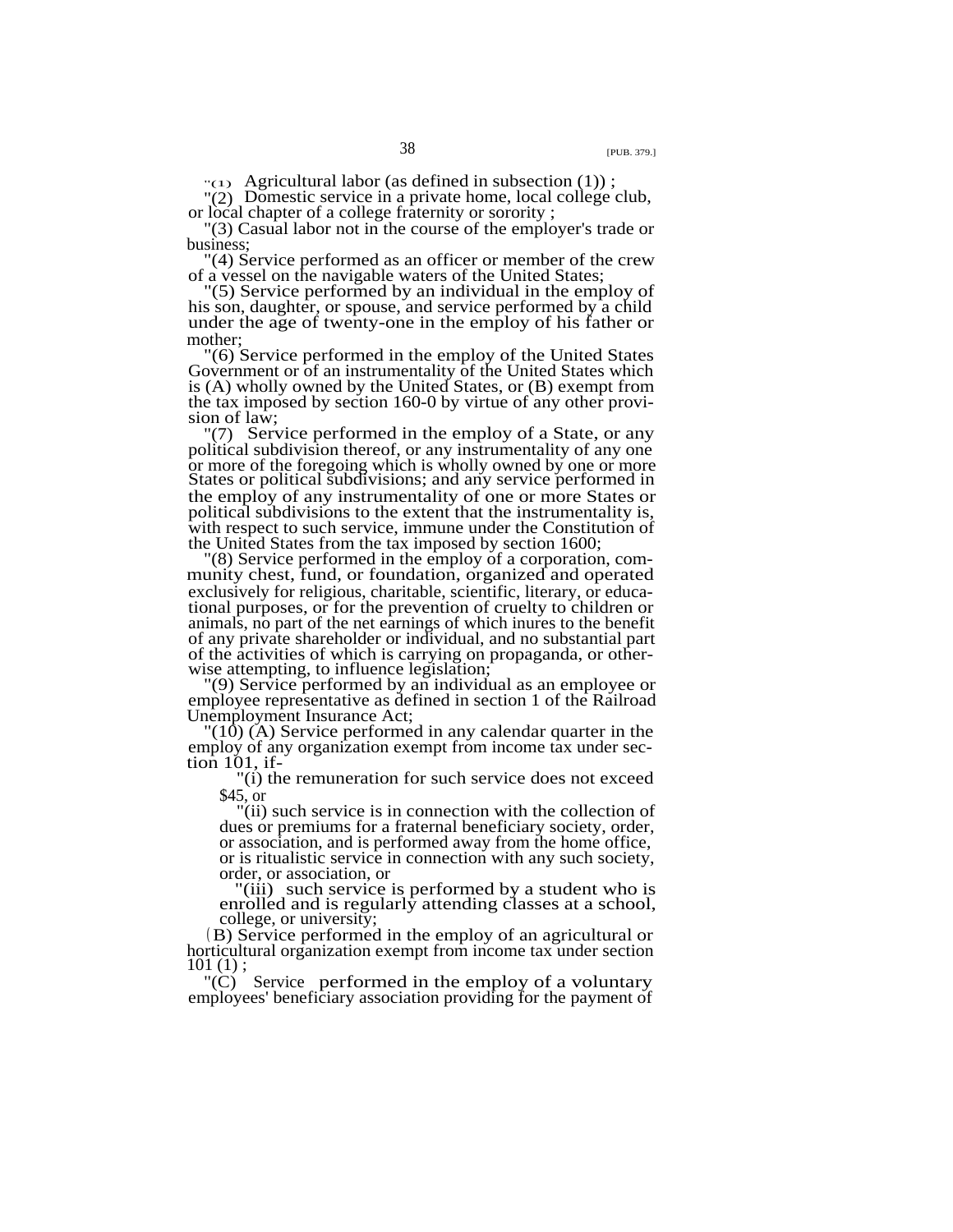"(1) Agricultural labor (as defined in subsection (1));

"(2) Domestic service in a private home, local college club, or local chapter of a college fraternity or sorority;

"(3) Casual labor not in the course of the employer's trade or business;

"(4) Service performed as an officer or member of the crew of a vessel on the navigable waters of the United States;

"(5) Service performed by an individual in the employ of his son, daughter, or spouse, and service performed by a child under the age of twenty-one in the employ of his father or mother;

"(6) Service performed in the employ of the United States Government or of an instrumentality of the United States which is (A) wholly owned by the United States, or (B) exempt from the tax imposed by section 160-0 by virtue of any other provision of law;

"(7) Service performed in the employ of a State, or any political subdivision thereof, or any instrumentality of any one or more of the foregoing which is wholly owned by one or more States or political subdivisions; and any service performed in the employ of any instrumentality of one or more States or political subdivisions to the extent that the instrumentality is, with respect to such service, immune under the Constitution of the United States from the tax imposed by section 1600;

"(8) Service performed in the employ of a corporation, community chest, fund, or foundation, organized and operated exclusively for religious, charitable, scientific, literary, or educational purposes, or for the prevention of cruelty to children or animals, no part of the net earnings of which inures to the benefit of any private shareholder or individual, and no substantial part of the activities of which is carrying on propaganda, or otherwise attempting, to influence legislation;

"(9) Service performed by an individual as an employee or employee representative as defined in section 1 of the Railroad Unemployment Insurance Act;

"(10) (A) Service performed in any calendar quarter in the employ of any organization exempt from income tax under section 101, if-

"(i) the remuneration for such service does not exceed $45, or

"(ii) such service is in connection with the collection of dues or premiums for a fraternal beneficiary society, order, or association, and is performed away from the home office, or is ritualistic service in connection with any such society, order, or association, or

"(iii) such service is performed by a student who is enrolled and is regularly attending classes at a school, college, or university;

(B) Service performed in the employ of an agricultural or horticultural organization exempt from income tax under section 101 (1);

"(C) Service performed in the employ of a voluntary employees' beneficiary association providing for the payment of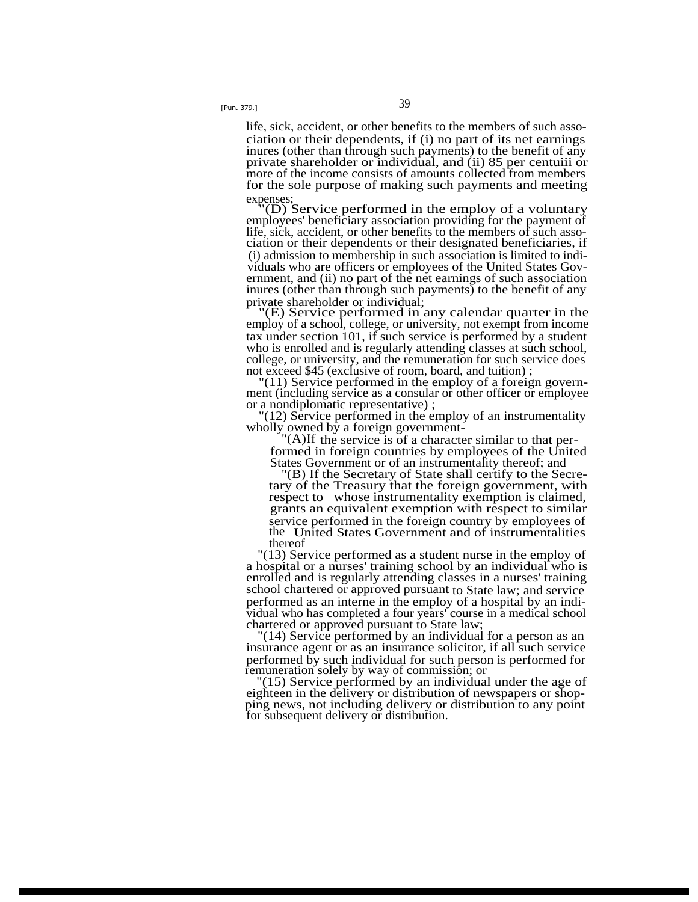life, sick, accident, or other benefits to the members of such association or their dependents, if (i) no part of its net earnings inures (other than through such payments) to the benefit of any private shareholder or individual, and (ii) 85 per centuiii or more of the income consists of amounts collected from members for the sole purpose of making such payments and meeting expenses;

"(D) Service performed in the employ of a voluntary employees' beneficiary association providing for the payment of life, sick, accident, or other benefits to the members of such association or their dependents or their designated beneficiaries, if (i) admission to membership in such association is limited to individuals who are officers or employees of the United States Government, and (ii) no part of the net earnings of such association inures (other than through such payments) to the benefit of any private shareholder or individual;

"(E) Service performed in any calendar quarter in the employ of a school, college, or university, not exempt from income tax under section 101, if such service is performed by a student who is enrolled and is regularly attending classes at such school, college, or university, and the remuneration for such service does not exceed $45 (exclusive of room, board, and tuition) ;

"(11) Service performed in the employ of a foreign government (including service as a consular or other officer or employee or a nondiplomatic representative) ;

"(12) Service performed in the employ of an instrumentality wholly owned by a foreign government-

"(A) If the service is of a character similar to that performed in foreign countries by employees of the United States Government or of an instrumentality thereof; and

"(B) If the Secretary of State shall certify to the Secretary of the Treasury that the foreign government, with respect to whose instrumentality exemption is claimed, grants an equivalent exemption with respect to similar service performed in the foreign country by employees of the United States Government and of instrumentalities thereof

"(13) Service performed as a student nurse in the employ of a hospital or a nurses' training school by an individual who is enrolled and is regularly attending classes in a nurses' training school chartered or approved pursuant to State law; and service performed as an interne in the employ of a hospital by an individual who has completed a four years' course in a medical school chartered or approved pursuant to State law;

"(14) Service performed by an individual for a person as an insurance agent or as an insurance solicitor, if all such service performed by such individual for such person is performed for remuneration solely by way of commission; or

"(15) Service performed by an individual under the age of eighteen in the delivery or distribution of newspapers or shopping news, not including delivery or distribution to any point for subsequent delivery or distribution.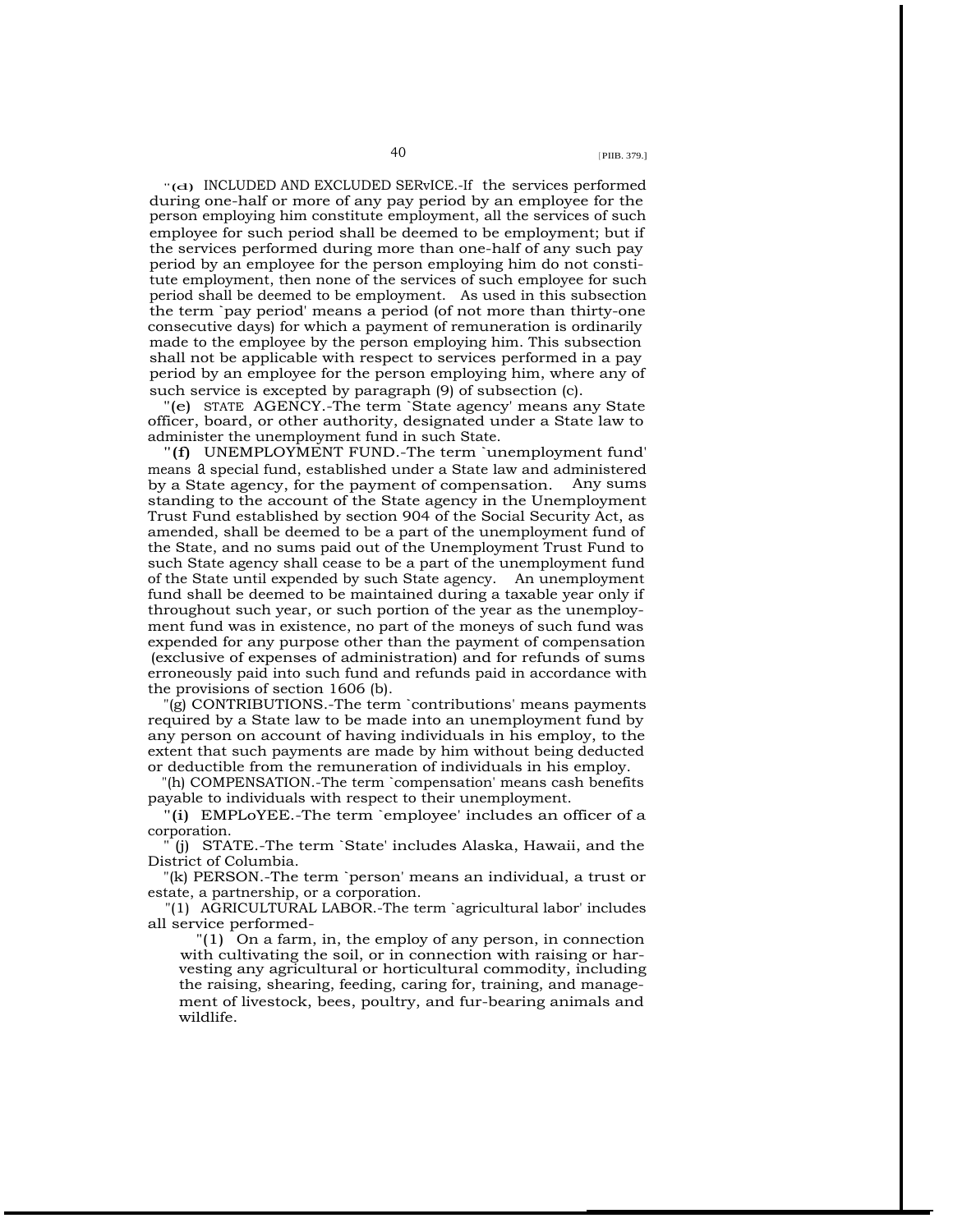"(d) INCLUDED AND EXCLUDED SERVICE.-If the services performed during one-half or more of any pay period by an employee for the person employing him constitute employment, all the services of such employee for such period shall be deemed to be employment; but if the services performed during more than one-half of any such pay period by an employee for the person employing him do not constitute employment, then none of the services of such employee for such period shall be deemed to be employment. As used in this subsection the term `pay period' means a period (of not more than thirty-one consecutive days) for which a payment of remuneration is ordinarily made to the employee by the person employing him. This subsection shall not be applicable with respect to services performed in a pay period by an employee for the person employing him, where any of such service is excepted by paragraph (9) of subsection (c).

"(e) STATE AGENCY.-The term `State agency' means any State officer, board, or other authority, designated under a State law to administer the unemployment fund in such State.

"(f) UNEMPLOYMENT FUND.-The term `unemployment fund' means a special fund, established under a State law and administered by a State agency, for the payment of compensation. Any sums standing to the account of the State agency in the Unemployment Trust Fund established by section 904 of the Social Security Act, as amended, shall be deemed to be a part of the unemployment fund of the State, and no sums paid out of the Unemployment Trust Fund to such State agency shall cease to be a part of the unemployment fund of the State until expended by such State agency. An unemployment fund shall be deemed to be maintained during a taxable year only if throughout such year, or such portion of the year as the unemployment fund was in existence, no part of the moneys of such fund was expended for any purpose other than the payment of compensation (exclusive of expenses of administration) and for refunds of sums erroneously paid into such fund and refunds paid in accordance with the provisions of section 1606 (b).

"(g) CONTRIBUTIONS.-The term `contributions' means payments required by a State law to be made into an unemployment fund by any person on account of having individuals in his employ, to the extent that such payments are made by him without being deducted or deductible from the remuneration of individuals in his employ.

"(h) COMPENSATION.-The term `compensation' means cash benefits payable to individuals with respect to their unemployment.

"(i) EMPLOYEE.-The term `employee' includes an officer of a corporation.

"(j) STATE.-The term `State' includes Alaska, Hawaii, and the District of Columbia.

"(k) PERSON.-The term `person' means an individual, a trust or estate, a partnership, or a corporation.

"(l) AGRICULTURAL LABOR.-The term `agricultural labor' includes all service performed-

"(1) On a farm, in, the employ of any person, in connection with cultivating the soil, or in connection with raising or harvesting any agricultural or horticultural commodity, including the raising, shearing, feeding, caring for, training, and management of livestock, bees, poultry, and fur-bearing animals and wildlife.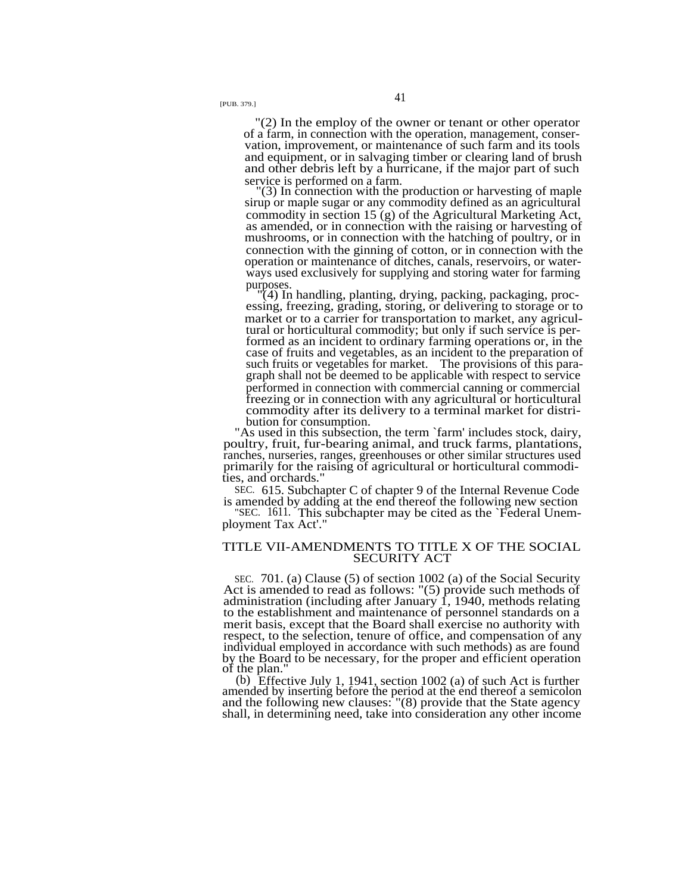"(2) In the employ of the owner or tenant or other operator of a farm, in connection with the operation, management, conservation, improvement, or maintenance of such farm and its tools and equipment, or in salvaging timber or clearing land of brush and other debris left by a hurricane, if the major part of such service is performed on a farm.

"(3) In connection with the production or harvesting of maple sirup or maple sugar or any commodity defined as an agricultural commodity in section 15 (g) of the Agricultural Marketing Act, as amended, or in connection with the raising or harvesting of mushrooms, or in connection with the hatching of poultry, or in connection with the ginning of cotton, or in connection with the operation or maintenance of ditches, canals, reservoirs, or waterways used exclusively for supplying and storing water for farming purposes.

"(4) In handling, planting, drying, packing, packaging, processing, freezing, grading, storing, or delivering to storage or to market or to a carrier for transportation to market, any agricultural or horticultural commodity; but only if such service is performed as an incident to ordinary farming operations or, in the case of fruits and vegetables, as an incident to the preparation of such fruits or vegetables for market. The provisions of this paragraph shall not be deemed to be applicable with respect to service performed in connection with commercial canning or commercial freezing or in connection with any agricultural or horticultural commodity after its delivery to a terminal market for distribution for consumption.

"As used in this subsection, the term `farm' includes stock, dairy, poultry, fruit, fur-bearing animal, and truck farms, plantations, ranches, nurseries, ranges, greenhouses or other similar structures used primarily for the raising of agricultural or horticultural commodities, and orchards."

SEC. 615. Subchapter C of chapter 9 of the Internal Revenue Code is amended by adding at the end thereof the following new section

"SEC. 1611. This subchapter may be cited as the `Federal Unemployment Tax Act'."

## TITLE VII-AMENDMENTS TO TITLE X OF THE SOCIAL SECURITY ACT

SEC. 701. (a) Clause (5) of section 1002 (a) of the Social Security Act is amended to read as follows: "(5) provide such methods of administration (including after January 1, 1940, methods relating to the establishment and maintenance of personnel standards on a merit basis, except that the Board shall exercise no authority with respect, to the selection, tenure of office, and compensation of any individual employed in accordance with such methods) as are found by the Board to be necessary, for the proper and efficient operation of the plan."

(b) Effective July 1, 1941, section 1002 (a) of such Act is further amended by inserting before the period at the end thereof a semicolon and the following new clauses: "(8) provide that the State agency shall, in determining need, take into consideration any other income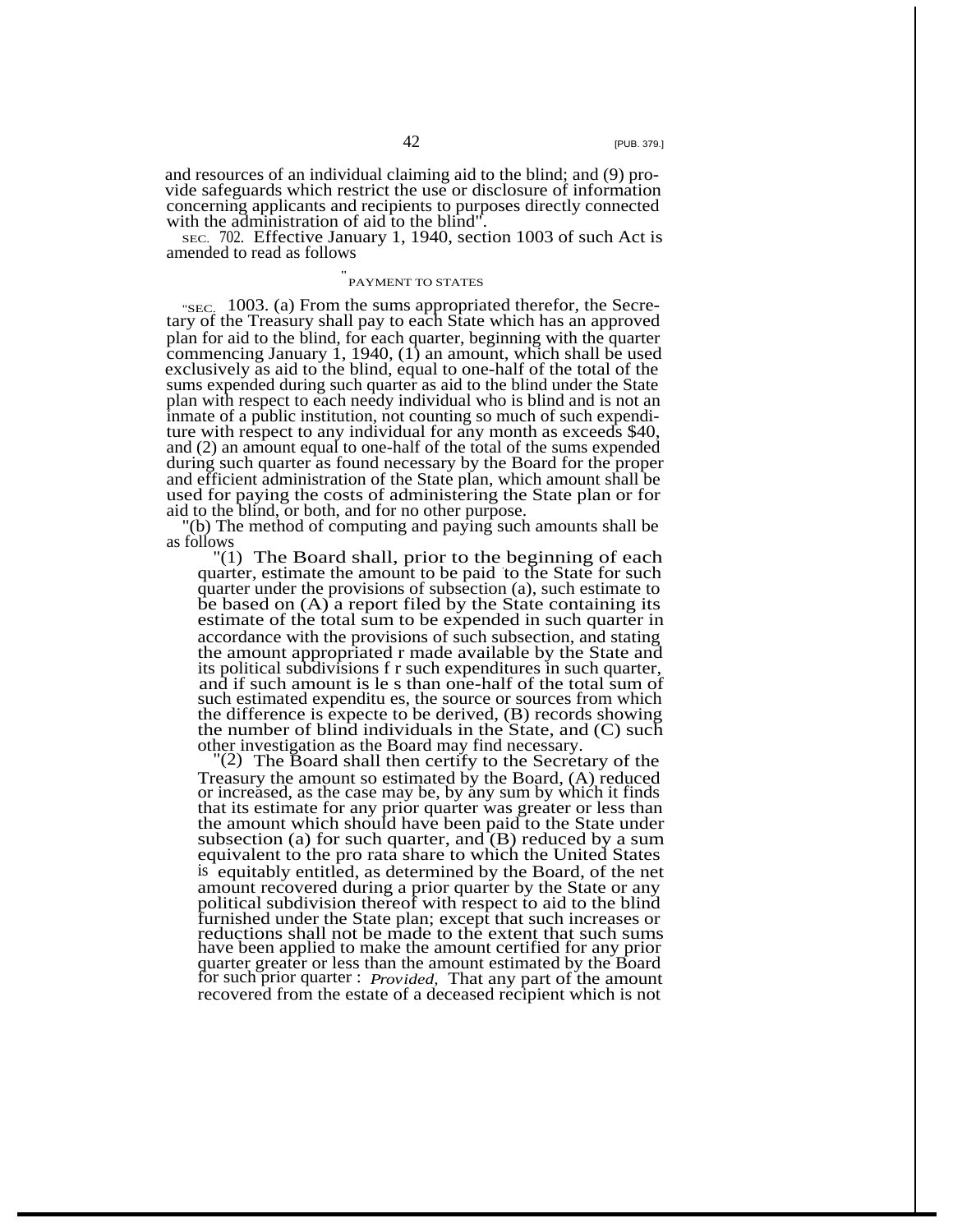and resources of an individual claiming aid to the blind; and (9) provide safeguards which restrict the use or disclosure of information concerning applicants and recipients to purposes directly connected with the administration of aid to the blind".

SEC. 702. Effective January 1, 1940, section 1003 of such Act is amended to read as follows

"PAYMENT TO STATES

"SEC. 1003. (a) From the sums appropriated therefor, the Secretary of the Treasury shall pay to each State which has an approved plan for aid to the blind, for each quarter, beginning with the quarter commencing January 1, 1940, (1) an amount, which shall be used exclusively as aid to the blind, equal to one-half of the total of the sums expended during such quarter as aid to the blind under the State plan with respect to each needy individual who is blind and is not an inmate of a public institution, not counting so much of such expenditure with respect to any individual for any month as exceeds $40, and (2) an amount equal to one-half of the total of the sums expended during such quarter as found necessary by the Board for the proper and efficient administration of the State plan, which amount shall be used for paying the costs of administering the State plan or for aid to the blind, or both, and for no other purpose.

"(b) The method of computing and paying such amounts shall be as follows

"(1) The Board shall, prior to the beginning of each quarter, estimate the amount to be paid to the State for such quarter under the provisions of subsection (a), such estimate to be based on (A) a report filed by the State containing its estimate of the total sum to be expended in such quarter in accordance with the provisions of such subsection, and stating the amount appropriated r made available by the State and its political subdivisions f r such expenditures in such quarter, and if such amount is le s than one-half of the total sum of such estimated expenditu es, the source or sources from which the difference is expecte to be derived, (B) records showing the number of blind individuals in the State, and (C) such other investigation as the Board may find necessary.

"(2) The Board shall then certify to the Secretary of the Treasury the amount so estimated by the Board, (A) reduced or increased, as the case may be, by any sum by which it finds that its estimate for any prior quarter was greater or less than the amount which should have been paid to the State under subsection (a) for such quarter, and (B) reduced by a sum equivalent to the pro rata share to which the United States is equitably entitled, as determined by the Board, of the net amount recovered during a prior quarter by the State or any political subdivision thereof with respect to aid to the blind furnished under the State plan; except that such increases or reductions shall not be made to the extent that such sums have been applied to make the amount certified for any prior quarter greater or less than the amount estimated by the Board for such prior quarter : *Provided,* That any part of the amount recovered from the estate of a deceased recipient which is not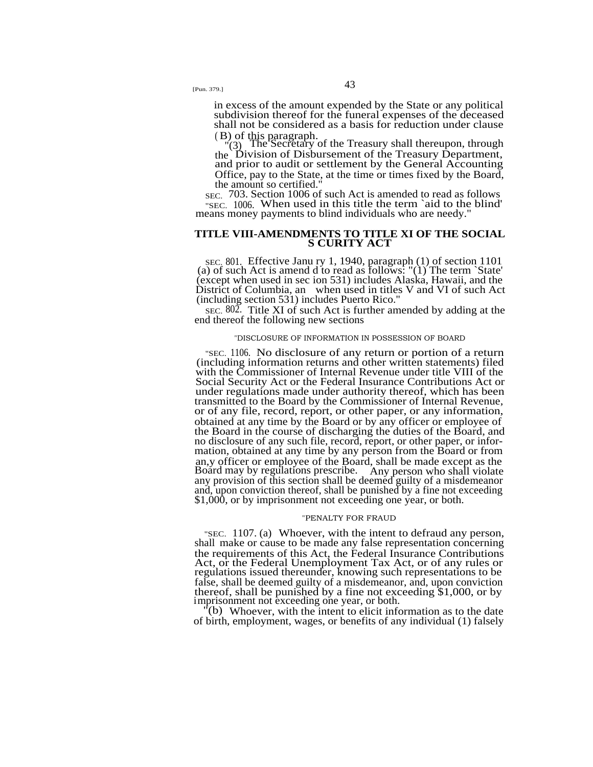in excess of the amount expended by the State or any political subdivision thereof for the funeral expenses of the deceased shall not be considered as a basis for reduction under clause (B) of this paragraph.

"(3) The Secretary of the Treasury shall thereupon, through the Division of Disbursement of the Treasury Department, and prior to audit or settlement by the General Accounting Office, pay to the State, at the time or times fixed by the Board, the amount so certified."

SEC. 703. Section 1006 of such Act is amended to read as follows "SEC. 1006. When used in this title the term `aid to the blind' means money payments to blind individuals who are needy."

## TITLE VIII-AMENDMENTS TO TITLE XI OF THE SOCIAL S CURITY ACT

SEC. 801. Effective Janu ry 1, 1940, paragraph (1) of section 1101 (a) of such Act is amend d to read as follows: "(1) The term `State' (except when used in sec ion 531) includes Alaska, Hawaii, and the District of Columbia, an when used in titles V and VI of such Act (including section 531) includes Puerto Rico."

SEC. 802. Title XI of such Act is further amended by adding at the end thereof the following new sections

"DISCLOSURE OF INFORMATION IN POSSESSION OF BOARD

"SEC. 1106. No disclosure of any return or portion of a return (including information returns and other written statements) filed with the Commissioner of Internal Revenue under title VIII of the Social Security Act or the Federal Insurance Contributions Act or under regulations made under authority thereof, which has been transmitted to the Board by the Commissioner of Internal Revenue, or of any file, record, report, or other paper, or any information, obtained at any time by the Board or by any officer or employee of the Board in the course of discharging the duties of the Board, and no disclosure of any such file, record, report, or other paper, or information, obtained at any time by any person from the Board or from an,y officer or employee of the Board, shall be made except as the Board may by regulations prescribe. Any person who shall violate any provision of this section shall be deemed guilty of a misdemeanor and, upon conviction thereof, shall be punished by a fine not exceeding $1,000, or by imprisonment not exceeding one year, or both.

"PENALTY FOR FRAUD

"SEC. 1107. (a) Whoever, with the intent to defraud any person, shall make or cause to be made any false representation concerning the requirements of this Act, the Federal Insurance Contributions Act, or the Federal Unemployment Tax Act, or of any rules or regulations issued thereunder, knowing such representations to be false, shall be deemed guilty of a misdemeanor, and, upon conviction thereof, shall be punished by a fine not exceeding $1,000, or by imprisonment not exceeding one year, or both.

"(b) Whoever, with the intent to elicit information as to the date of birth, employment, wages, or benefits of any individual (1) falsely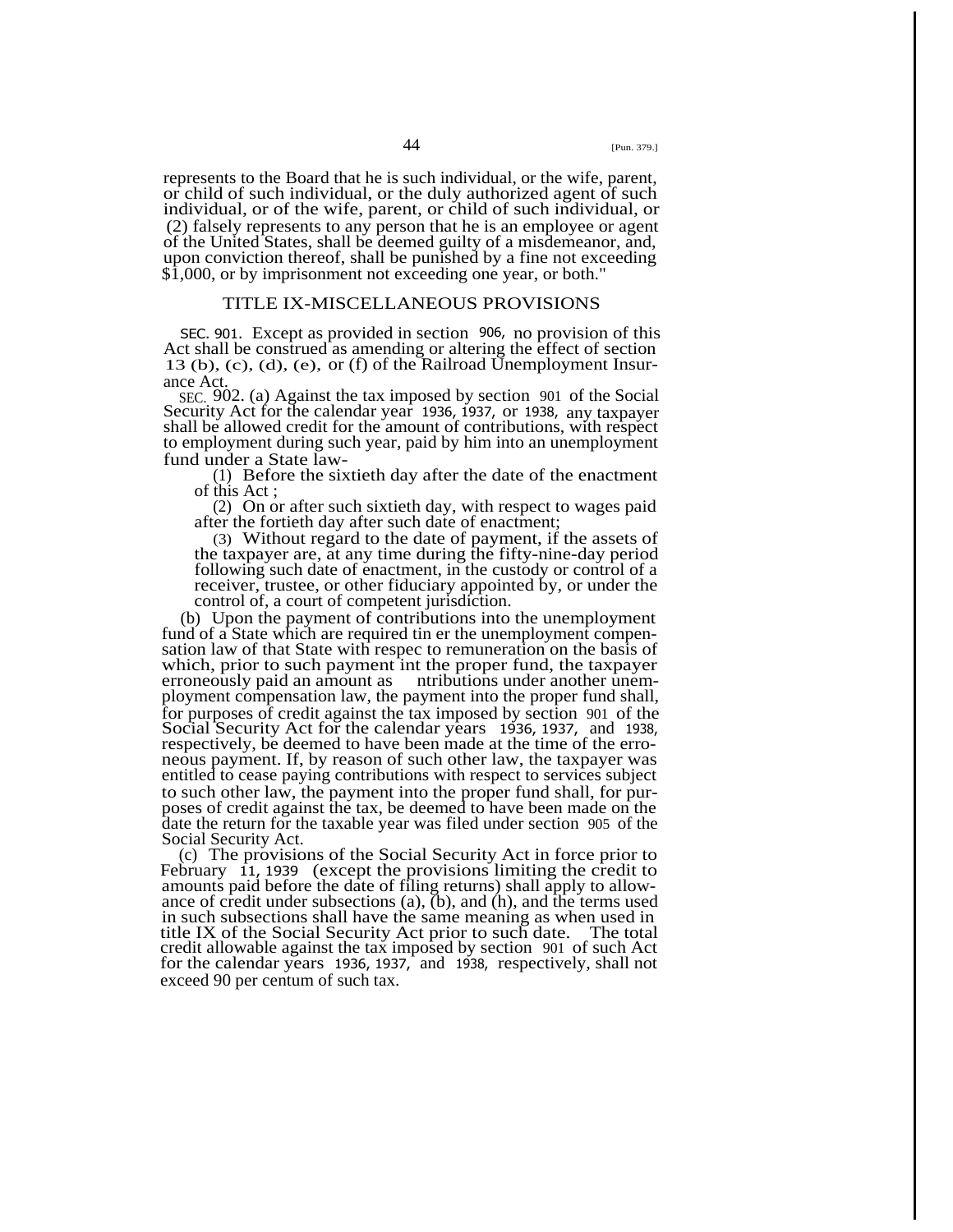represents to the Board that he is such individual, or the wife, parent, or child of such individual, or the duly authorized agent of such individual, or of the wife, parent, or child of such individual, or (2) falsely represents to any person that he is an employee or agent of the United States, shall be deemed guilty of a misdemeanor, and, upon conviction thereof, shall be punished by a fine not exceeding $1,000, or by imprisonment not exceeding one year, or both."

## TITLE IX-MISCELLANEOUS PROVISIONS

SEC. 901. Except as provided in section 906, no provision of this Act shall be construed as amending or altering the effect of section 13 (b), (c), (d), (e), or (f) of the Railroad Unemployment Insurance Act.

SEC. 902. (a) Against the tax imposed by section 901 of the Social Security Act for the calendar year 1936, 1937, or 1938, any taxpayer shall be allowed credit for the amount of contributions, with respect to employment during such year, paid by him into an unemployment fund under a State law-

(1) Before the sixtieth day after the date of the enactment of this Act ;

(2) On or after such sixtieth day, with respect to wages paid after the fortieth day after such date of enactment;

(3) Without regard to the date of payment, if the assets of the taxpayer are, at any time during the fifty-nine-day period following such date of enactment, in the custody or control of a receiver, trustee, or other fiduciary appointed by, or under the control of, a court of competent jurisdiction.

(b) Upon the payment of contributions into the unemployment fund of a State which are required tin er the unemployment compensation law of that State with respec to remuneration on the basis of which, prior to such payment int the proper fund, the taxpayer erroneously paid an amount as ntributions under another unemployment compensation law, the payment into the proper fund shall, for purposes of credit against the tax imposed by section 901 of the Social Security Act for the calendar years 1936, 1937, and 1938, respectively, be deemed to have been made at the time of the erroneous payment. If, by reason of such other law, the taxpayer was entitled to cease paying contributions with respect to services subject to such other law, the payment into the proper fund shall, for purposes of credit against the tax, be deemed to have been made on the date the return for the taxable year was filed under section 905 of the Social Security Act.

(c) The provisions of the Social Security Act in force prior to February 11, 1939 (except the provisions limiting the credit to amounts paid before the date of filing returns) shall apply to allowance of credit under subsections (a), (b), and (h), and the terms used in such subsections shall have the same meaning as when used in title IX of the Social Security Act prior to such date. The total credit allowable against the tax imposed by section 901 of such Act for the calendar years 1936, 1937, and 1938, respectively, shall not exceed 90 per centum of such tax.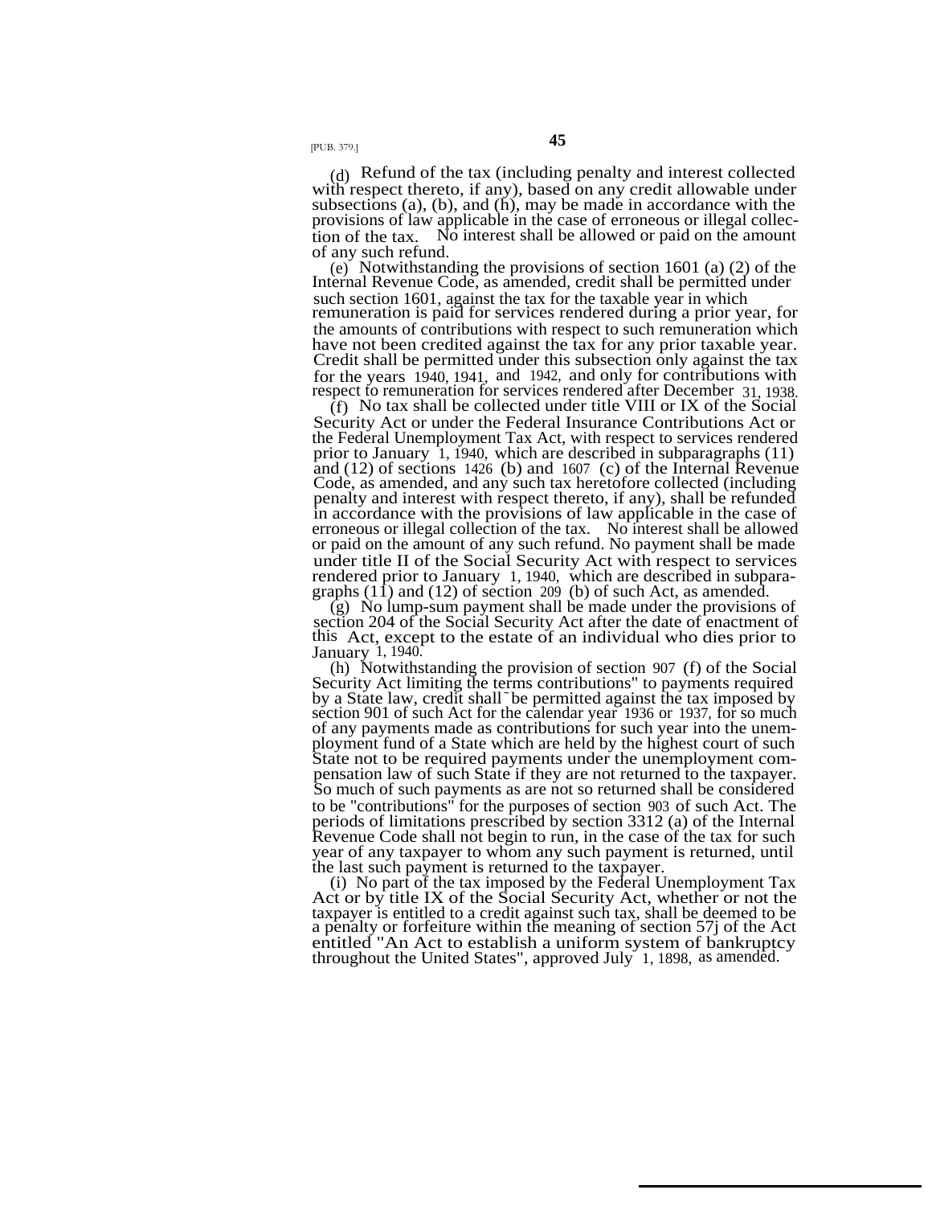(d) Refund of the tax (including penalty and interest collected with respect thereto, if any), based on any credit allowable under subsections (a), (b), and (h), may be made in accordance with the provisions of law applicable in the case of erroneous or illegal collection of the tax. No interest shall be allowed or paid on the amount of any such refund.

(e) Notwithstanding the provisions of section 1601 (a) (2) of the Internal Revenue Code, as amended, credit shall be permitted under such section 1601, against the tax for the taxable year in which remuneration is paid for services rendered during a prior year, for the amounts of contributions with respect to such remuneration which have not been credited against the tax for any prior taxable year. Credit shall be permitted under this subsection only against the tax for the years 1940, 1941, and 1942, and only for contributions with respect to remuneration for services rendered after December 31, 1938.

(f) No tax shall be collected under title VIII or IX of the Social Security Act or under the Federal Insurance Contributions Act or the Federal Unemployment Tax Act, with respect to services rendered prior to January 1, 1940, which are described in subparagraphs (11) and (12) of sections 1426 (b) and 1607 (c) of the Internal Revenue Code, as amended, and any such tax heretofore collected (including penalty and interest with respect thereto, if any), shall be refunded in accordance with the provisions of law applicable in the case of erroneous or illegal collection of the tax. No interest shall be allowed or paid on the amount of any such refund. No payment shall be made under title II of the Social Security Act with respect to services rendered prior to January 1, 1940, which are described in subparagraphs (11) and (12) of section 209 (b) of such Act, as amended.

(g) No lump-sum payment shall be made under the provisions of section 204 of the Social Security Act after the date of enactment of this Act, except to the estate of an individual who dies prior to January 1, 1940.

(h) Notwithstanding the provision of section 907 (f) of the Social Security Act limiting the terms contributions" to payments required by a State law, credit shall be permitted against the tax imposed by section 901 of such Act for the calendar year 1936 or 1937, for so much of any payments made as contributions for such year into the unemployment fund of a State which are held by the highest court of such State not to be required payments under the unemployment compensation law of such State if they are not returned to the taxpayer. So much of such payments as are not so returned shall be considered to be "contributions" for the purposes of section 903 of such Act. The periods of limitations prescribed by section 3312 (a) of the Internal Revenue Code shall not begin to run, in the case of the tax for such year of any taxpayer to whom any such payment is returned, until the last such payment is returned to the taxpayer.

(i) No part of the tax imposed by the Federal Unemployment Tax Act or by title IX of the Social Security Act, whether or not the taxpayer is entitled to a credit against such tax, shall be deemed to be a penalty or forfeiture within the meaning of section 57j of the Act entitled "An Act to establish a uniform system of bankruptcy throughout the United States", approved July 1, 1898, as amended.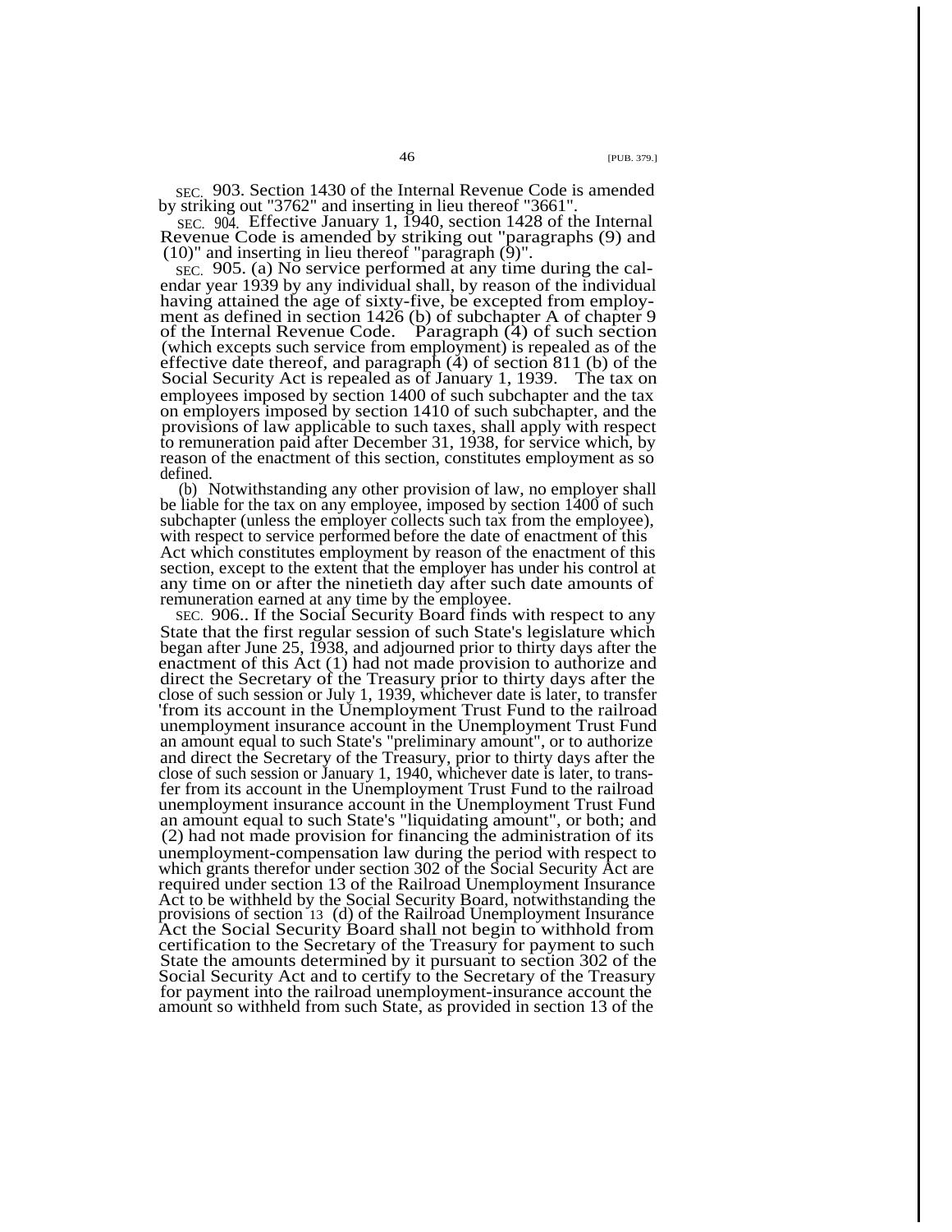SEC. 903. Section 1430 of the Internal Revenue Code is amended by striking out "3762" and inserting in lieu thereof "3661".

SEC. 904. Effective January 1, 1940, section 1428 of the Internal Revenue Code is amended by striking out "paragraphs (9) and (10)" and inserting in lieu thereof "paragraph (9)".

SEC. 905. (a) No service performed at any time during the calendar year 1939 by any individual shall, by reason of the individual having attained the age of sixty-five, be excepted from employment as defined in section 1426 (b) of subchapter A of chapter 9 of the Internal Revenue Code. Paragraph (4) of such section (which excepts such service from employment) is repealed as of the effective date thereof, and paragraph (4) of section 811 (b) of the Social Security Act is repealed as of January 1, 1939. The tax on employees imposed by section 1400 of such subchapter and the tax on employers imposed by section 1410 of such subchapter, and the provisions of law applicable to such taxes, shall apply with respect to remuneration paid after December 31, 1938, for service which, by reason of the enactment of this section, constitutes employment as so defined.

(b) Notwithstanding any other provision of law, no employer shall be liable for the tax on any employee, imposed by section 1400 of such subchapter (unless the employer collects such tax from the employee), with respect to service performed before the date of enactment of this Act which constitutes employment by reason of the enactment of this section, except to the extent that the employer has under his control at any time on or after the ninetieth day after such date amounts of remuneration earned at any time by the employee.

SEC. 906.. If the Social Security Board finds with respect to any State that the first regular session of such State's legislature which began after June 25, 1938, and adjourned prior to thirty days after the enactment of this Act (1) had not made provision to authorize and direct the Secretary of the Treasury prior to thirty days after the close of such session or July 1, 1939, whichever date is later, to transfer 'from its account in the Unemployment Trust Fund to the railroad unemployment insurance account in the Unemployment Trust Fund an amount equal to such State's "preliminary amount", or to authorize and direct the Secretary of the Treasury, prior to thirty days after the close of such session or January 1, 1940, whichever date is later, to transfer from its account in the Unemployment Trust Fund to the railroad unemployment insurance account in the Unemployment Trust Fund an amount equal to such State's "liquidating amount", or both; and (2) had not made provision for financing the administration of its unemployment-compensation law during the period with respect to which grants therefor under section 302 of the Social Security Act are required under section 13 of the Railroad Unemployment Insurance Act to be withheld by the Social Security Board, notwithstanding the provisions of section 13 (d) of the Railroad Unemployment Insurance Act the Social Security Board shall not begin to withhold from certification to the Secretary of the Treasury for payment to such State the amounts determined by it pursuant to section 302 of the Social Security Act and to certify to the Secretary of the Treasury for payment into the railroad unemployment-insurance account the amount so withheld from such State, as provided in section 13 of the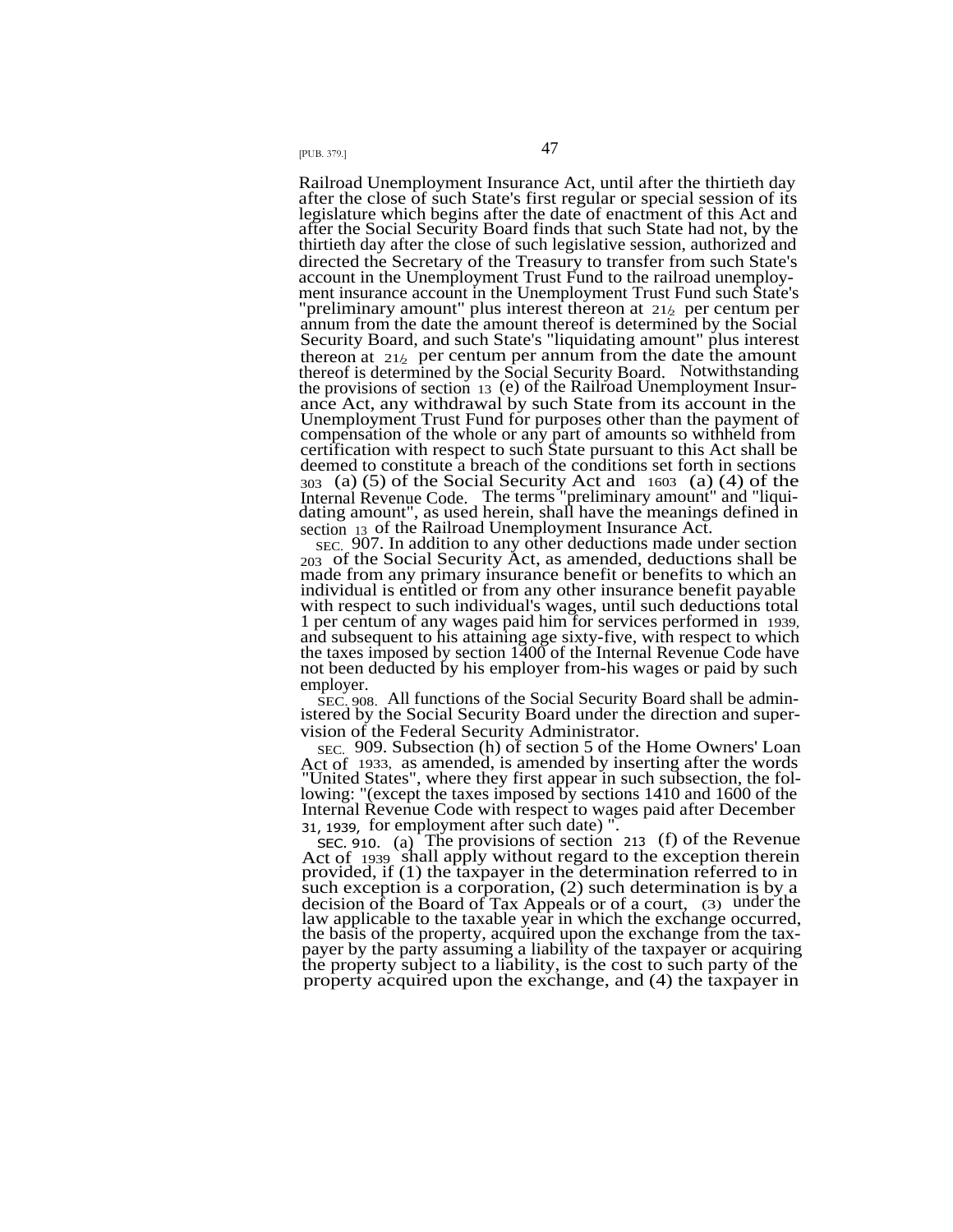Railroad Unemployment Insurance Act, until after the thirtieth day after the close of such State's first regular or special session of its legislature which begins after the date of enactment of this Act and after the Social Security Board finds that such State had not, by the thirtieth day after the close of such legislative session, authorized and directed the Secretary of the Treasury to transfer from such State's account in the Unemployment Trust Fund to the railroad unemployment insurance account in the Unemployment Trust Fund such State's "preliminary amount" plus interest thereon at 2½ per centum per annum from the date the amount thereof is determined by the Social Security Board, and such State's "liquidating amount" plus interest thereon at 2½ per centum per annum from the date the amount thereof is determined by the Social Security Board. Notwithstanding the provisions of section 13 (e) of the Railroad Unemployment Insurance Act, any withdrawal by such State from its account in the Unemployment Trust Fund for purposes other than the payment of compensation of the whole or any part of amounts so withheld from certification with respect to such State pursuant to this Act shall be deemed to constitute a breach of the conditions set forth in sections 303 (a) (5) of the Social Security Act and 1603 (a) (4) of the Internal Revenue Code. The terms "preliminary amount" and "liquidating amount", as used herein, shall have the meanings defined in section 13 of the Railroad Unemployment Insurance Act.

SEC. 907. In addition to any other deductions made under section 203 of the Social Security Act, as amended, deductions shall be made from any primary insurance benefit or benefits to which an individual is entitled or from any other insurance benefit payable with respect to such individual's wages, until such deductions total 1 per centum of any wages paid him for services performed in 1939, and subsequent to his attaining age sixty-five, with respect to which the taxes imposed by section 1400 of the Internal Revenue Code have not been deducted by his employer from his wages or paid by such employer.

SEC. 908. All functions of the Social Security Board shall be administered by the Social Security Board under the direction and supervision of the Federal Security Administrator.

SEC. 909. Subsection (h) of section 5 of the Home Owners' Loan Act of 1933, as amended, is amended by inserting after the words "United States", where they first appear in such subsection, the following: "(except the taxes imposed by sections 1410 and 1600 of the Internal Revenue Code with respect to wages paid after December 31, 1939, for employment after such date)".

SEC. 910. (a) The provisions of section 213 (f) of the Revenue Act of 1939 shall apply without regard to the exception therein provided, if (1) the taxpayer in the determination referred to in such exception is a corporation, (2) such determination is by a decision of the Board of Tax Appeals or of a court, (3) under the law applicable to the taxable year in which the exchange occurred, the basis of the property, acquired upon the exchange from the taxpayer by the party assuming a liability of the taxpayer or acquiring the property subject to a liability, is the cost to such party of the property acquired upon the exchange, and (4) the taxpayer in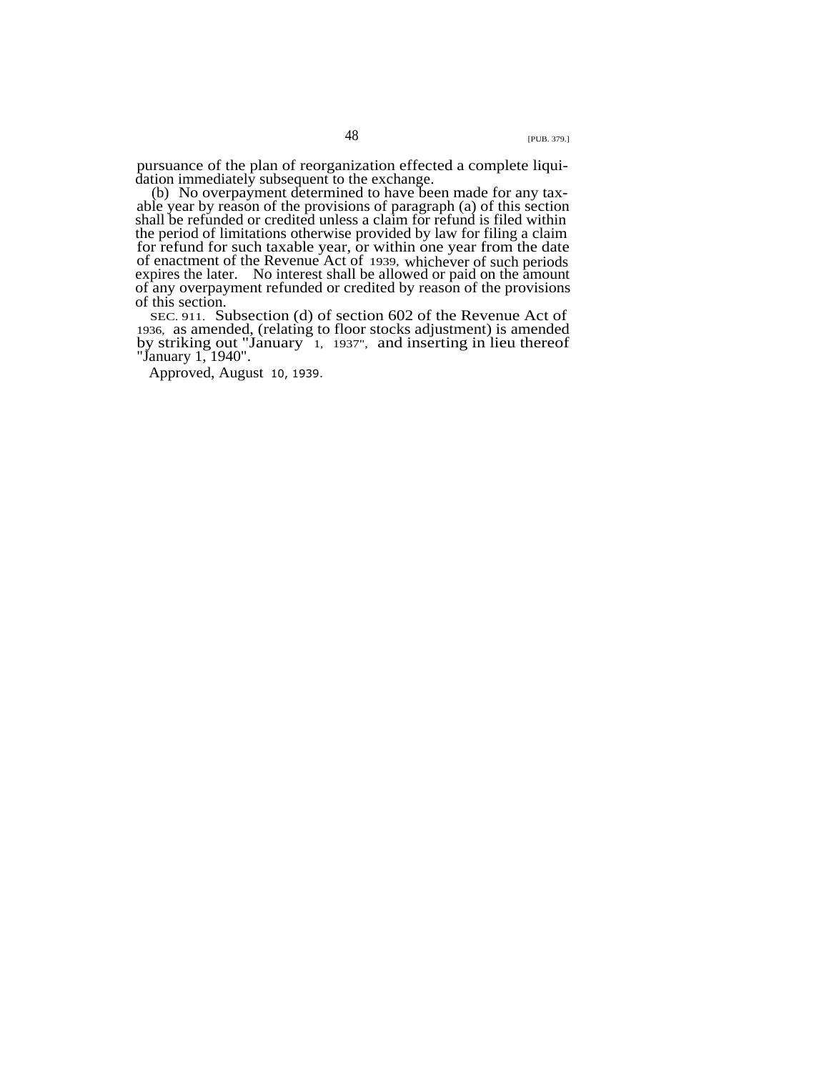pursuance of the plan of reorganization effected a complete liquidation immediately subsequent to the exchange.

(b) No overpayment determined to have been made for any taxable year by reason of the provisions of paragraph (a) of this section shall be refunded or credited unless a claim for refund is filed within the period of limitations otherwise provided by law for filing a claim for refund for such taxable year, or within one year from the date of enactment of the Revenue Act of 1939, whichever of such periods expires the later. No interest shall be allowed or paid on the amount of any overpayment refunded or credited by reason of the provisions of this section.

SEC. 911. Subsection (d) of section 602 of the Revenue Act of 1936, as amended, (relating to floor stocks adjustment) is amended by striking out "January 1, 1937", and inserting in lieu thereof "January 1, 1940".

Approved, August 10, 1939.